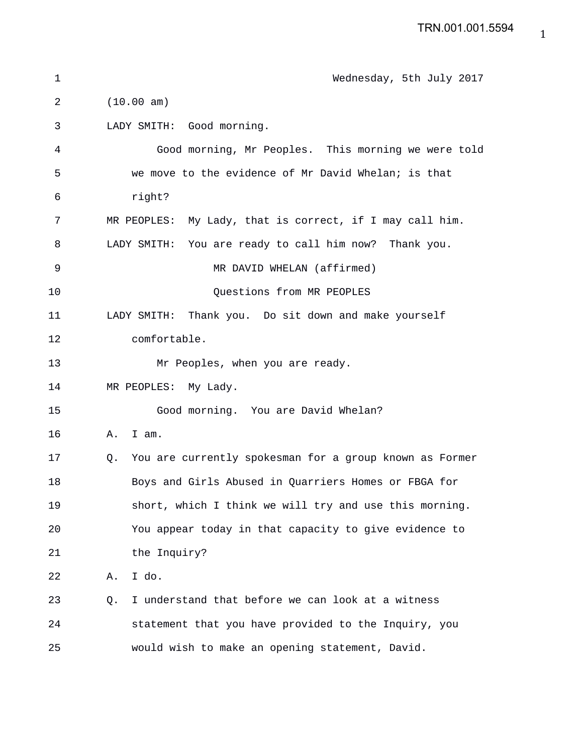Wednesday, 5th July 2017

(10.00 am)

LADY SMITH: Good morning.

Good morning, Mr Peoples. This morning we were told we move to the evidence of Mr David Whelan; is that right?

MR PEOPLES: My Lady, that is correct, if I may call him.

LADY SMITH: You are ready to call him now? Thank you.

MR DAVID WHELAN (affirmed)

Questions from MR PEOPLES

LADY SMITH: Thank you. Do sit down and make yourself comfortable.

Mr Peoples, when you are ready.

MR PEOPLES: My Lady.

Good morning. You are David Whelan?

A. I am.

Q. You are currently spokesman for a group known as Former Boys and Girls Abused in Quarriers Homes or FBGA for short, which I think we will try and use this morning. You appear today in that capacity to give evidence to the Inquiry?

A. I do.

Q. I understand that before we can look at a witness statement that you have provided to the Inquiry, you would wish to make an opening statement, David.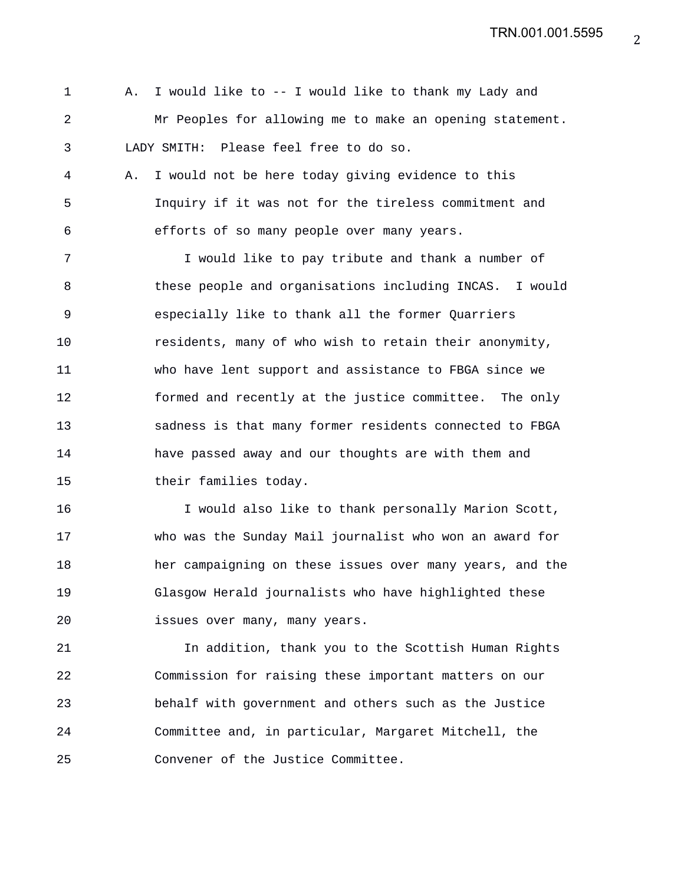A. I would like to -- I would like to thank my Lady and Mr Peoples for allowing me to make an opening statement.

LADY SMITH: Please feel free to do so.

A. I would not be here today giving evidence to this Inquiry if it was not for the tireless commitment and efforts of so many people over many years.

I would like to pay tribute and thank a number of these people and organisations including INCAS. I would especially like to thank all the former Quarriers residents, many of who wish to retain their anonymity, who have lent support and assistance to FBGA since we formed and recently at the justice committee. The only sadness is that many former residents connected to FBGA have passed away and our thoughts are with them and their families today.

I would also like to thank personally Marion Scott, who was the Sunday Mail journalist who won an award for her campaigning on these issues over many years, and the Glasgow Herald journalists who have highlighted these issues over many, many years.

In addition, thank you to the Scottish Human Rights Commission for raising these important matters on our behalf with government and others such as the Justice Committee and, in particular, Margaret Mitchell, the Convener of the Justice Committee.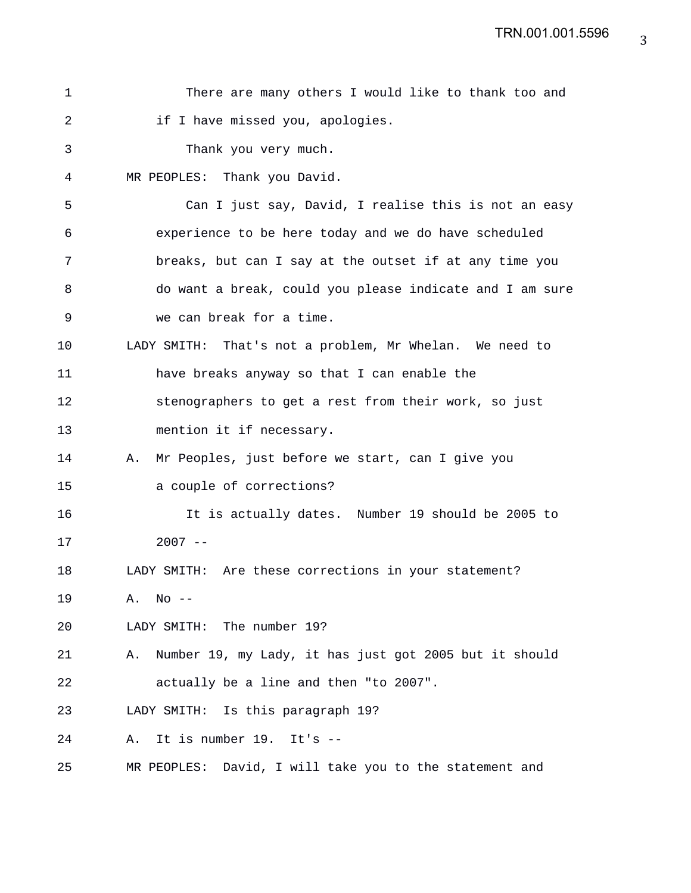There are many others I would like to thank too and if I have missed you, apologies.

Thank you very much.

MR PEOPLES: Thank you David.

Can I just say, David, I realise this is not an easy experience to be here today and we do have scheduled breaks, but can I say at the outset if at any time you do want a break, could you please indicate and I am sure we can break for a time.

LADY SMITH: That's not a problem, Mr Whelan. We need to have breaks anyway so that I can enable the stenographers to get a rest from their work, so just mention it if necessary.

A. Mr Peoples, just before we start, can I give you a couple of corrections?

It is actually dates. Number 19 should be 2005 to 2007 --

LADY SMITH: Are these corrections in your statement?

A. No --

LADY SMITH: The number 19?

A. Number 19, my Lady, it has just got 2005 but it should actually be a line and then "to 2007".

LADY SMITH: Is this paragraph 19?

A. It is number 19. It's --

MR PEOPLES: David, I will take you to the statement and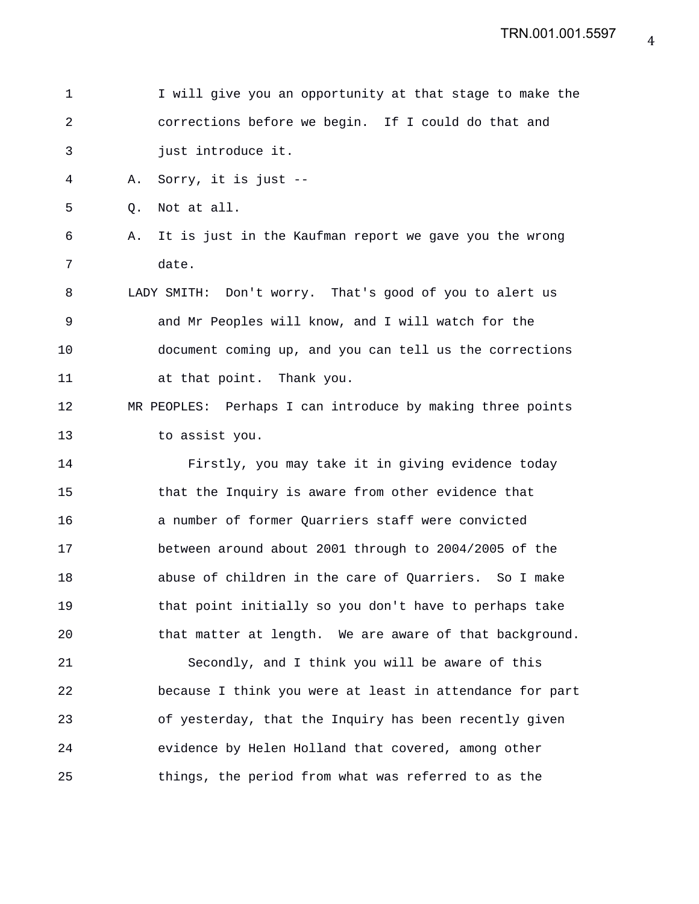I will give you an opportunity at that stage to make the corrections before we begin. If I could do that and just introduce it.

A. Sorry, it is just --

Q. Not at all.

A. It is just in the Kaufman report we gave you the wrong date.

LADY SMITH: Don't worry. That's good of you to alert us and Mr Peoples will know, and I will watch for the document coming up, and you can tell us the corrections at that point. Thank you.

MR PEOPLES: Perhaps I can introduce by making three points to assist you.

Firstly, you may take it in giving evidence today that the Inquiry is aware from other evidence that a number of former Quarriers staff were convicted between around about 2001 through to 2004/2005 of the abuse of children in the care of Quarriers. So I make that point initially so you don't have to perhaps take that matter at length. We are aware of that background.

Secondly, and I think you will be aware of this because I think you were at least in attendance for part of yesterday, that the Inquiry has been recently given evidence by Helen Holland that covered, among other things, the period from what was referred to as the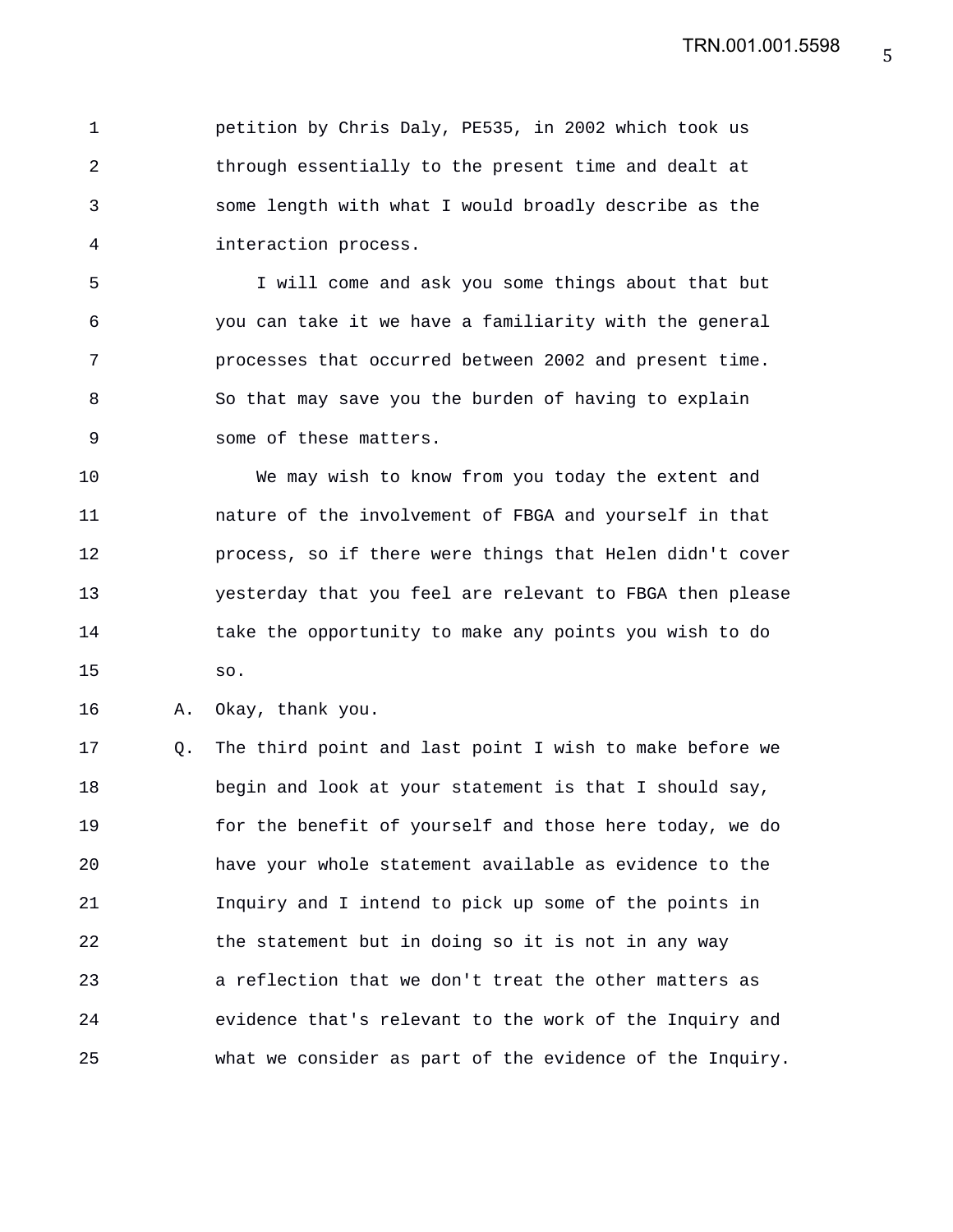petition by Chris Daly, PE535, in 2002 which took us through essentially to the present time and dealt at some length with what I would broadly describe as the interaction process.

I will come and ask you some things about that but you can take it we have a familiarity with the general processes that occurred between 2002 and present time. So that may save you the burden of having to explain some of these matters.

We may wish to know from you today the extent and nature of the involvement of FBGA and yourself in that process, so if there were things that Helen didn't cover yesterday that you feel are relevant to FBGA then please take the opportunity to make any points you wish to do so.

A. Okay, thank you.

Q. The third point and last point I wish to make before we begin and look at your statement is that I should say, for the benefit of yourself and those here today, we do have your whole statement available as evidence to the Inquiry and I intend to pick up some of the points in the statement but in doing so it is not in any way a reflection that we don't treat the other matters as evidence that's relevant to the work of the Inquiry and what we consider as part of the evidence of the Inquiry.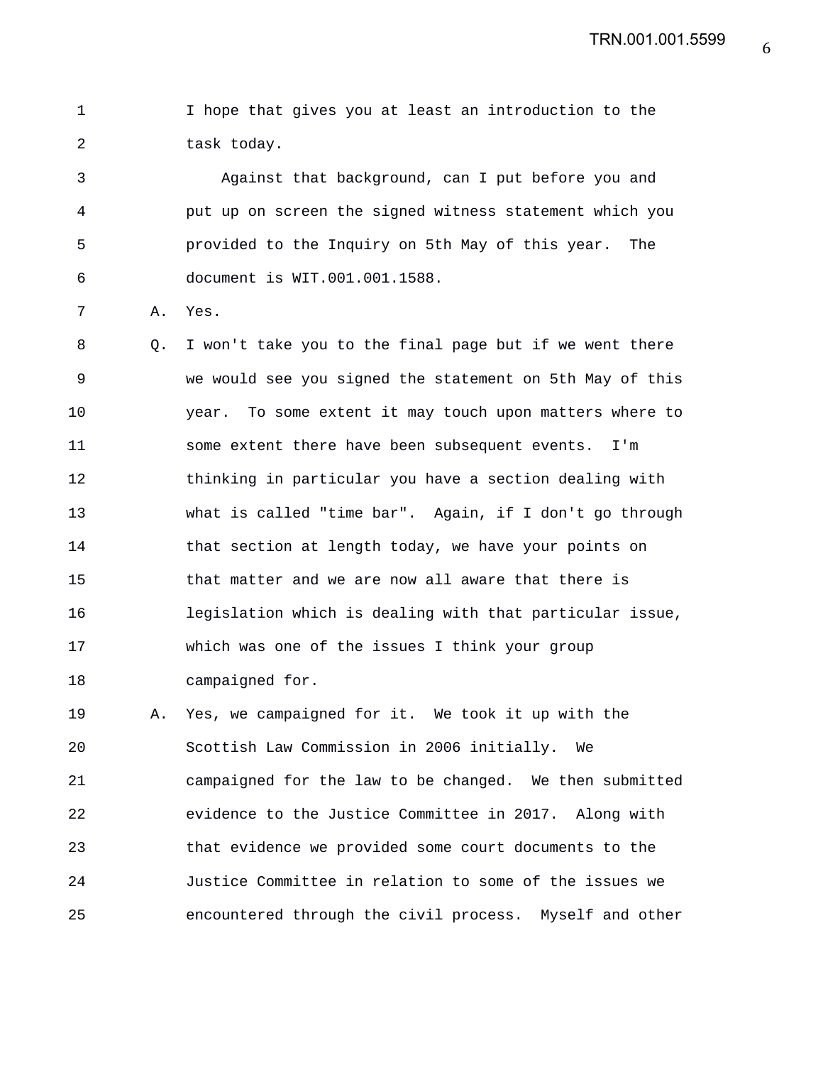1 I hope that gives you at least an introduction to the
2 task today.
3 Against that background, can I put before you and
4 put up on screen the signed witness statement which you
5 provided to the Inquiry on 5th May of this year. The
6 document is WIT.001.001.1588.
7 A. Yes.
8 Q. I won't take you to the final page but if we went there
9 we would see you signed the statement on 5th May of this
10 year. To some extent it may touch upon matters where to
11 some extent there have been subsequent events. I'm
12 thinking in particular you have a section dealing with
13 what is called "time bar". Again, if I don't go through
14 that section at length today, we have your points on
15 that matter and we are now all aware that there is
16 legislation which is dealing with that particular issue,
17 which was one of the issues I think your group
18 campaigned for.
19 A. Yes, we campaigned for it. We took it up with the
20 Scottish Law Commission in 2006 initially. We
21 campaigned for the law to be changed. We then submitted
22 evidence to the Justice Committee in 2017. Along with
23 that evidence we provided some court documents to the
24 Justice Committee in relation to some of the issues we
25 encountered through the civil process. Myself and other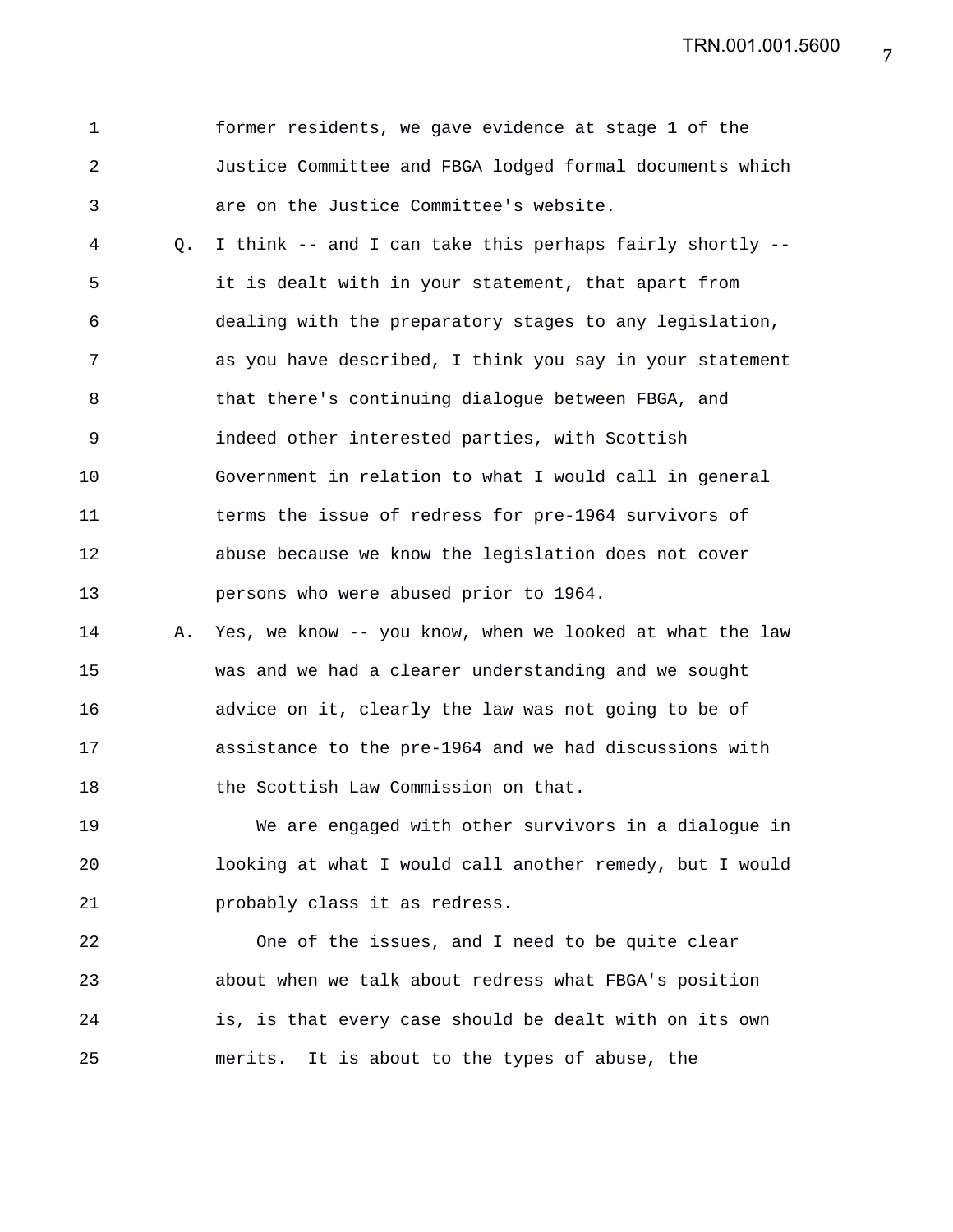former residents, we gave evidence at stage 1 of the Justice Committee and FBGA lodged formal documents which are on the Justice Committee's website.

Q. I think -- and I can take this perhaps fairly shortly -- it is dealt with in your statement, that apart from dealing with the preparatory stages to any legislation, as you have described, I think you say in your statement that there's continuing dialogue between FBGA, and indeed other interested parties, with Scottish Government in relation to what I would call in general terms the issue of redress for pre-1964 survivors of abuse because we know the legislation does not cover persons who were abused prior to 1964.

A. Yes, we know -- you know, when we looked at what the law was and we had a clearer understanding and we sought advice on it, clearly the law was not going to be of assistance to the pre-1964 and we had discussions with the Scottish Law Commission on that.

We are engaged with other survivors in a dialogue in looking at what I would call another remedy, but I would probably class it as redress.

One of the issues, and I need to be quite clear about when we talk about redress what FBGA's position is, is that every case should be dealt with on its own merits. It is about to the types of abuse, the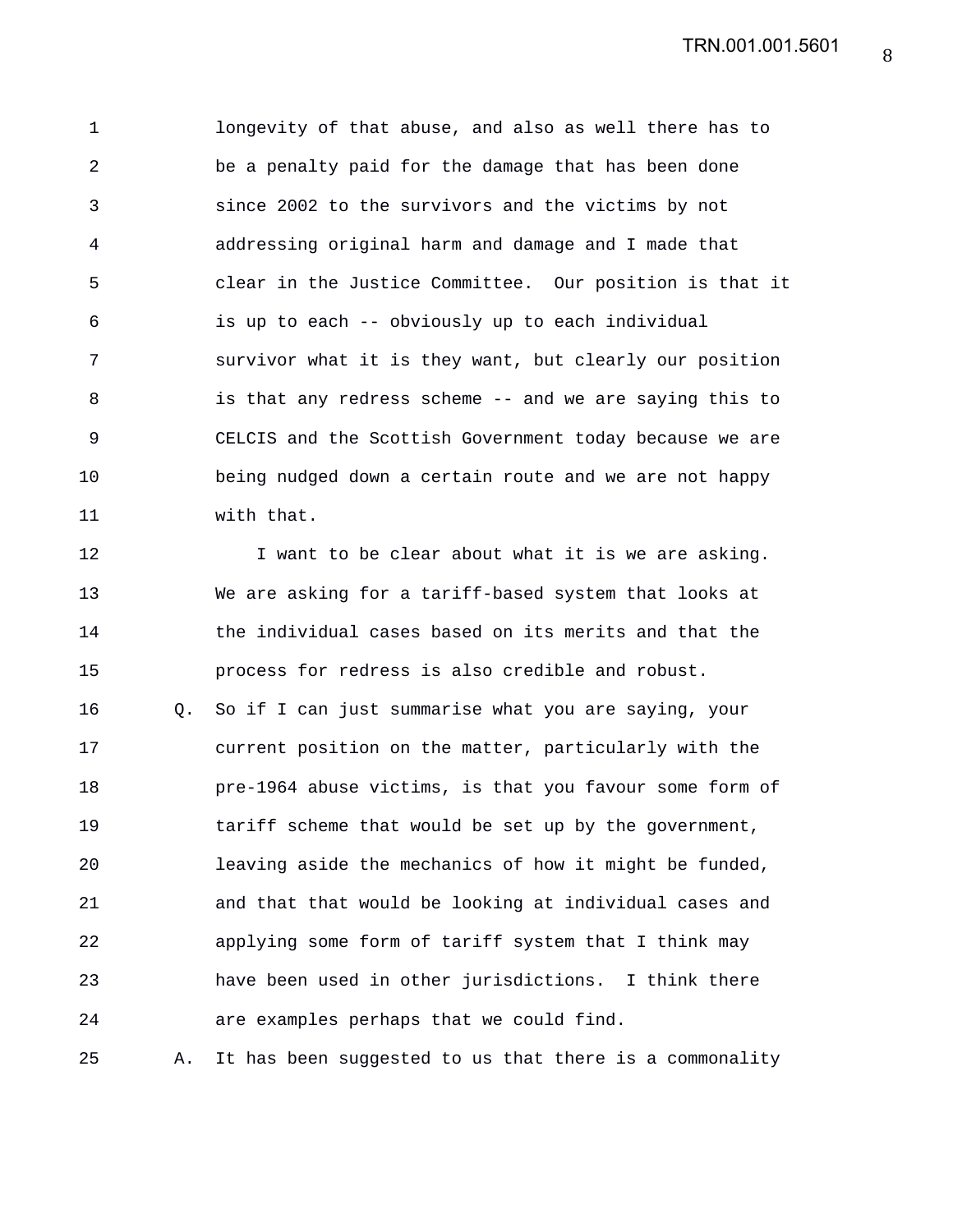longevity of that abuse, and also as well there has to be a penalty paid for the damage that has been done since 2002 to the survivors and the victims by not addressing original harm and damage and I made that clear in the Justice Committee. Our position is that it is up to each -- obviously up to each individual survivor what it is they want, but clearly our position is that any redress scheme -- and we are saying this to CELCIS and the Scottish Government today because we are being nudged down a certain route and we are not happy with that.

I want to be clear about what it is we are asking. We are asking for a tariff-based system that looks at the individual cases based on its merits and that the process for redress is also credible and robust.

Q. So if I can just summarise what you are saying, your current position on the matter, particularly with the pre-1964 abuse victims, is that you favour some form of tariff scheme that would be set up by the government, leaving aside the mechanics of how it might be funded, and that that would be looking at individual cases and applying some form of tariff system that I think may have been used in other jurisdictions. I think there are examples perhaps that we could find.

A. It has been suggested to us that there is a commonality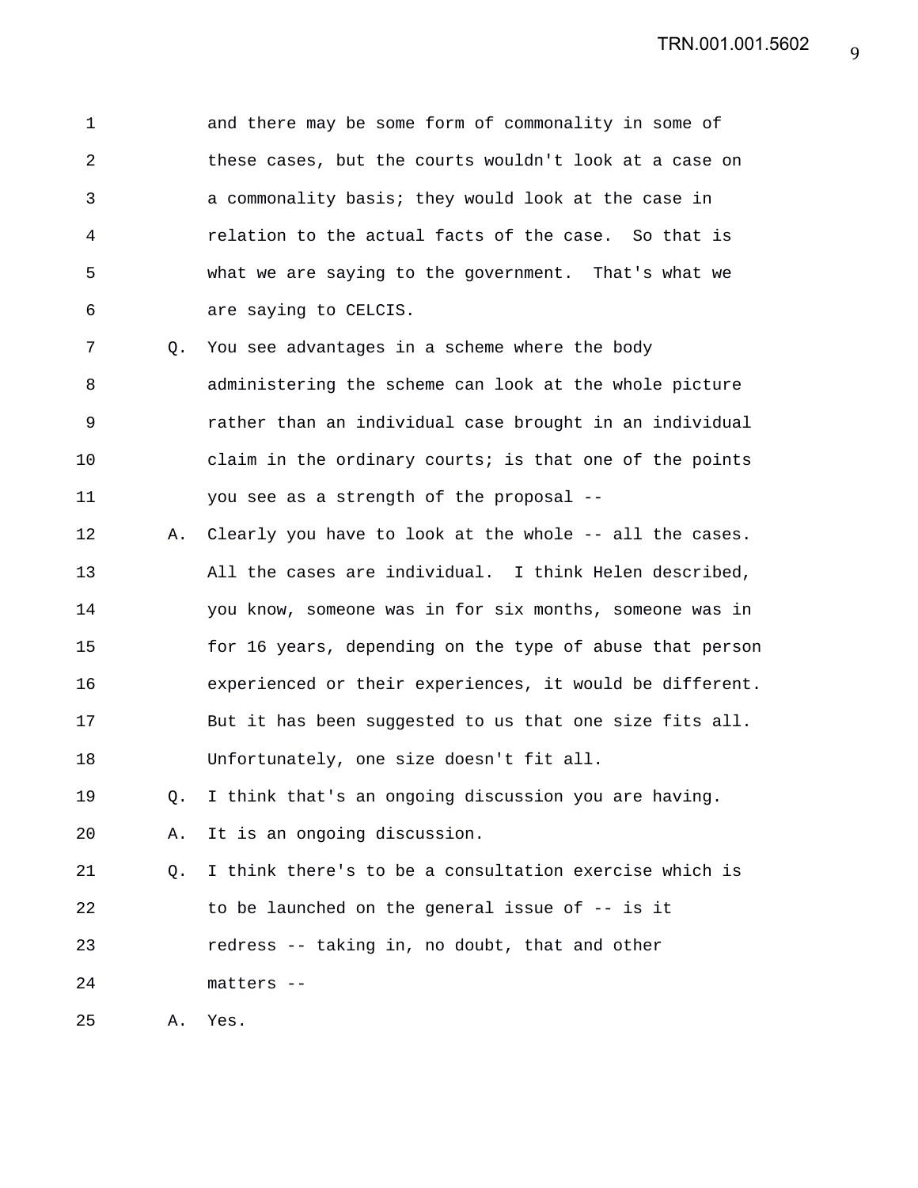and there may be some form of commonality in some of these cases, but the courts wouldn't look at a case on a commonality basis; they would look at the case in relation to the actual facts of the case. So that is what we are saying to the government. That's what we are saying to CELCIS.

Q. You see advantages in a scheme where the body administering the scheme can look at the whole picture rather than an individual case brought in an individual claim in the ordinary courts; is that one of the points you see as a strength of the proposal --

A. Clearly you have to look at the whole -- all the cases. All the cases are individual. I think Helen described, you know, someone was in for six months, someone was in for 16 years, depending on the type of abuse that person experienced or their experiences, it would be different. But it has been suggested to us that one size fits all. Unfortunately, one size doesn't fit all.

Q. I think that's an ongoing discussion you are having.

A. It is an ongoing discussion.

Q. I think there's to be a consultation exercise which is to be launched on the general issue of -- is it redress -- taking in, no doubt, that and other matters --

A. Yes.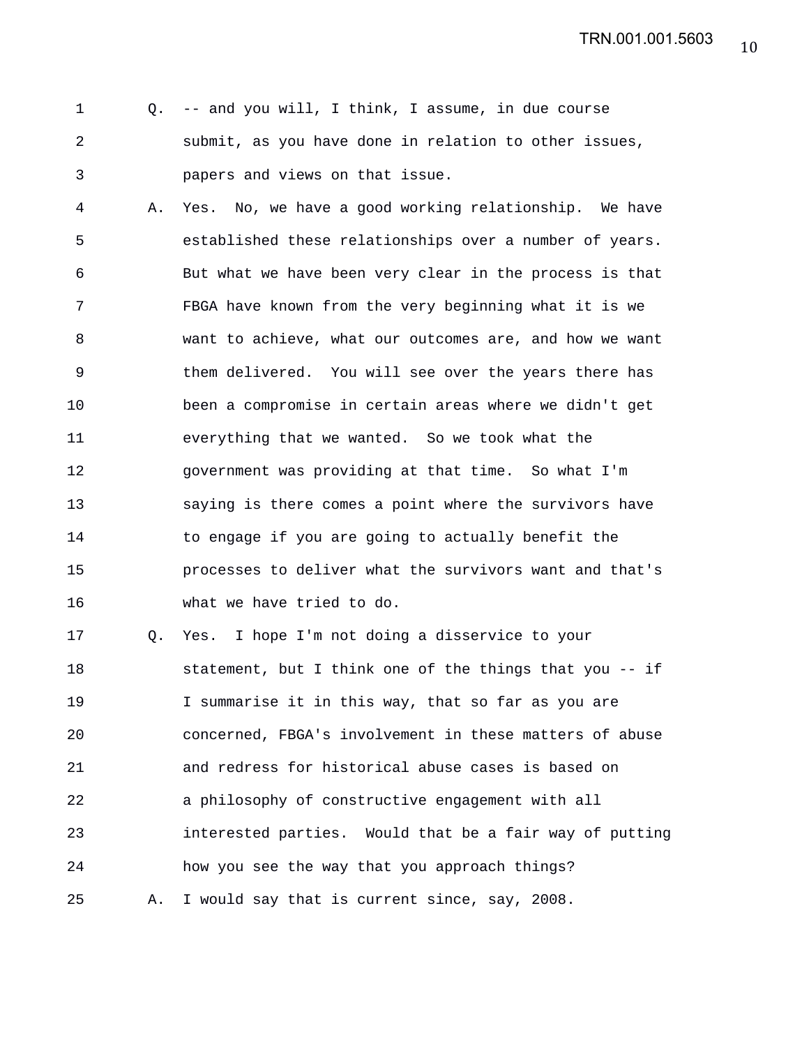Q. -- and you will, I think, I assume, in due course submit, as you have done in relation to other issues, papers and views on that issue.

A. Yes. No, we have a good working relationship. We have established these relationships over a number of years. But what we have been very clear in the process is that FBGA have known from the very beginning what it is we want to achieve, what our outcomes are, and how we want them delivered. You will see over the years there has been a compromise in certain areas where we didn't get everything that we wanted. So we took what the government was providing at that time. So what I'm saying is there comes a point where the survivors have to engage if you are going to actually benefit the processes to deliver what the survivors want and that's what we have tried to do.

Q. Yes. I hope I'm not doing a disservice to your statement, but I think one of the things that you -- if I summarise it in this way, that so far as you are concerned, FBGA's involvement in these matters of abuse and redress for historical abuse cases is based on a philosophy of constructive engagement with all interested parties. Would that be a fair way of putting how you see the way that you approach things?

A. I would say that is current since, say, 2008.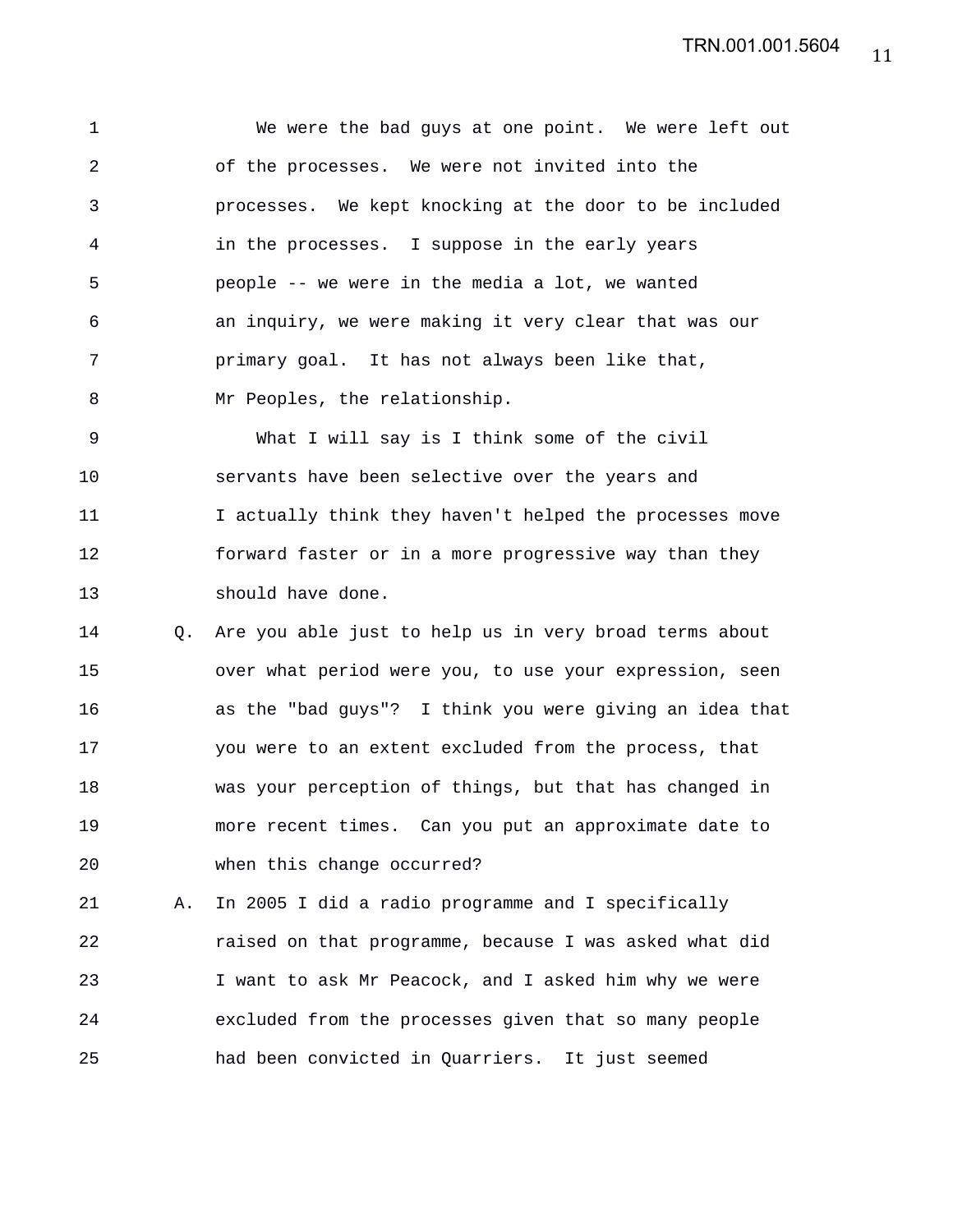We were the bad guys at one point. We were left out of the processes. We were not invited into the processes. We kept knocking at the door to be included in the processes. I suppose in the early years people -- we were in the media a lot, we wanted an inquiry, we were making it very clear that was our primary goal. It has not always been like that, Mr Peoples, the relationship.

What I will say is I think some of the civil servants have been selective over the years and I actually think they haven't helped the processes move forward faster or in a more progressive way than they should have done.

Q. Are you able just to help us in very broad terms about over what period were you, to use your expression, seen as the "bad guys"? I think you were giving an idea that you were to an extent excluded from the process, that was your perception of things, but that has changed in more recent times. Can you put an approximate date to when this change occurred?

A. In 2005 I did a radio programme and I specifically raised on that programme, because I was asked what did I want to ask Mr Peacock, and I asked him why we were excluded from the processes given that so many people had been convicted in Quarriers. It just seemed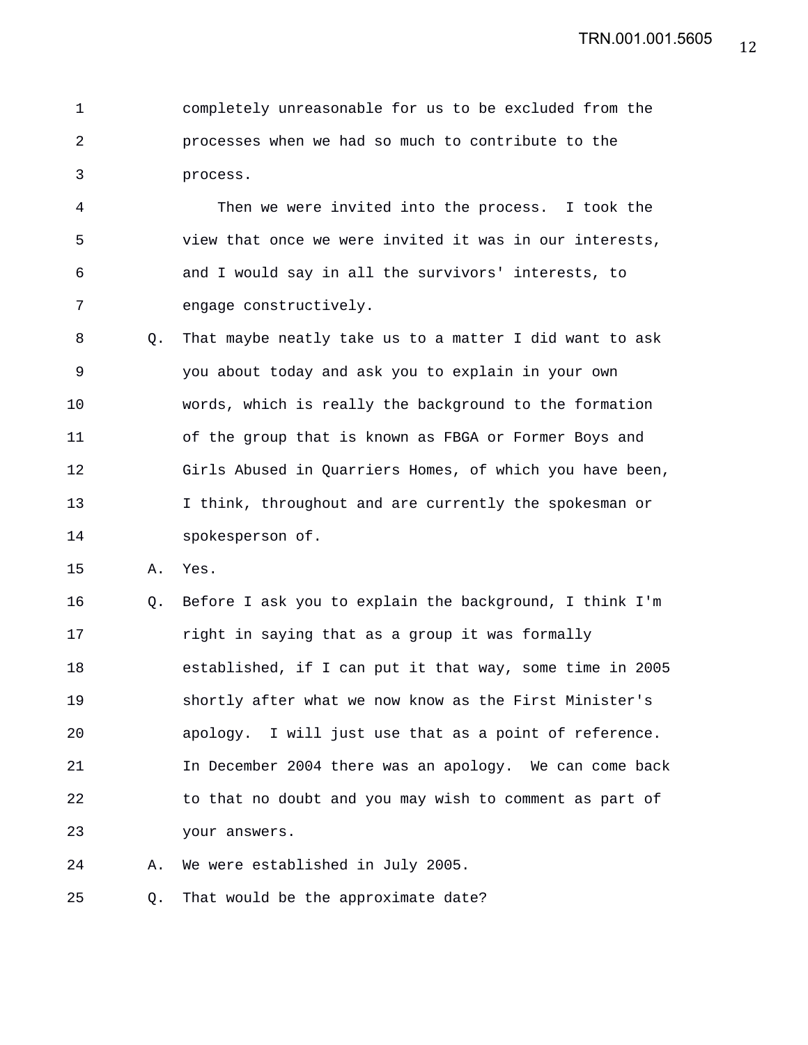1 completely unreasonable for us to be excluded from the
2 processes when we had so much to contribute to the
3 process.

4 Then we were invited into the process. I took the
5 view that once we were invited it was in our interests,
6 and I would say in all the survivors' interests, to
7 engage constructively.

8 Q. That maybe neatly take us to a matter I did want to ask
9 you about today and ask you to explain in your own
10 words, which is really the background to the formation
11 of the group that is known as FBGA or Former Boys and
12 Girls Abused in Quarriers Homes, of which you have been,
13 I think, throughout and are currently the spokesman or
14 spokesperson of.

15 A. Yes.

16 Q. Before I ask you to explain the background, I think I'm
17 right in saying that as a group it was formally
18 established, if I can put it that way, some time in 2005
19 shortly after what we now know as the First Minister's
20 apology. I will just use that as a point of reference.
21 In December 2004 there was an apology. We can come back
22 to that no doubt and you may wish to comment as part of
23 your answers.

24 A. We were established in July 2005.

25 Q. That would be the approximate date?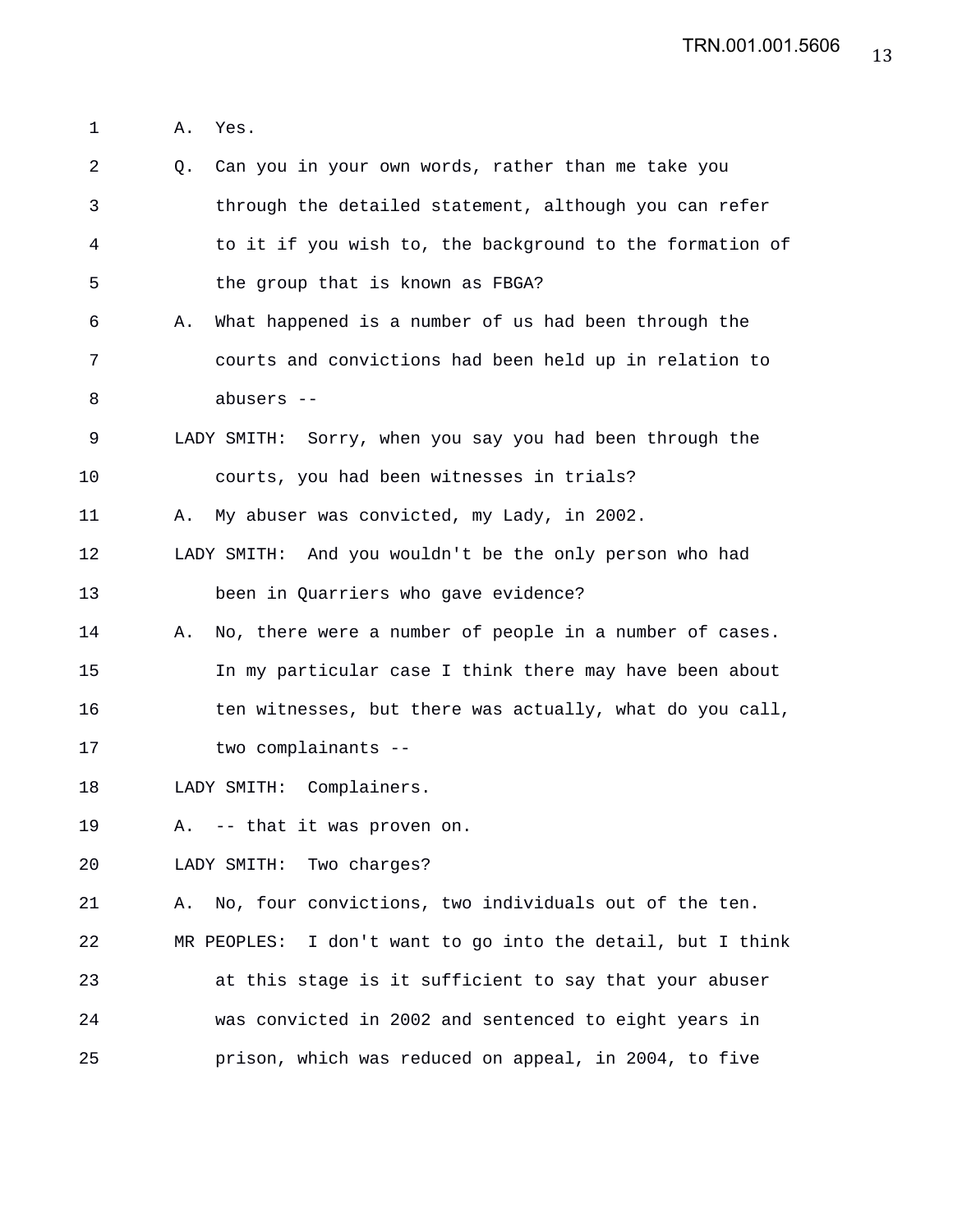A. Yes.

Q. Can you in your own words, rather than me take you through the detailed statement, although you can refer to it if you wish to, the background to the formation of the group that is known as FBGA?

A. What happened is a number of us had been through the courts and convictions had been held up in relation to abusers --

LADY SMITH: Sorry, when you say you had been through the courts, you had been witnesses in trials?

A. My abuser was convicted, my Lady, in 2002.

LADY SMITH: And you wouldn't be the only person who had been in Quarriers who gave evidence?

A. No, there were a number of people in a number of cases. In my particular case I think there may have been about ten witnesses, but there was actually, what do you call, two complainants --

LADY SMITH: Complainers.

A. -- that it was proven on.

LADY SMITH: Two charges?

A. No, four convictions, two individuals out of the ten.

MR PEOPLES: I don't want to go into the detail, but I think at this stage is it sufficient to say that your abuser was convicted in 2002 and sentenced to eight years in prison, which was reduced on appeal, in 2004, to five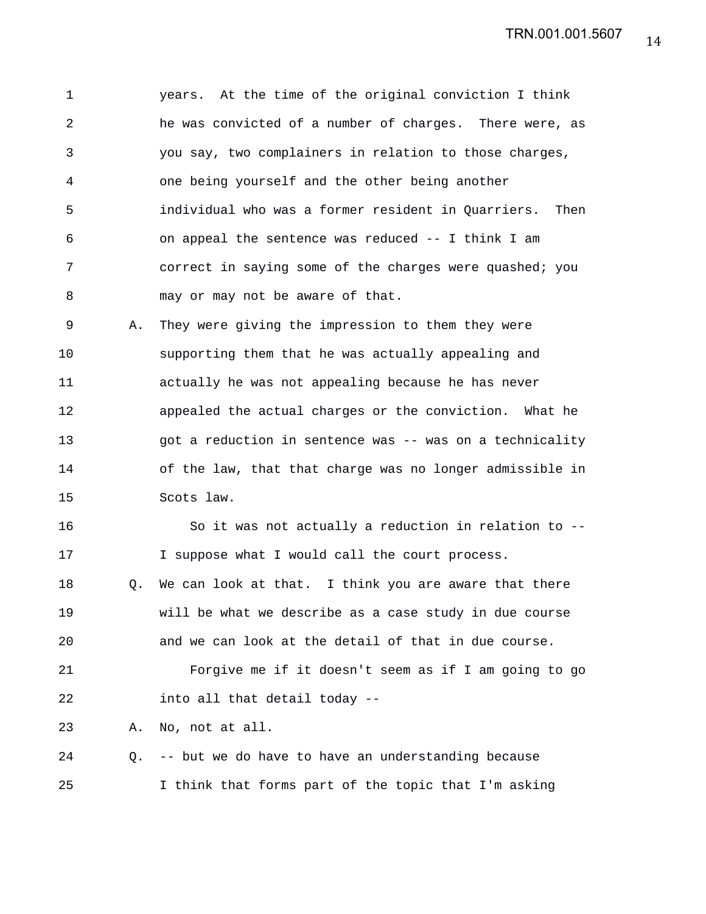years. At the time of the original conviction I think he was convicted of a number of charges. There were, as you say, two complainers in relation to those charges, one being yourself and the other being another individual who was a former resident in Quarriers. Then on appeal the sentence was reduced -- I think I am correct in saying some of the charges were quashed; you may or may not be aware of that.

A. They were giving the impression to them they were supporting them that he was actually appealing and actually he was not appealing because he has never appealed the actual charges or the conviction. What he got a reduction in sentence was -- was on a technicality of the law, that that charge was no longer admissible in Scots law.

So it was not actually a reduction in relation to -- I suppose what I would call the court process.

Q. We can look at that. I think you are aware that there will be what we describe as a case study in due course and we can look at the detail of that in due course.

Forgive me if it doesn't seem as if I am going to go into all that detail today --

A. No, not at all.

Q. -- but we do have to have an understanding because I think that forms part of the topic that I'm asking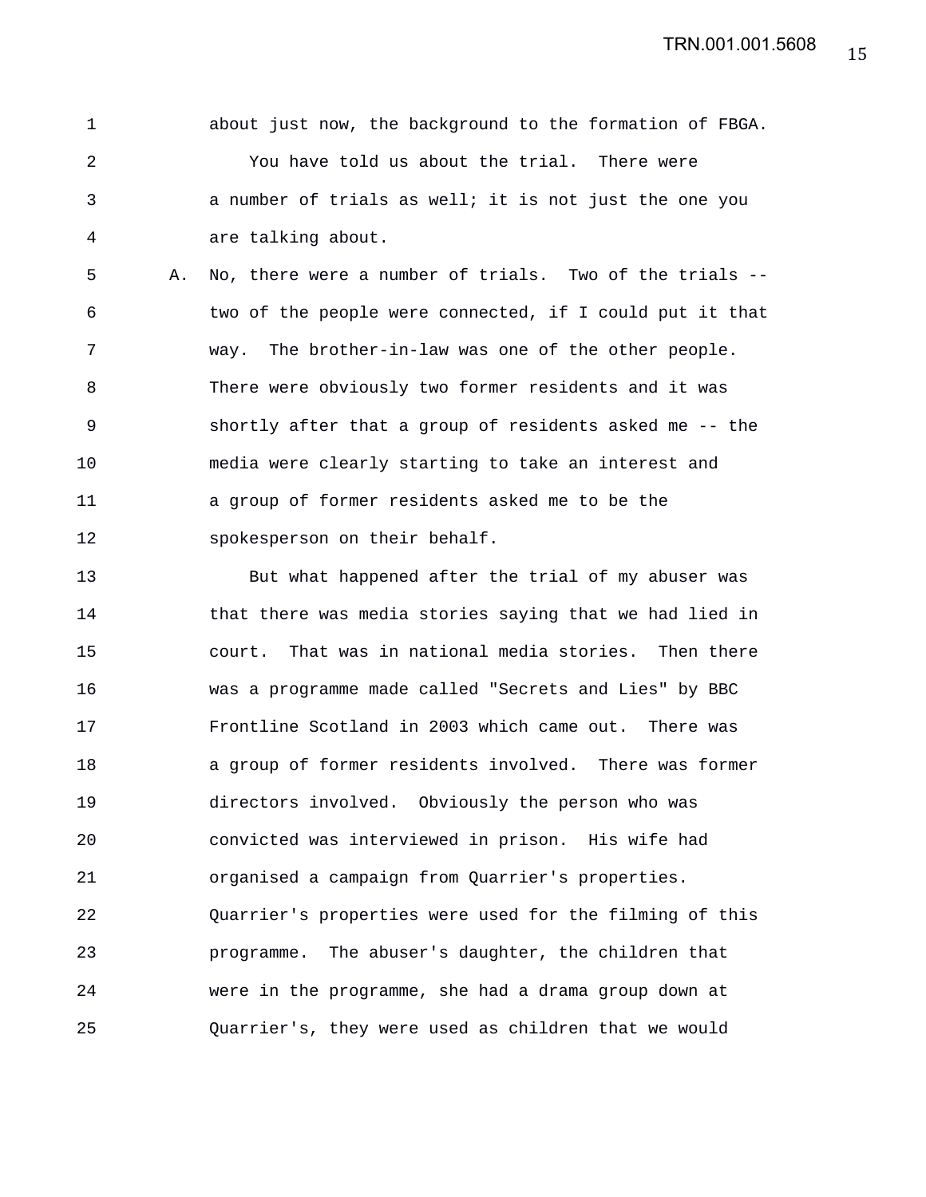about just now, the background to the formation of FBGA.

You have told us about the trial. There were a number of trials as well; it is not just the one you are talking about.

A. No, there were a number of trials. Two of the trials -- two of the people were connected, if I could put it that way. The brother-in-law was one of the other people. There were obviously two former residents and it was shortly after that a group of residents asked me -- the media were clearly starting to take an interest and a group of former residents asked me to be the spokesperson on their behalf.

But what happened after the trial of my abuser was that there was media stories saying that we had lied in court. That was in national media stories. Then there was a programme made called "Secrets and Lies" by BBC Frontline Scotland in 2003 which came out. There was a group of former residents involved. There was former directors involved. Obviously the person who was convicted was interviewed in prison. His wife had organised a campaign from Quarrier's properties. Quarrier's properties were used for the filming of this programme. The abuser's daughter, the children that were in the programme, she had a drama group down at Quarrier's, they were used as children that we would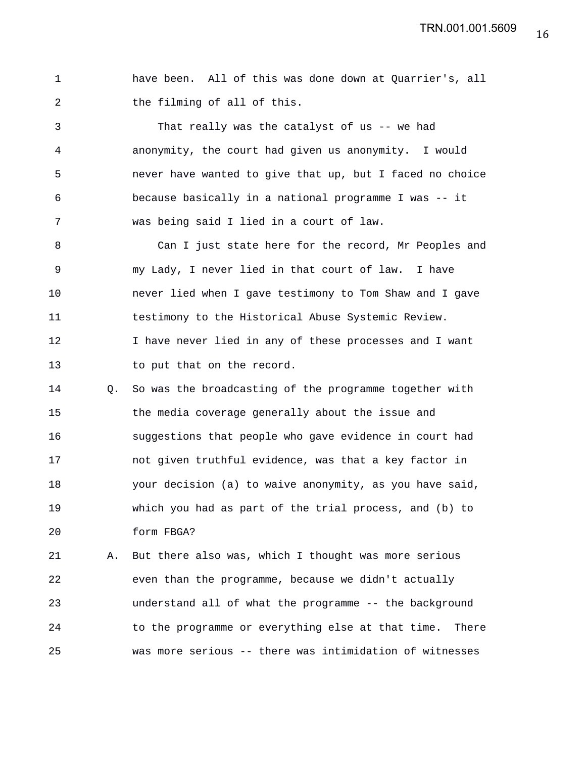have been. All of this was done down at Quarrier's, all the filming of all of this.

That really was the catalyst of us -- we had anonymity, the court had given us anonymity. I would never have wanted to give that up, but I faced no choice because basically in a national programme I was -- it was being said I lied in a court of law.

Can I just state here for the record, Mr Peoples and my Lady, I never lied in that court of law. I have never lied when I gave testimony to Tom Shaw and I gave testimony to the Historical Abuse Systemic Review. I have never lied in any of these processes and I want to put that on the record.

Q. So was the broadcasting of the programme together with the media coverage generally about the issue and suggestions that people who gave evidence in court had not given truthful evidence, was that a key factor in your decision (a) to waive anonymity, as you have said, which you had as part of the trial process, and (b) to form FBGA?

A. But there also was, which I thought was more serious even than the programme, because we didn't actually understand all of what the programme -- the background to the programme or everything else at that time. There was more serious -- there was intimidation of witnesses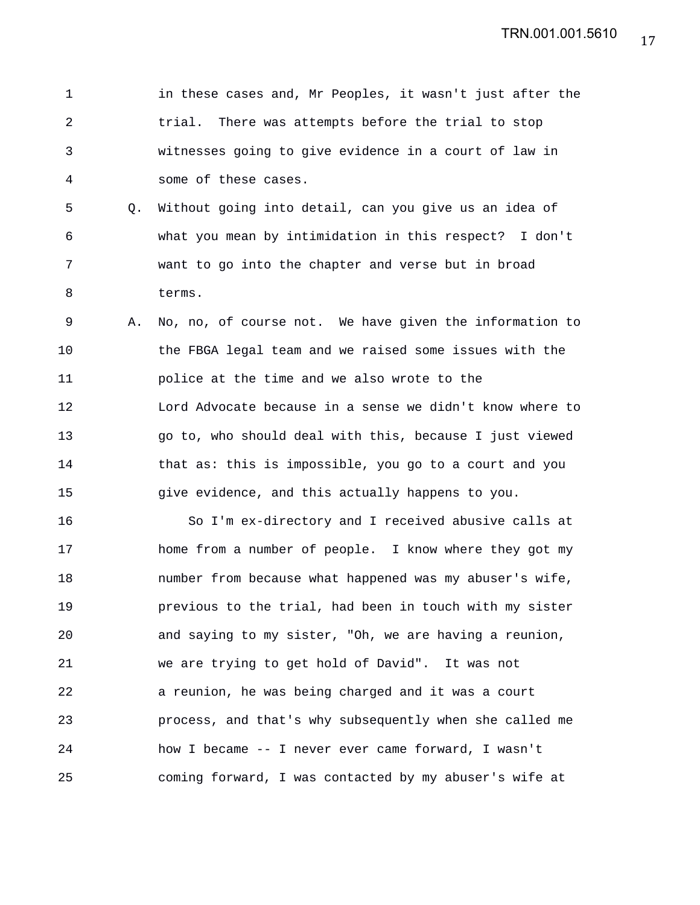in these cases and, Mr Peoples, it wasn't just after the trial. There was attempts before the trial to stop witnesses going to give evidence in a court of law in some of these cases.

Q. Without going into detail, can you give us an idea of what you mean by intimidation in this respect? I don't want to go into the chapter and verse but in broad terms.

A. No, no, of course not. We have given the information to the FBGA legal team and we raised some issues with the police at the time and we also wrote to the Lord Advocate because in a sense we didn't know where to go to, who should deal with this, because I just viewed that as: this is impossible, you go to a court and you give evidence, and this actually happens to you.

So I'm ex-directory and I received abusive calls at home from a number of people. I know where they got my number from because what happened was my abuser's wife, previous to the trial, had been in touch with my sister and saying to my sister, "Oh, we are having a reunion, we are trying to get hold of David". It was not a reunion, he was being charged and it was a court process, and that's why subsequently when she called me how I became -- I never ever came forward, I wasn't coming forward, I was contacted by my abuser's wife at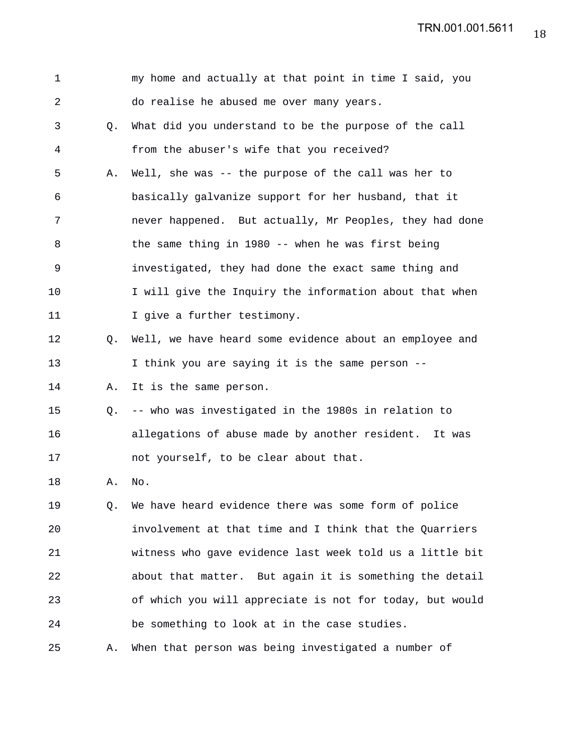my home and actually at that point in time I said, you do realise he abused me over many years.

Q. What did you understand to be the purpose of the call from the abuser's wife that you received?

A. Well, she was -- the purpose of the call was her to basically galvanize support for her husband, that it never happened. But actually, Mr Peoples, they had done the same thing in 1980 -- when he was first being investigated, they had done the exact same thing and I will give the Inquiry the information about that when I give a further testimony.

Q. Well, we have heard some evidence about an employee and I think you are saying it is the same person --

A. It is the same person.

Q. -- who was investigated in the 1980s in relation to allegations of abuse made by another resident. It was not yourself, to be clear about that.

A. No.

Q. We have heard evidence there was some form of police involvement at that time and I think that the Quarriers witness who gave evidence last week told us a little bit about that matter. But again it is something the detail of which you will appreciate is not for today, but would be something to look at in the case studies.

A. When that person was being investigated a number of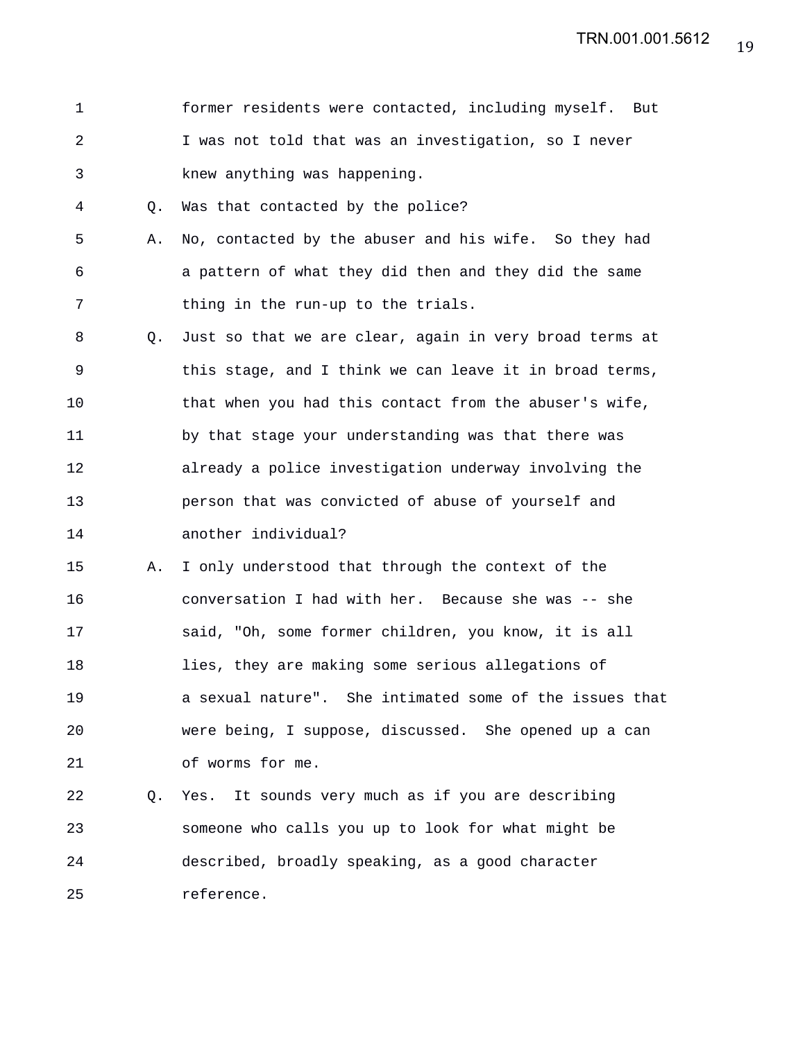former residents were contacted, including myself. But I was not told that was an investigation, so I never knew anything was happening.

Q. Was that contacted by the police?

A. No, contacted by the abuser and his wife. So they had a pattern of what they did then and they did the same thing in the run-up to the trials.

Q. Just so that we are clear, again in very broad terms at this stage, and I think we can leave it in broad terms, that when you had this contact from the abuser's wife, by that stage your understanding was that there was already a police investigation underway involving the person that was convicted of abuse of yourself and another individual?

A. I only understood that through the context of the conversation I had with her. Because she was -- she said, "Oh, some former children, you know, it is all lies, they are making some serious allegations of a sexual nature". She intimated some of the issues that were being, I suppose, discussed. She opened up a can of worms for me.

Q. Yes. It sounds very much as if you are describing someone who calls you up to look for what might be described, broadly speaking, as a good character reference.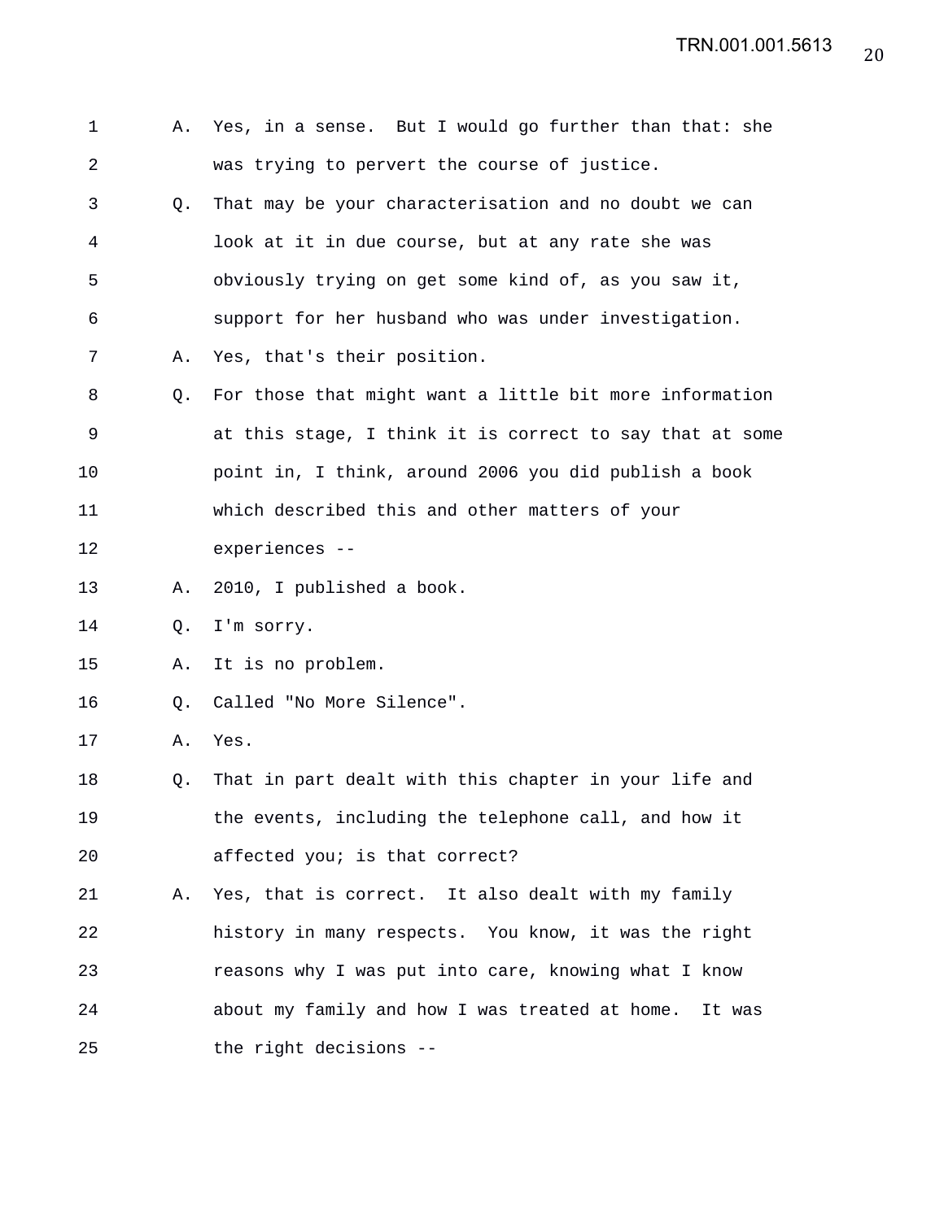A. Yes, in a sense. But I would go further than that: she was trying to pervert the course of justice.

Q. That may be your characterisation and no doubt we can look at it in due course, but at any rate she was obviously trying on get some kind of, as you saw it, support for her husband who was under investigation.

A. Yes, that's their position.

Q. For those that might want a little bit more information at this stage, I think it is correct to say that at some point in, I think, around 2006 you did publish a book which described this and other matters of your experiences --

A. 2010, I published a book.

Q. I'm sorry.

A. It is no problem.

Q. Called "No More Silence".

A. Yes.

Q. That in part dealt with this chapter in your life and the events, including the telephone call, and how it affected you; is that correct?

A. Yes, that is correct. It also dealt with my family history in many respects. You know, it was the right reasons why I was put into care, knowing what I know about my family and how I was treated at home. It was the right decisions --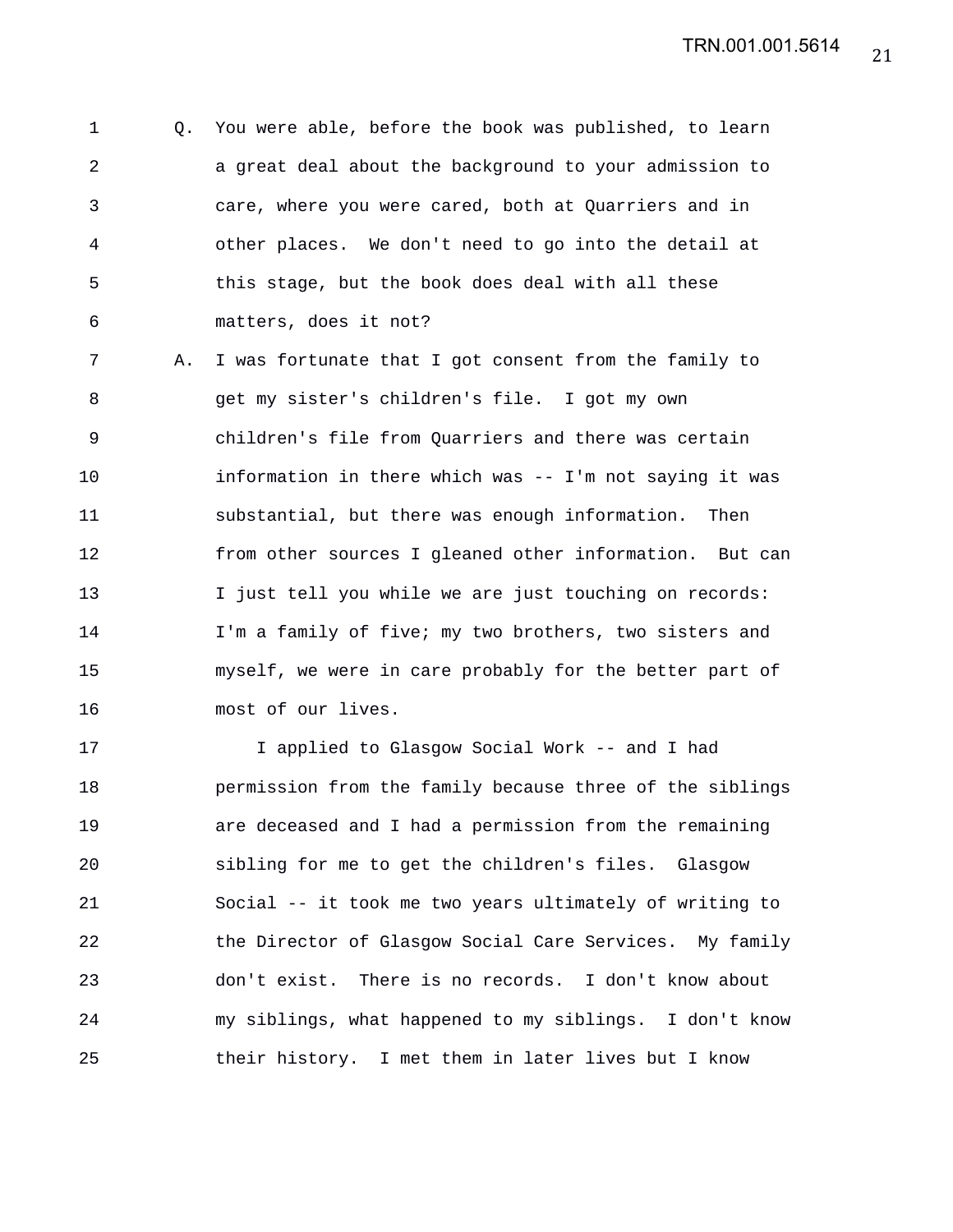Q. You were able, before the book was published, to learn a great deal about the background to your admission to care, where you were cared, both at Quarriers and in other places. We don't need to go into the detail at this stage, but the book does deal with all these matters, does it not?

A. I was fortunate that I got consent from the family to get my sister's children's file. I got my own children's file from Quarriers and there was certain information in there which was -- I'm not saying it was substantial, but there was enough information. Then from other sources I gleaned other information. But can I just tell you while we are just touching on records: I'm a family of five; my two brothers, two sisters and myself, we were in care probably for the better part of most of our lives.

I applied to Glasgow Social Work -- and I had permission from the family because three of the siblings are deceased and I had a permission from the remaining sibling for me to get the children's files. Glasgow Social -- it took me two years ultimately of writing to the Director of Glasgow Social Care Services. My family don't exist. There is no records. I don't know about my siblings, what happened to my siblings. I don't know their history. I met them in later lives but I know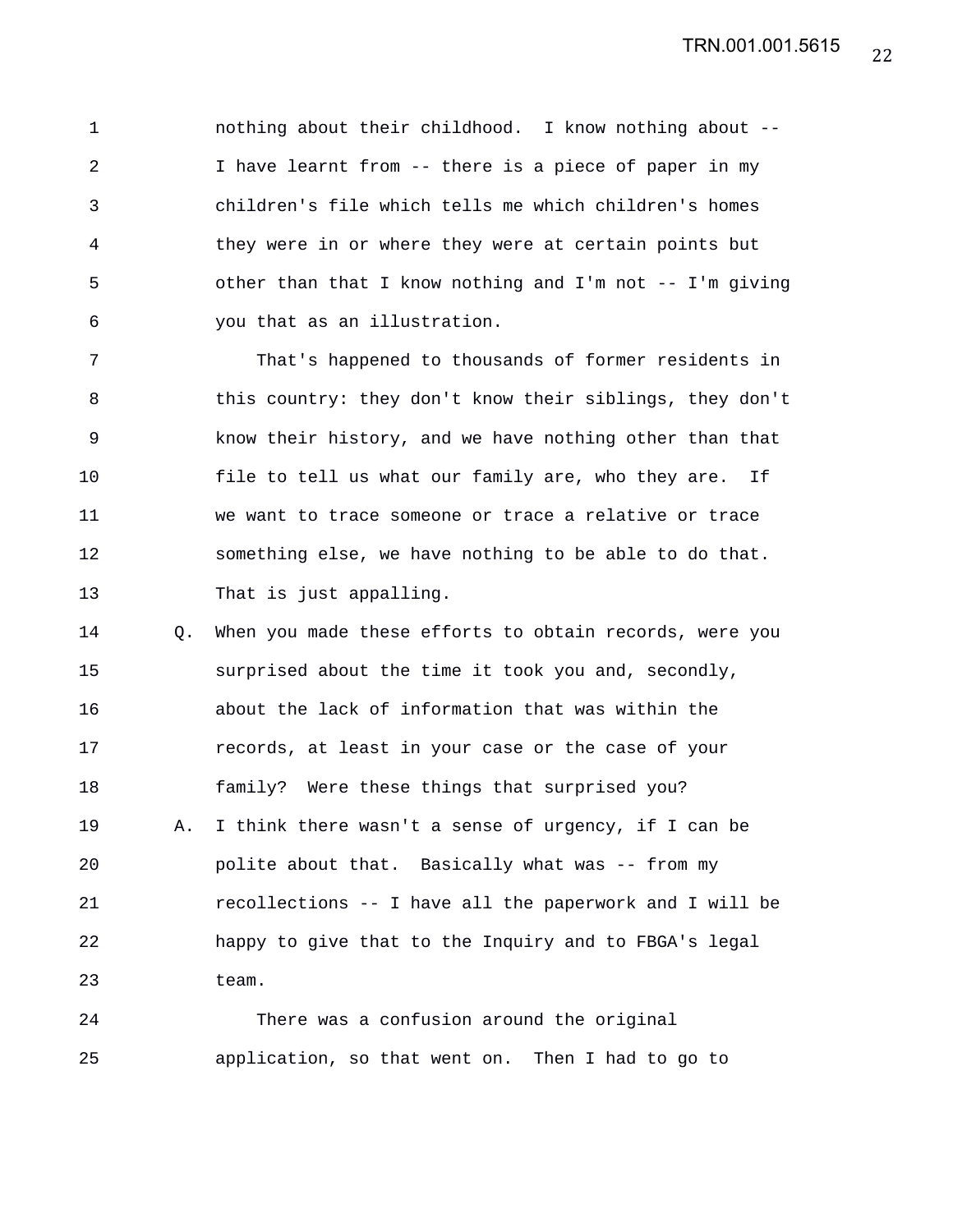nothing about their childhood. I know nothing about -- I have learnt from -- there is a piece of paper in my children's file which tells me which children's homes they were in or where they were at certain points but other than that I know nothing and I'm not -- I'm giving you that as an illustration.

That's happened to thousands of former residents in this country: they don't know their siblings, they don't know their history, and we have nothing other than that file to tell us what our family are, who they are. If we want to trace someone or trace a relative or trace something else, we have nothing to be able to do that. That is just appalling.

Q. When you made these efforts to obtain records, were you surprised about the time it took you and, secondly, about the lack of information that was within the records, at least in your case or the case of your family? Were these things that surprised you?

A. I think there wasn't a sense of urgency, if I can be polite about that. Basically what was -- from my recollections -- I have all the paperwork and I will be happy to give that to the Inquiry and to FBGA's legal team.

There was a confusion around the original application, so that went on. Then I had to go to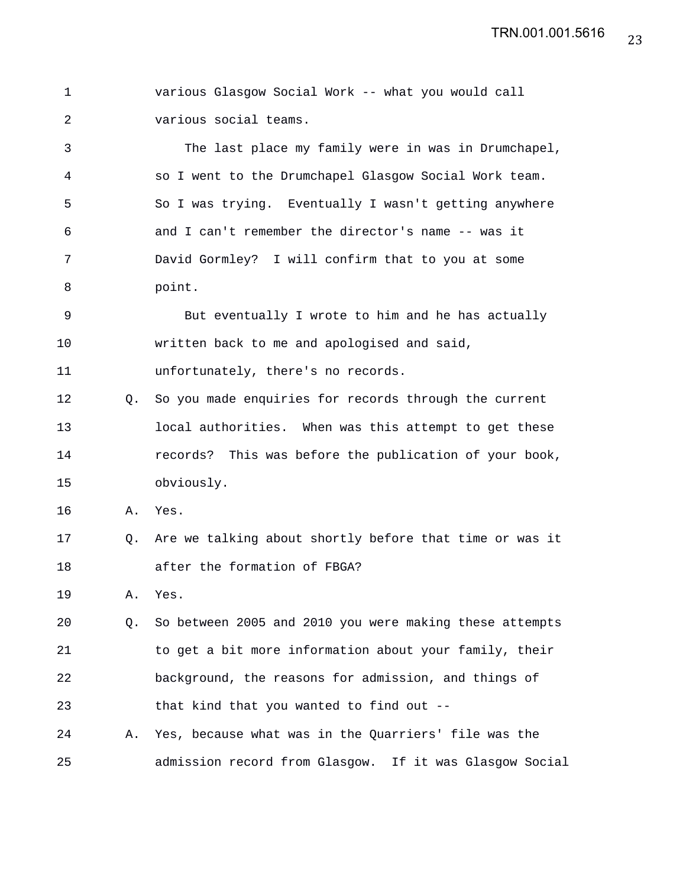various Glasgow Social Work -- what you would call various social teams.

The last place my family were in was in Drumchapel, so I went to the Drumchapel Glasgow Social Work team. So I was trying. Eventually I wasn't getting anywhere and I can't remember the director's name -- was it David Gormley? I will confirm that to you at some point.

But eventually I wrote to him and he has actually written back to me and apologised and said, unfortunately, there's no records.

Q. So you made enquiries for records through the current local authorities. When was this attempt to get these records? This was before the publication of your book, obviously.

A. Yes.

Q. Are we talking about shortly before that time or was it after the formation of FBGA?

A. Yes.

Q. So between 2005 and 2010 you were making these attempts to get a bit more information about your family, their background, the reasons for admission, and things of that kind that you wanted to find out --

A. Yes, because what was in the Quarriers' file was the admission record from Glasgow. If it was Glasgow Social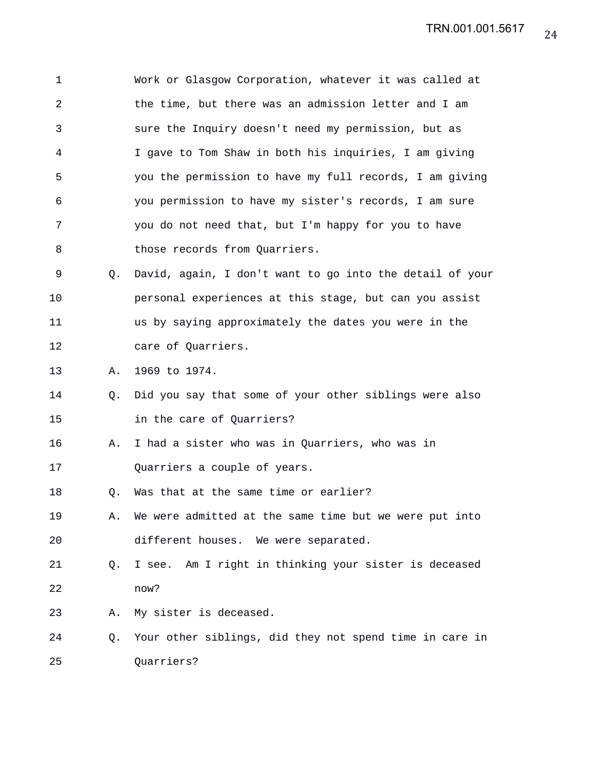1 Work or Glasgow Corporation, whatever it was called at
2 the time, but there was an admission letter and I am
3 sure the Inquiry doesn't need my permission, but as
4 I gave to Tom Shaw in both his inquiries, I am giving
5 you the permission to have my full records, I am giving
6 you permission to have my sister's records, I am sure
7 you do not need that, but I'm happy for you to have
8 those records from Quarriers.

9 Q. David, again, I don't want to go into the detail of your
10 personal experiences at this stage, but can you assist
11 us by saying approximately the dates you were in the
12 care of Quarriers.

13 A. 1969 to 1974.

14 Q. Did you say that some of your other siblings were also
15 in the care of Quarriers?

16 A. I had a sister who was in Quarriers, who was in
17 Quarriers a couple of years.

18 Q. Was that at the same time or earlier?

19 A. We were admitted at the same time but we were put into
20 different houses. We were separated.

21 Q. I see. Am I right in thinking your sister is deceased
22 now?

23 A. My sister is deceased.

24 Q. Your other siblings, did they not spend time in care in
25 Quarriers?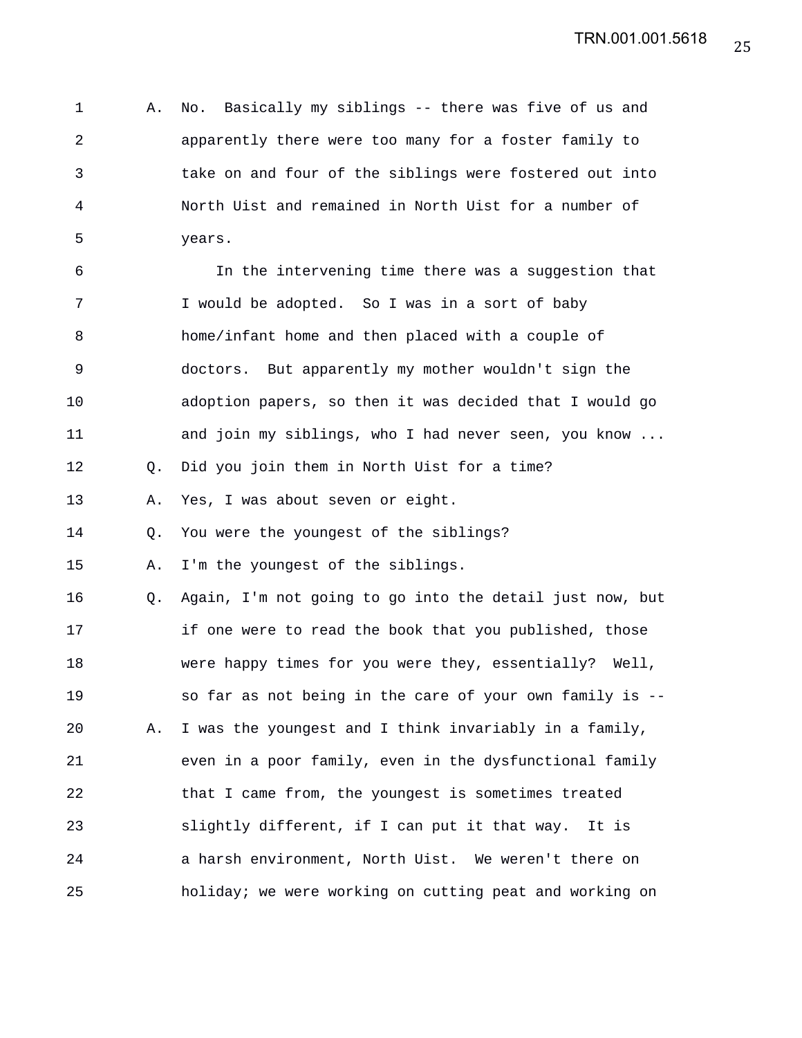A. No. Basically my siblings -- there was five of us and apparently there were too many for a foster family to take on and four of the siblings were fostered out into North Uist and remained in North Uist for a number of years.

In the intervening time there was a suggestion that I would be adopted. So I was in a sort of baby home/infant home and then placed with a couple of doctors. But apparently my mother wouldn't sign the adoption papers, so then it was decided that I would go and join my siblings, who I had never seen, you know ...

Q. Did you join them in North Uist for a time?

A. Yes, I was about seven or eight.

Q. You were the youngest of the siblings?

A. I'm the youngest of the siblings.

Q. Again, I'm not going to go into the detail just now, but if one were to read the book that you published, those were happy times for you were they, essentially? Well, so far as not being in the care of your own family is --

A. I was the youngest and I think invariably in a family, even in a poor family, even in the dysfunctional family that I came from, the youngest is sometimes treated slightly different, if I can put it that way. It is a harsh environment, North Uist. We weren't there on holiday; we were working on cutting peat and working on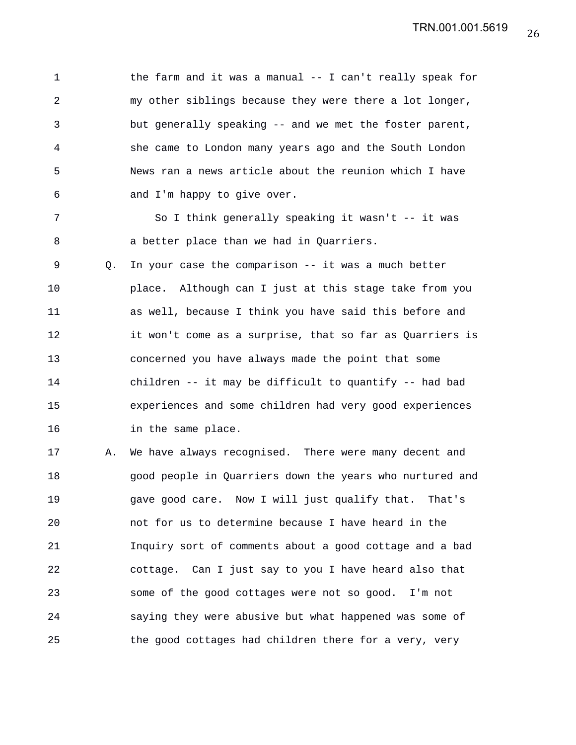1 the farm and it was a manual -- I can't really speak for
2 my other siblings because they were there a lot longer,
3 but generally speaking -- and we met the foster parent,
4 she came to London many years ago and the South London
5 News ran a news article about the reunion which I have
6 and I'm happy to give over.

7 So I think generally speaking it wasn't -- it was
8 a better place than we had in Quarriers.

9 Q. In your case the comparison -- it was a much better
10 place. Although can I just at this stage take from you
11 as well, because I think you have said this before and
12 it won't come as a surprise, that so far as Quarriers is
13 concerned you have always made the point that some
14 children -- it may be difficult to quantify -- had bad
15 experiences and some children had very good experiences
16 in the same place.

17 A. We have always recognised. There were many decent and
18 good people in Quarriers down the years who nurtured and
19 gave good care. Now I will just qualify that. That's
20 not for us to determine because I have heard in the
21 Inquiry sort of comments about a good cottage and a bad
22 cottage. Can I just say to you I have heard also that
23 some of the good cottages were not so good. I'm not
24 saying they were abusive but what happened was some of
25 the good cottages had children there for a very, very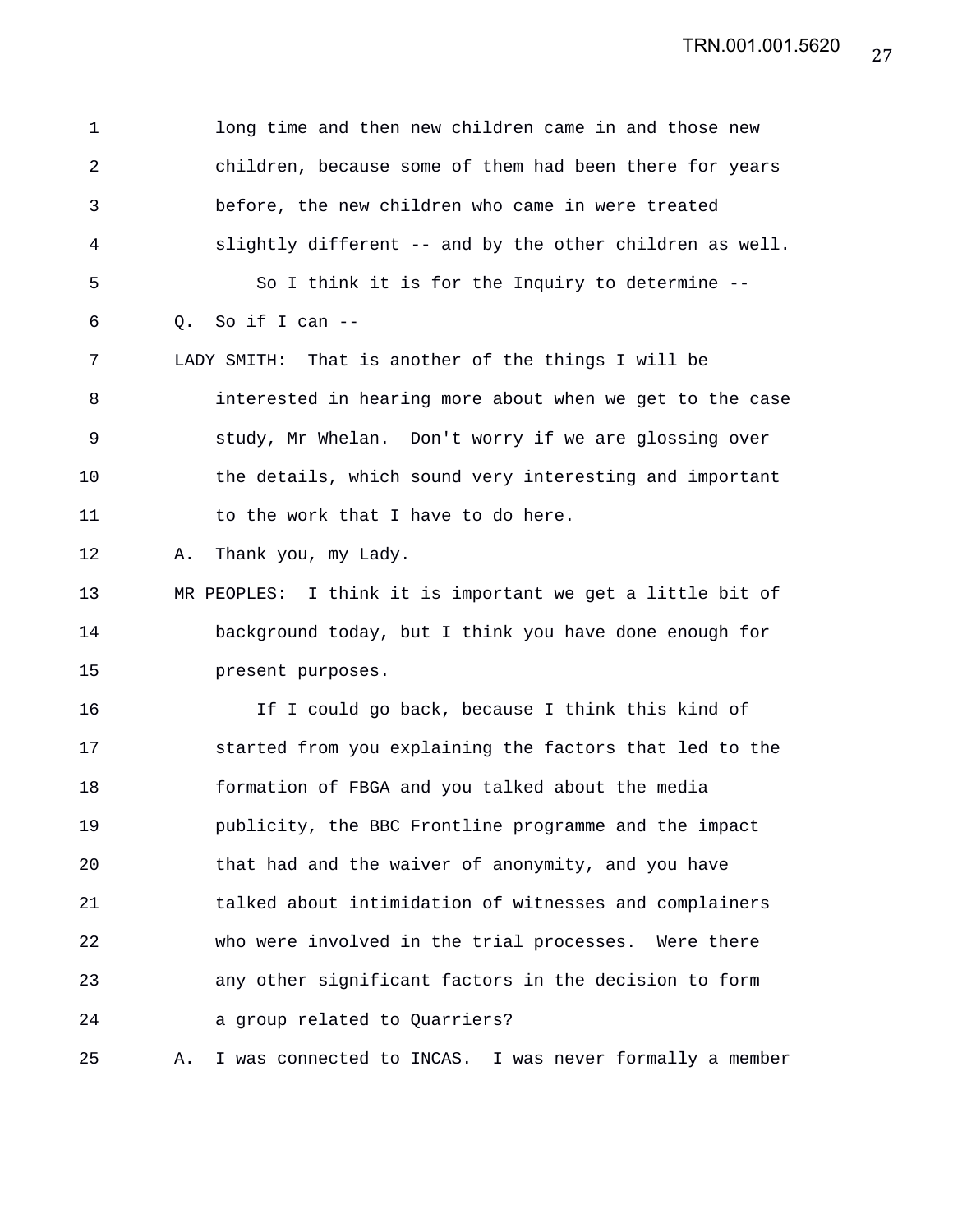long time and then new children came in and those new children, because some of them had been there for years before, the new children who came in were treated slightly different -- and by the other children as well.

So I think it is for the Inquiry to determine --

Q. So if I can --

LADY SMITH: That is another of the things I will be interested in hearing more about when we get to the case study, Mr Whelan. Don't worry if we are glossing over the details, which sound very interesting and important to the work that I have to do here.

A. Thank you, my Lady.

MR PEOPLES: I think it is important we get a little bit of background today, but I think you have done enough for present purposes.

If I could go back, because I think this kind of started from you explaining the factors that led to the formation of FBGA and you talked about the media publicity, the BBC Frontline programme and the impact that had and the waiver of anonymity, and you have talked about intimidation of witnesses and complainers who were involved in the trial processes. Were there any other significant factors in the decision to form a group related to Quarriers?

A. I was connected to INCAS. I was never formally a member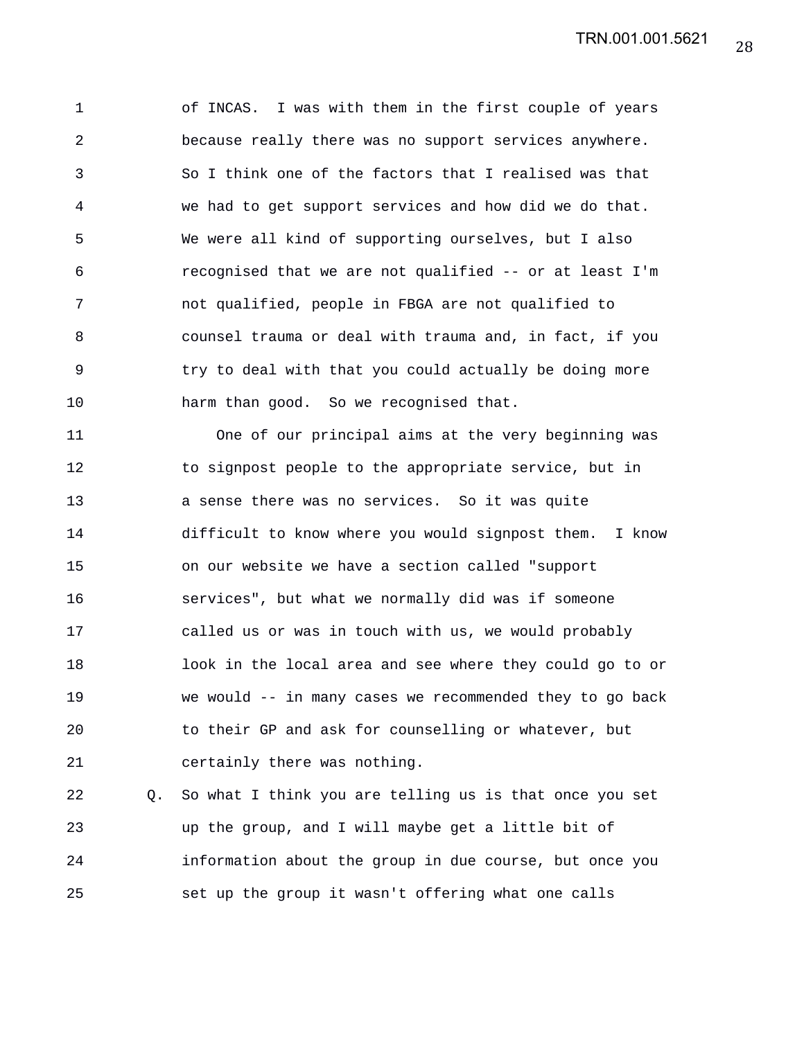of INCAS. I was with them in the first couple of years because really there was no support services anywhere. So I think one of the factors that I realised was that we had to get support services and how did we do that. We were all kind of supporting ourselves, but I also recognised that we are not qualified -- or at least I'm not qualified, people in FBGA are not qualified to counsel trauma or deal with trauma and, in fact, if you try to deal with that you could actually be doing more harm than good. So we recognised that.

One of our principal aims at the very beginning was to signpost people to the appropriate service, but in a sense there was no services. So it was quite difficult to know where you would signpost them. I know on our website we have a section called "support services", but what we normally did was if someone called us or was in touch with us, we would probably look in the local area and see where they could go to or we would -- in many cases we recommended they to go back to their GP and ask for counselling or whatever, but certainly there was nothing.

Q. So what I think you are telling us is that once you set up the group, and I will maybe get a little bit of information about the group in due course, but once you set up the group it wasn't offering what one calls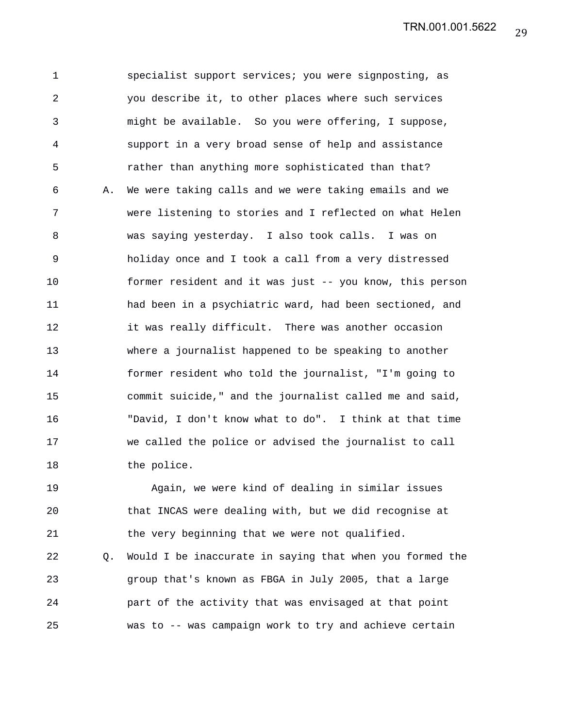specialist support services; you were signposting, as you describe it, to other places where such services might be available. So you were offering, I suppose, support in a very broad sense of help and assistance rather than anything more sophisticated than that?

A. We were taking calls and we were taking emails and we were listening to stories and I reflected on what Helen was saying yesterday. I also took calls. I was on holiday once and I took a call from a very distressed former resident and it was just -- you know, this person had been in a psychiatric ward, had been sectioned, and it was really difficult. There was another occasion where a journalist happened to be speaking to another former resident who told the journalist, "I'm going to commit suicide," and the journalist called me and said, "David, I don't know what to do". I think at that time we called the police or advised the journalist to call the police.

Again, we were kind of dealing in similar issues that INCAS were dealing with, but we did recognise at the very beginning that we were not qualified.

Q. Would I be inaccurate in saying that when you formed the group that's known as FBGA in July 2005, that a large part of the activity that was envisaged at that point was to -- was campaign work to try and achieve certain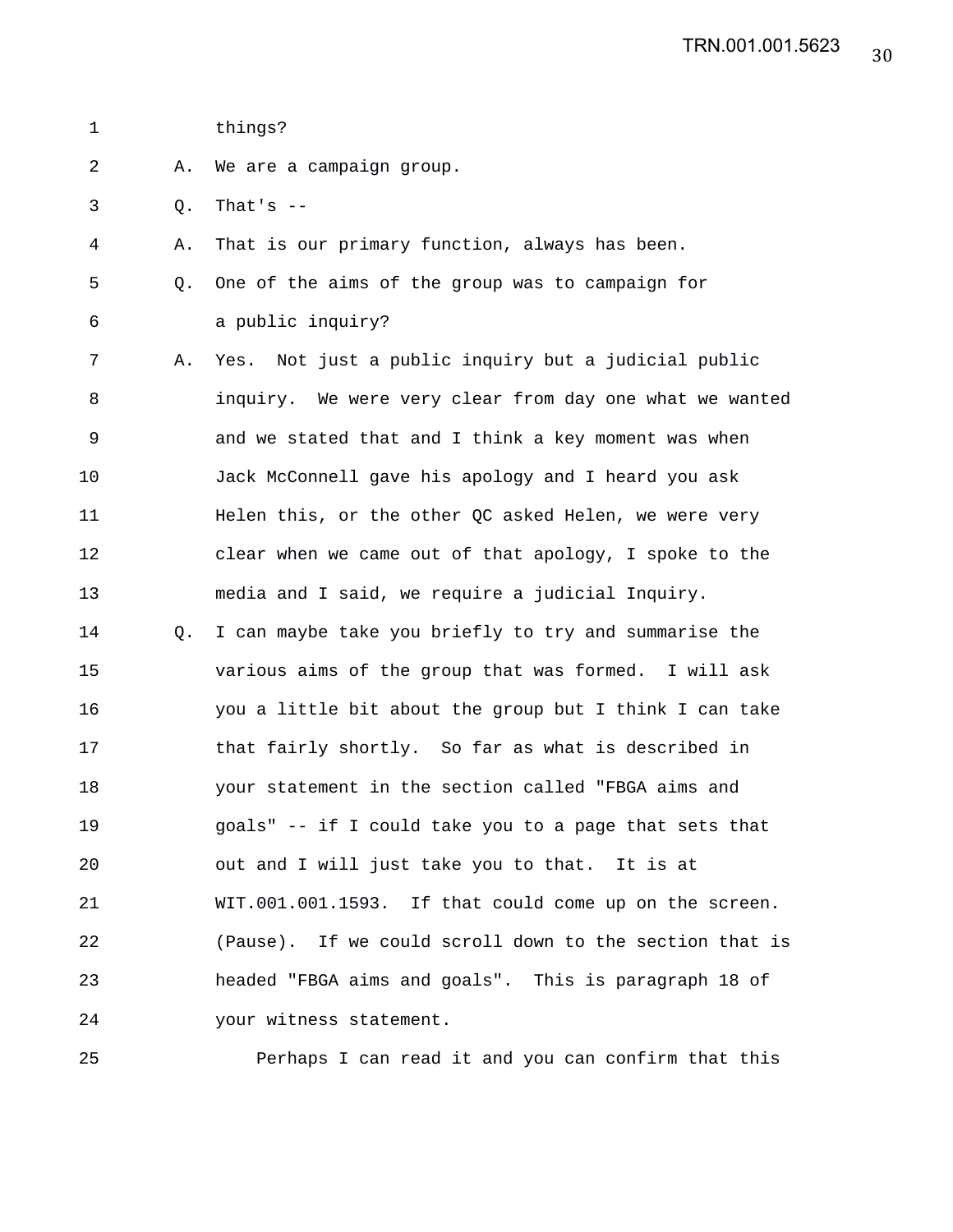things?

A. We are a campaign group.

Q. That's --

A. That is our primary function, always has been.

Q. One of the aims of the group was to campaign for a public inquiry?

A. Yes. Not just a public inquiry but a judicial public inquiry. We were very clear from day one what we wanted and we stated that and I think a key moment was when Jack McConnell gave his apology and I heard you ask Helen this, or the other QC asked Helen, we were very clear when we came out of that apology, I spoke to the media and I said, we require a judicial Inquiry.

Q. I can maybe take you briefly to try and summarise the various aims of the group that was formed. I will ask you a little bit about the group but I think I can take that fairly shortly. So far as what is described in your statement in the section called "FBGA aims and goals" -- if I could take you to a page that sets that out and I will just take you to that. It is at WIT.001.001.1593. If that could come up on the screen. (Pause). If we could scroll down to the section that is headed "FBGA aims and goals". This is paragraph 18 of your witness statement.

Perhaps I can read it and you can confirm that this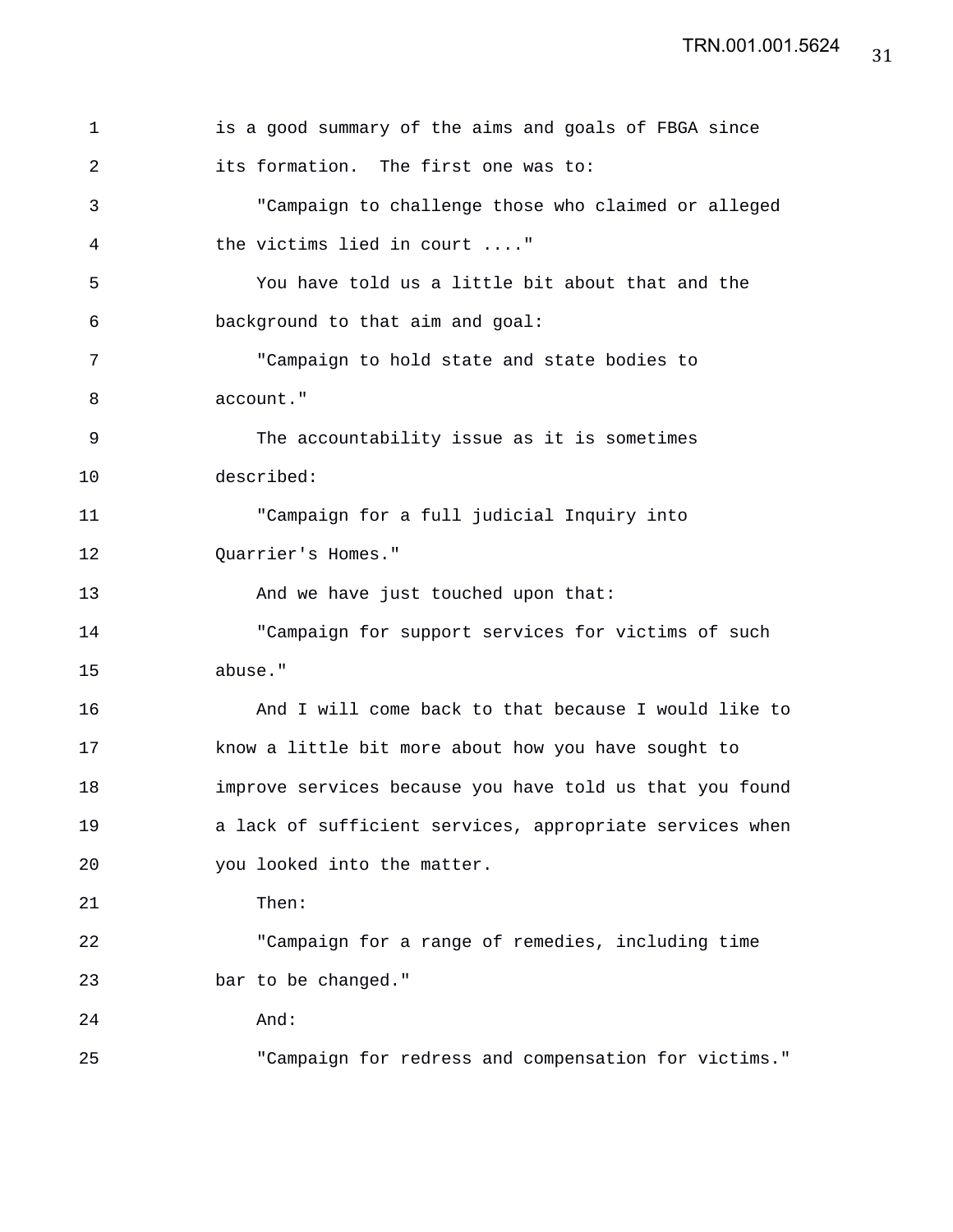is a good summary of the aims and goals of FBGA since its formation. The first one was to:

"Campaign to challenge those who claimed or alleged the victims lied in court ...."

You have told us a little bit about that and the background to that aim and goal:

"Campaign to hold state and state bodies to account."

The accountability issue as it is sometimes described:

"Campaign for a full judicial Inquiry into Quarrier's Homes."

And we have just touched upon that:

"Campaign for support services for victims of such abuse."

And I will come back to that because I would like to know a little bit more about how you have sought to improve services because you have told us that you found a lack of sufficient services, appropriate services when you looked into the matter.

Then:

"Campaign for a range of remedies, including time bar to be changed."

And:

"Campaign for redress and compensation for victims."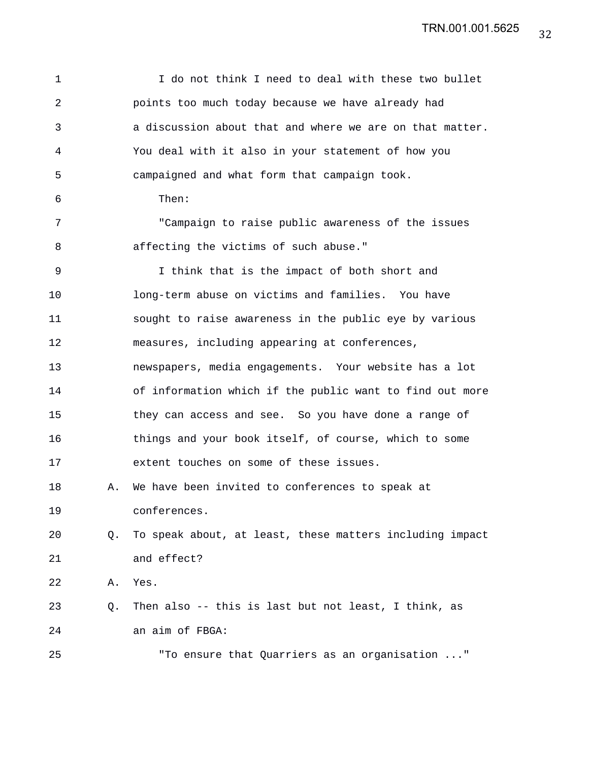I do not think I need to deal with these two bullet points too much today because we have already had a discussion about that and where we are on that matter. You deal with it also in your statement of how you campaigned and what form that campaign took.

Then:

"Campaign to raise public awareness of the issues affecting the victims of such abuse."

I think that is the impact of both short and long-term abuse on victims and families. You have sought to raise awareness in the public eye by various measures, including appearing at conferences, newspapers, media engagements. Your website has a lot of information which if the public want to find out more they can access and see. So you have done a range of things and your book itself, of course, which to some extent touches on some of these issues.

A. We have been invited to conferences to speak at conferences.

Q. To speak about, at least, these matters including impact and effect?

A. Yes.

Q. Then also -- this is last but not least, I think, as an aim of FBGA:

"To ensure that Quarriers as an organisation ..."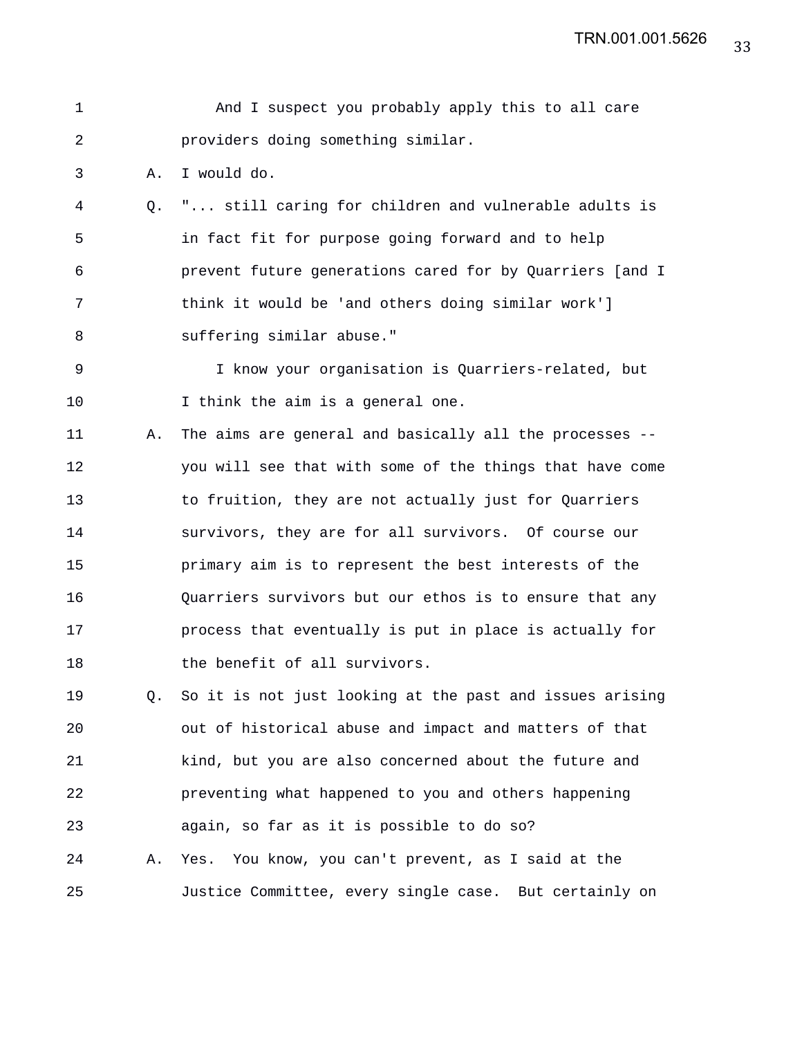And I suspect you probably apply this to all care providers doing something similar.

A. I would do.

Q. "... still caring for children and vulnerable adults is in fact fit for purpose going forward and to help prevent future generations cared for by Quarriers [and I think it would be 'and others doing similar work'] suffering similar abuse."

I know your organisation is Quarriers-related, but I think the aim is a general one.

A. The aims are general and basically all the processes -- you will see that with some of the things that have come to fruition, they are not actually just for Quarriers survivors, they are for all survivors. Of course our primary aim is to represent the best interests of the Quarriers survivors but our ethos is to ensure that any process that eventually is put in place is actually for the benefit of all survivors.

Q. So it is not just looking at the past and issues arising out of historical abuse and impact and matters of that kind, but you are also concerned about the future and preventing what happened to you and others happening again, so far as it is possible to do so?

A. Yes. You know, you can't prevent, as I said at the Justice Committee, every single case. But certainly on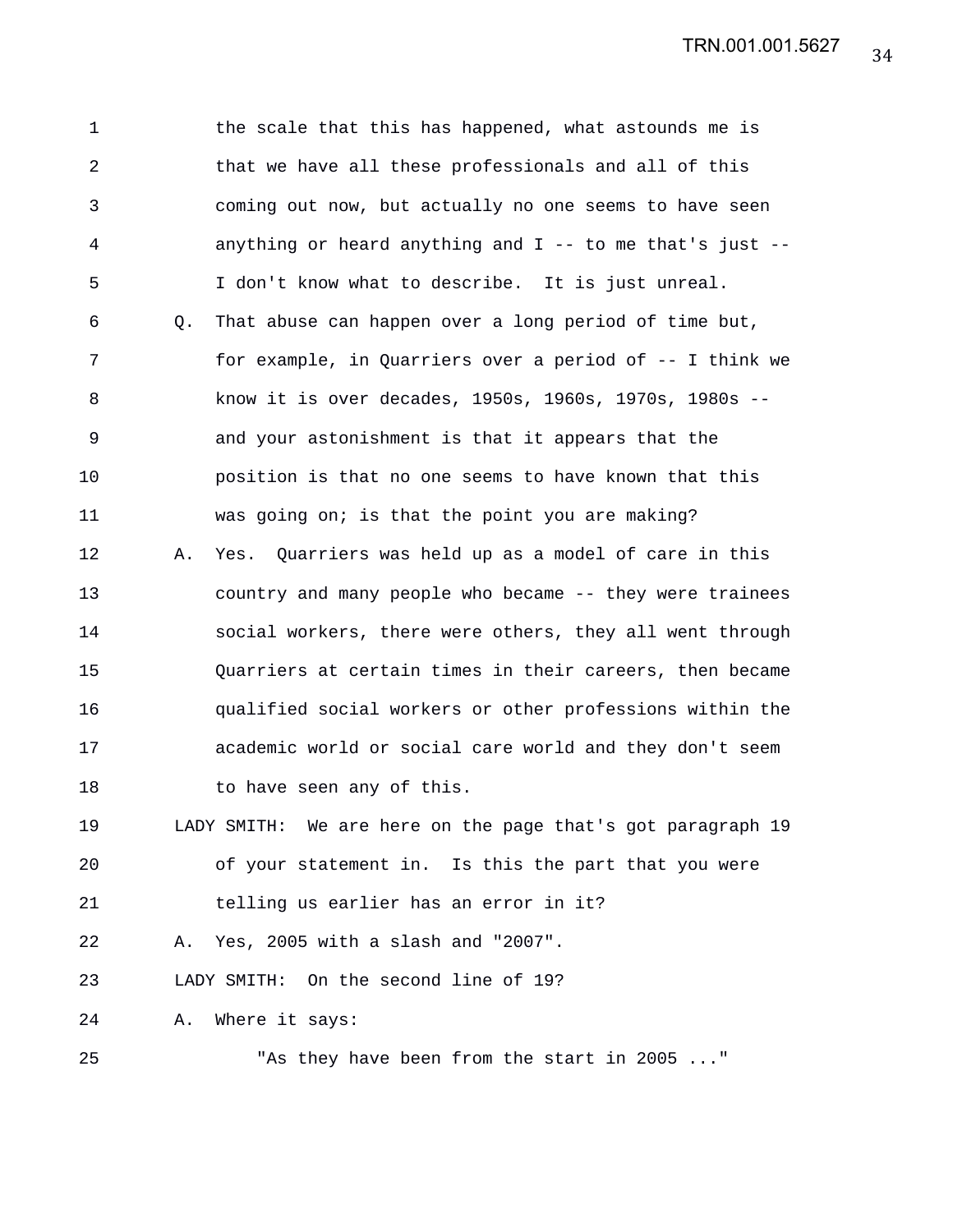the scale that this has happened, what astounds me is that we have all these professionals and all of this coming out now, but actually no one seems to have seen anything or heard anything and I -- to me that's just -- I don't know what to describe. It is just unreal.

Q. That abuse can happen over a long period of time but, for example, in Quarriers over a period of -- I think we know it is over decades, 1950s, 1960s, 1970s, 1980s -- and your astonishment is that it appears that the position is that no one seems to have known that this was going on; is that the point you are making?

A. Yes. Quarriers was held up as a model of care in this country and many people who became -- they were trainees social workers, there were others, they all went through Quarriers at certain times in their careers, then became qualified social workers or other professions within the academic world or social care world and they don't seem to have seen any of this.

LADY SMITH: We are here on the page that's got paragraph 19 of your statement in. Is this the part that you were telling us earlier has an error in it?

A. Yes, 2005 with a slash and "2007".

LADY SMITH: On the second line of 19?

A. Where it says:

"As they have been from the start in 2005 ..."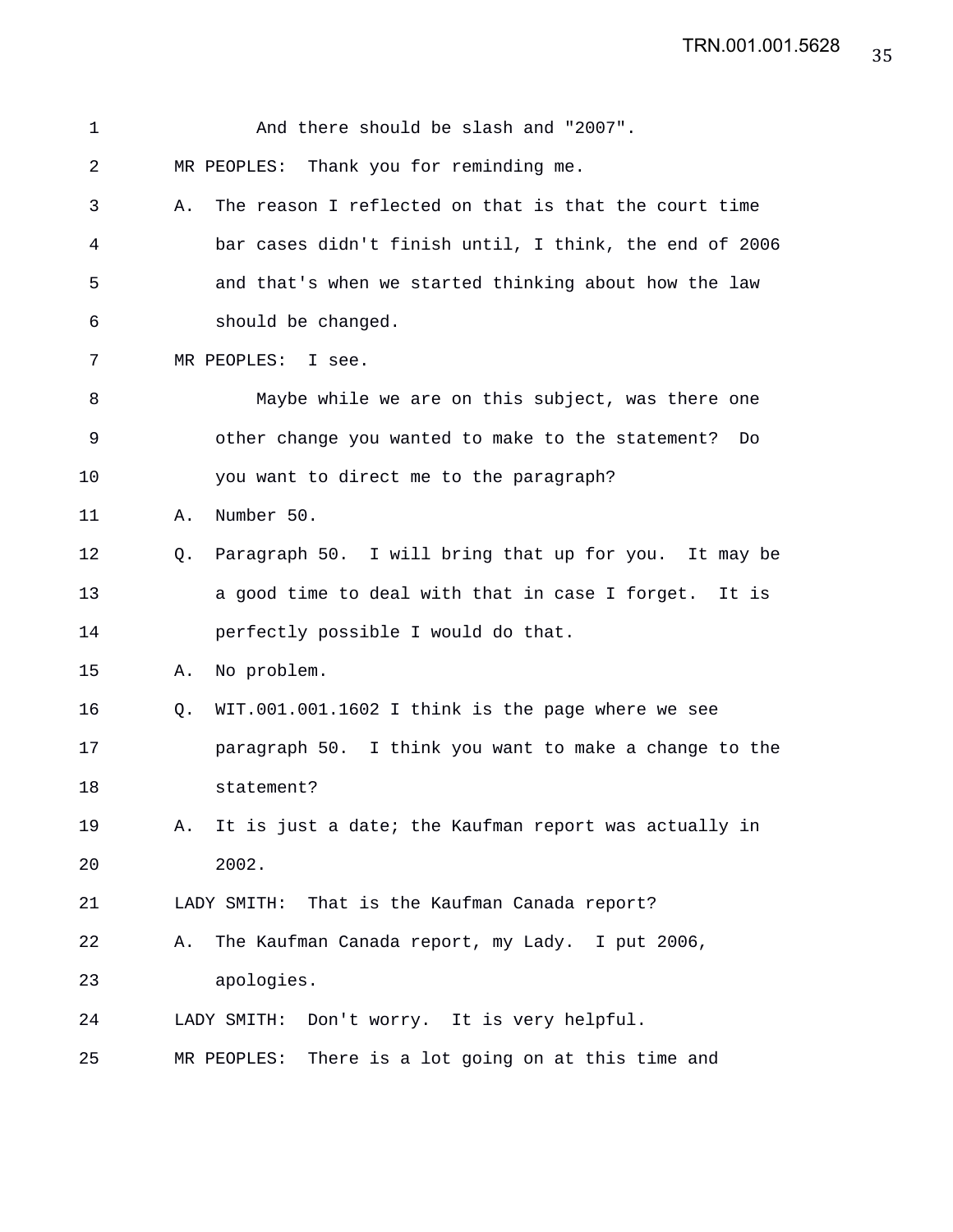1 And there should be slash and "2007".

2 MR PEOPLES: Thank you for reminding me.

3 A. The reason I reflected on that is that the court time

4 bar cases didn't finish until, I think, the end of 2006

5 and that's when we started thinking about how the law

6 should be changed.

7 MR PEOPLES: I see.

8 Maybe while we are on this subject, was there one

9 other change you wanted to make to the statement? Do

10 you want to direct me to the paragraph?

11 A. Number 50.

12 Q. Paragraph 50. I will bring that up for you. It may be

13 a good time to deal with that in case I forget. It is

14 perfectly possible I would do that.

15 A. No problem.

16 Q. WIT.001.001.1602 I think is the page where we see

17 paragraph 50. I think you want to make a change to the

18 statement?

19 A. It is just a date; the Kaufman report was actually in

20 2002.

21 LADY SMITH: That is the Kaufman Canada report?

22 A. The Kaufman Canada report, my Lady. I put 2006,

23 apologies.

24 LADY SMITH: Don't worry. It is very helpful.

25 MR PEOPLES: There is a lot going on at this time and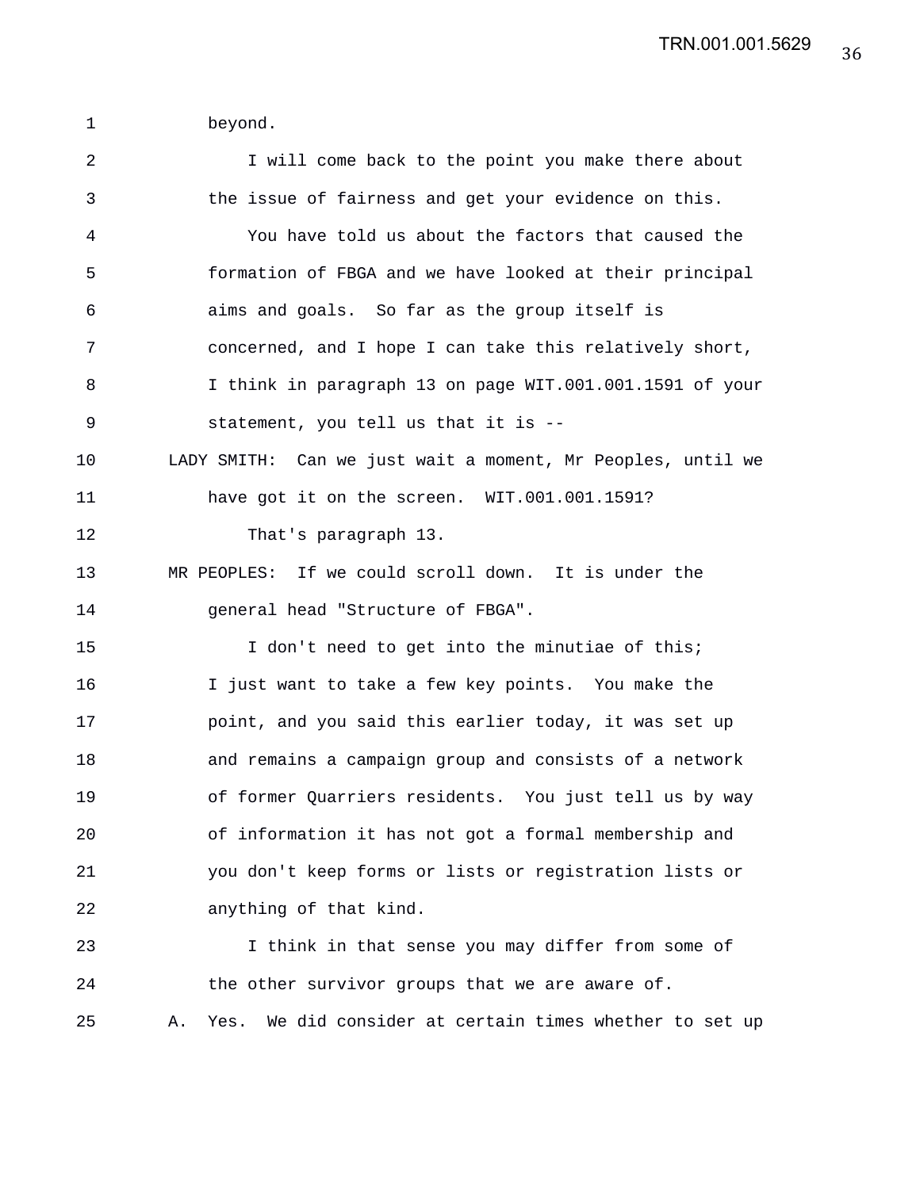beyond.

I will come back to the point you make there about the issue of fairness and get your evidence on this.

You have told us about the factors that caused the formation of FBGA and we have looked at their principal aims and goals. So far as the group itself is concerned, and I hope I can take this relatively short, I think in paragraph 13 on page WIT.001.001.1591 of your statement, you tell us that it is --

LADY SMITH: Can we just wait a moment, Mr Peoples, until we have got it on the screen. WIT.001.001.1591?

That's paragraph 13.

MR PEOPLES: If we could scroll down. It is under the general head "Structure of FBGA".

I don't need to get into the minutiae of this; I just want to take a few key points. You make the point, and you said this earlier today, it was set up and remains a campaign group and consists of a network of former Quarriers residents. You just tell us by way of information it has not got a formal membership and you don't keep forms or lists or registration lists or anything of that kind.

I think in that sense you may differ from some of the other survivor groups that we are aware of.

A. Yes. We did consider at certain times whether to set up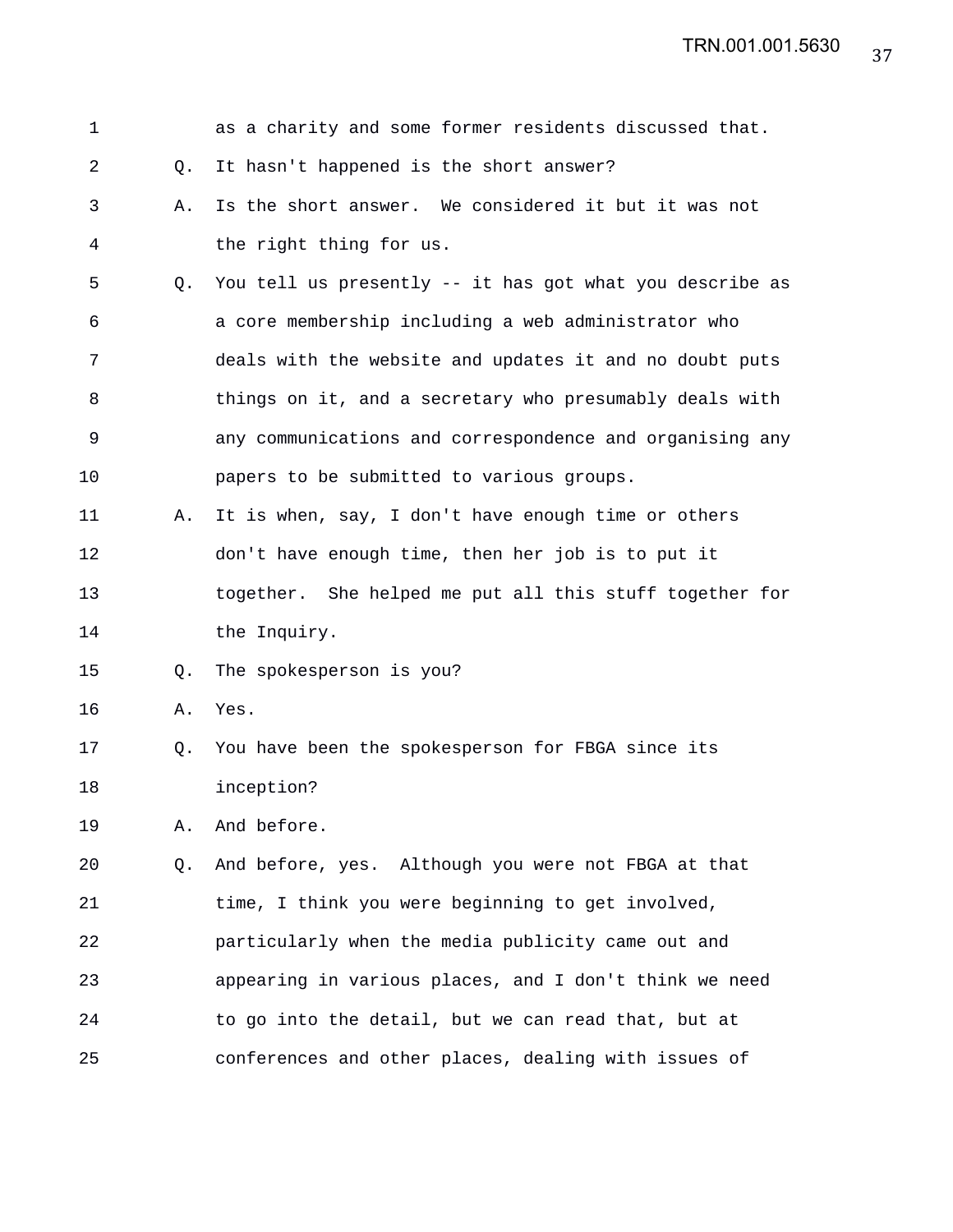1 as a charity and some former residents discussed that.

2 Q. It hasn't happened is the short answer?

3 A. Is the short answer. We considered it but it was not

4 the right thing for us.

5 Q. You tell us presently -- it has got what you describe as

6 a core membership including a web administrator who

7 deals with the website and updates it and no doubt puts

8 things on it, and a secretary who presumably deals with

9 any communications and correspondence and organising any

10 papers to be submitted to various groups.

11 A. It is when, say, I don't have enough time or others

12 don't have enough time, then her job is to put it

13 together. She helped me put all this stuff together for

14 the Inquiry.

15 Q. The spokesperson is you?

16 A. Yes.

17 Q. You have been the spokesperson for FBGA since its

18 inception?

19 A. And before.

20 Q. And before, yes. Although you were not FBGA at that

21 time, I think you were beginning to get involved,

22 particularly when the media publicity came out and

23 appearing in various places, and I don't think we need

24 to go into the detail, but we can read that, but at

25 conferences and other places, dealing with issues of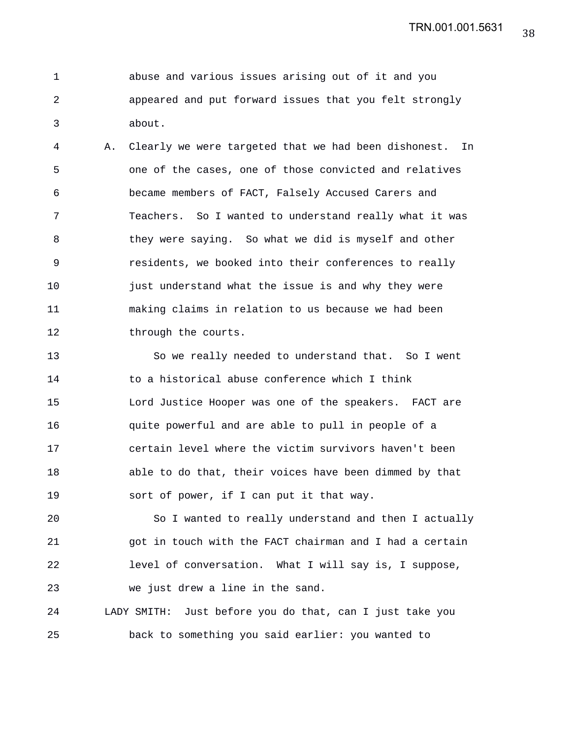abuse and various issues arising out of it and you appeared and put forward issues that you felt strongly about.

A. Clearly we were targeted that we had been dishonest. In one of the cases, one of those convicted and relatives became members of FACT, Falsely Accused Carers and Teachers. So I wanted to understand really what it was they were saying. So what we did is myself and other residents, we booked into their conferences to really just understand what the issue is and why they were making claims in relation to us because we had been through the courts.

So we really needed to understand that. So I went to a historical abuse conference which I think Lord Justice Hooper was one of the speakers. FACT are quite powerful and are able to pull in people of a certain level where the victim survivors haven't been able to do that, their voices have been dimmed by that sort of power, if I can put it that way.

So I wanted to really understand and then I actually got in touch with the FACT chairman and I had a certain level of conversation. What I will say is, I suppose, we just drew a line in the sand.

LADY SMITH: Just before you do that, can I just take you back to something you said earlier: you wanted to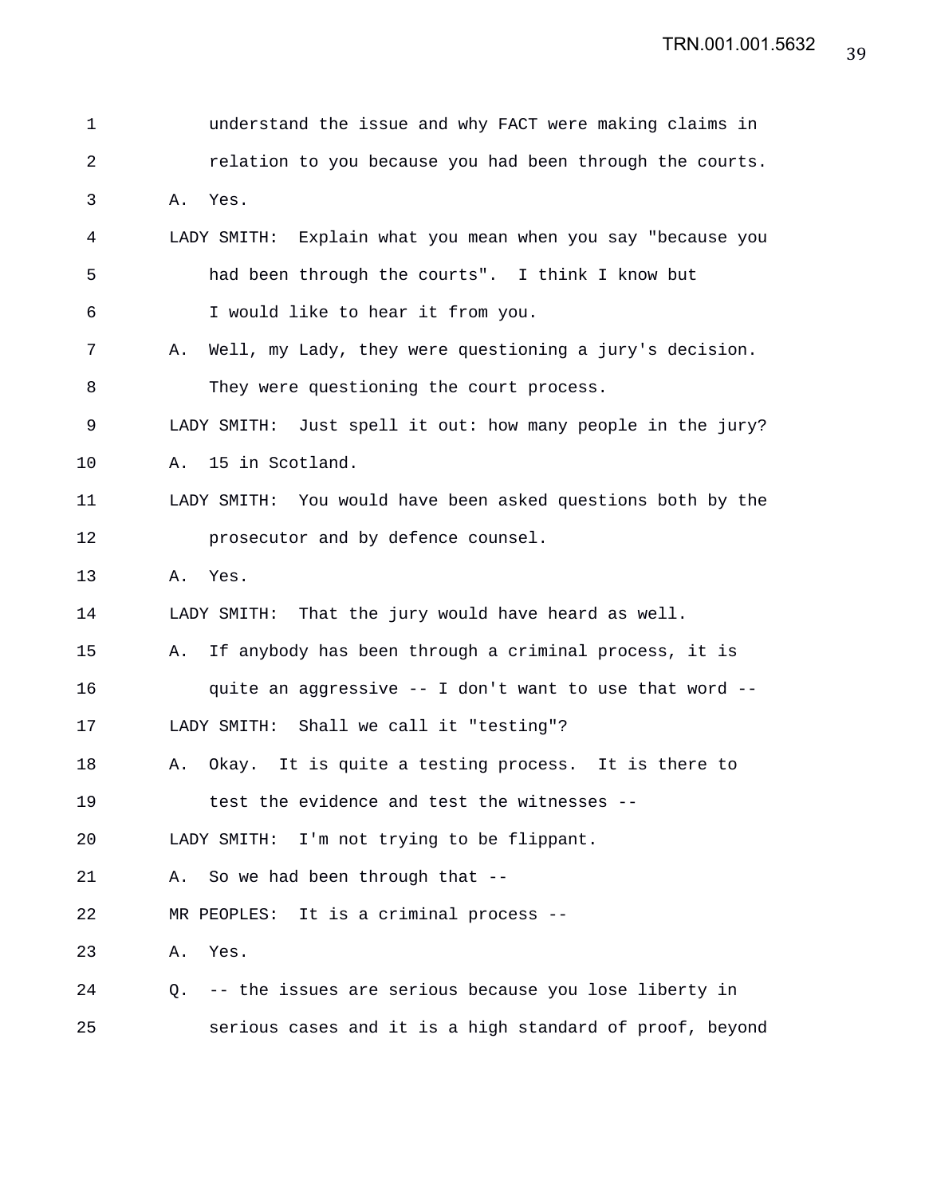1 understand the issue and why FACT were making claims in
2 relation to you because you had been through the courts.
3 A. Yes.
4 LADY SMITH: Explain what you mean when you say "because you
5 had been through the courts". I think I know but
6 I would like to hear it from you.
7 A. Well, my Lady, they were questioning a jury's decision.
8 They were questioning the court process.
9 LADY SMITH: Just spell it out: how many people in the jury?
10 A. 15 in Scotland.
11 LADY SMITH: You would have been asked questions both by the
12 prosecutor and by defence counsel.
13 A. Yes.
14 LADY SMITH: That the jury would have heard as well.
15 A. If anybody has been through a criminal process, it is
16 quite an aggressive -- I don't want to use that word --
17 LADY SMITH: Shall we call it "testing"?
18 A. Okay. It is quite a testing process. It is there to
19 test the evidence and test the witnesses --
20 LADY SMITH: I'm not trying to be flippant.
21 A. So we had been through that --
22 MR PEOPLES: It is a criminal process --
23 A. Yes.
24 Q. -- the issues are serious because you lose liberty in
25 serious cases and it is a high standard of proof, beyond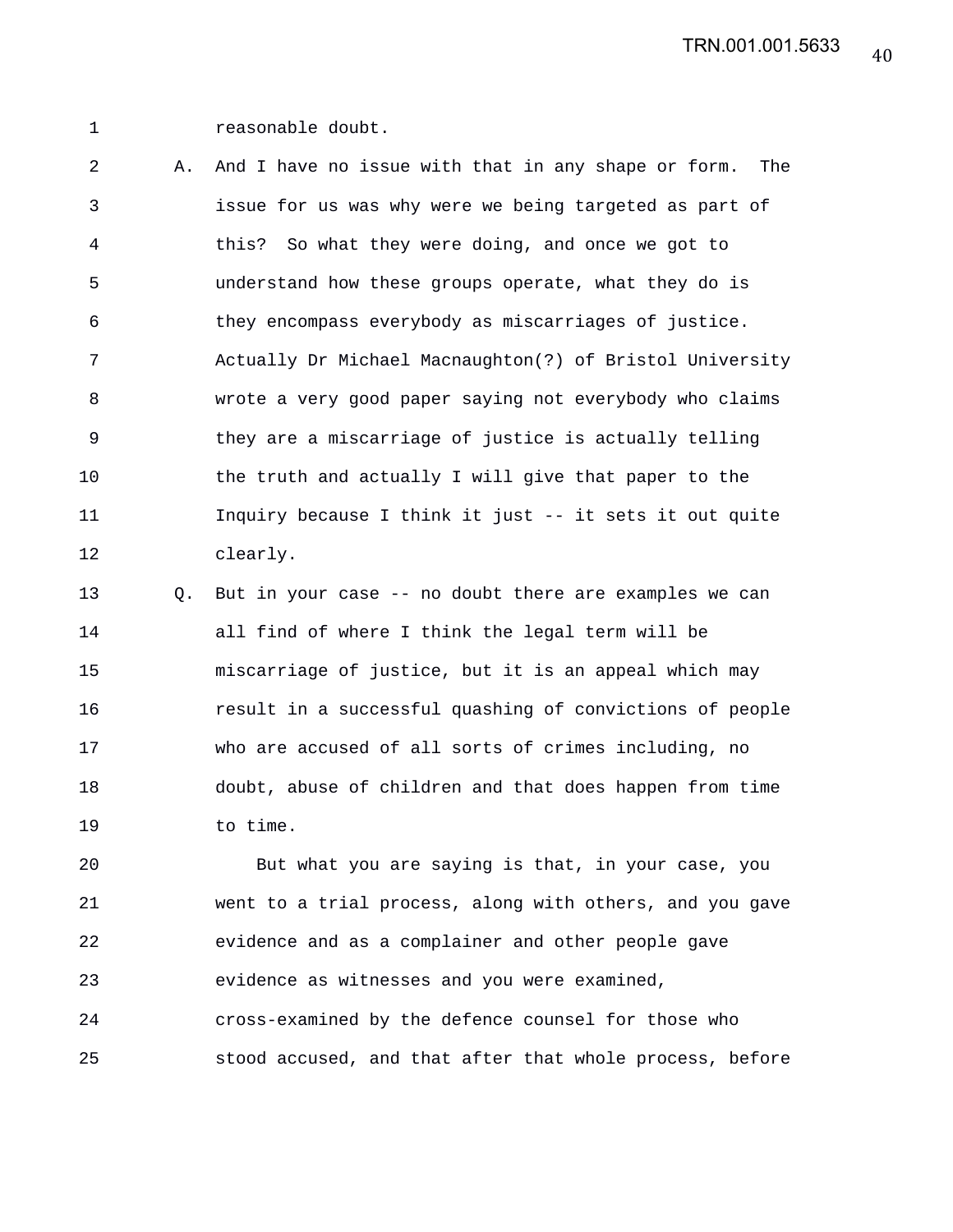reasonable doubt.

A. And I have no issue with that in any shape or form. The issue for us was why were we being targeted as part of this? So what they were doing, and once we got to understand how these groups operate, what they do is they encompass everybody as miscarriages of justice. Actually Dr Michael Macnaughton(?) of Bristol University wrote a very good paper saying not everybody who claims they are a miscarriage of justice is actually telling the truth and actually I will give that paper to the Inquiry because I think it just -- it sets it out quite clearly.

Q. But in your case -- no doubt there are examples we can all find of where I think the legal term will be miscarriage of justice, but it is an appeal which may result in a successful quashing of convictions of people who are accused of all sorts of crimes including, no doubt, abuse of children and that does happen from time to time.

But what you are saying is that, in your case, you went to a trial process, along with others, and you gave evidence and as a complainer and other people gave evidence as witnesses and you were examined, cross-examined by the defence counsel for those who stood accused, and that after that whole process, before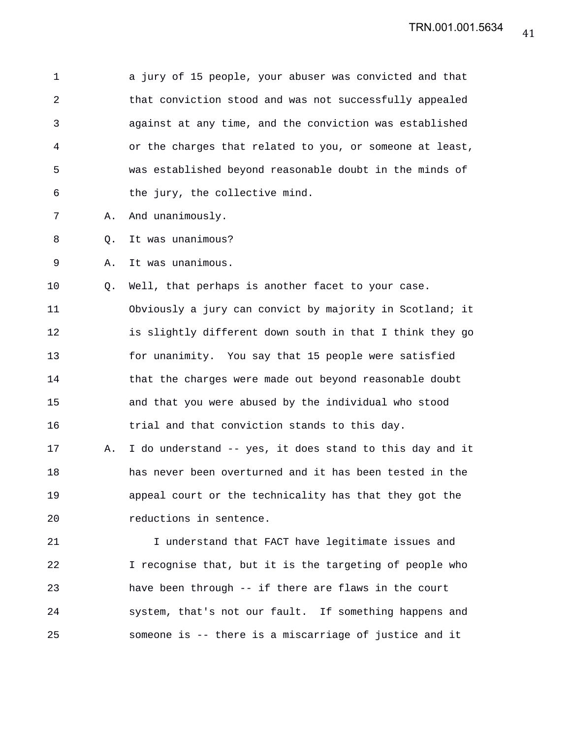a jury of 15 people, your abuser was convicted and that that conviction stood and was not successfully appealed against at any time, and the conviction was established or the charges that related to you, or someone at least, was established beyond reasonable doubt in the minds of the jury, the collective mind.

A. And unanimously.

Q. It was unanimous?

A. It was unanimous.

Q. Well, that perhaps is another facet to your case. Obviously a jury can convict by majority in Scotland; it is slightly different down south in that I think they go for unanimity. You say that 15 people were satisfied that the charges were made out beyond reasonable doubt and that you were abused by the individual who stood trial and that conviction stands to this day.

A. I do understand -- yes, it does stand to this day and it has never been overturned and it has been tested in the appeal court or the technicality has that they got the reductions in sentence.

I understand that FACT have legitimate issues and I recognise that, but it is the targeting of people who have been through -- if there are flaws in the court system, that's not our fault. If something happens and someone is -- there is a miscarriage of justice and it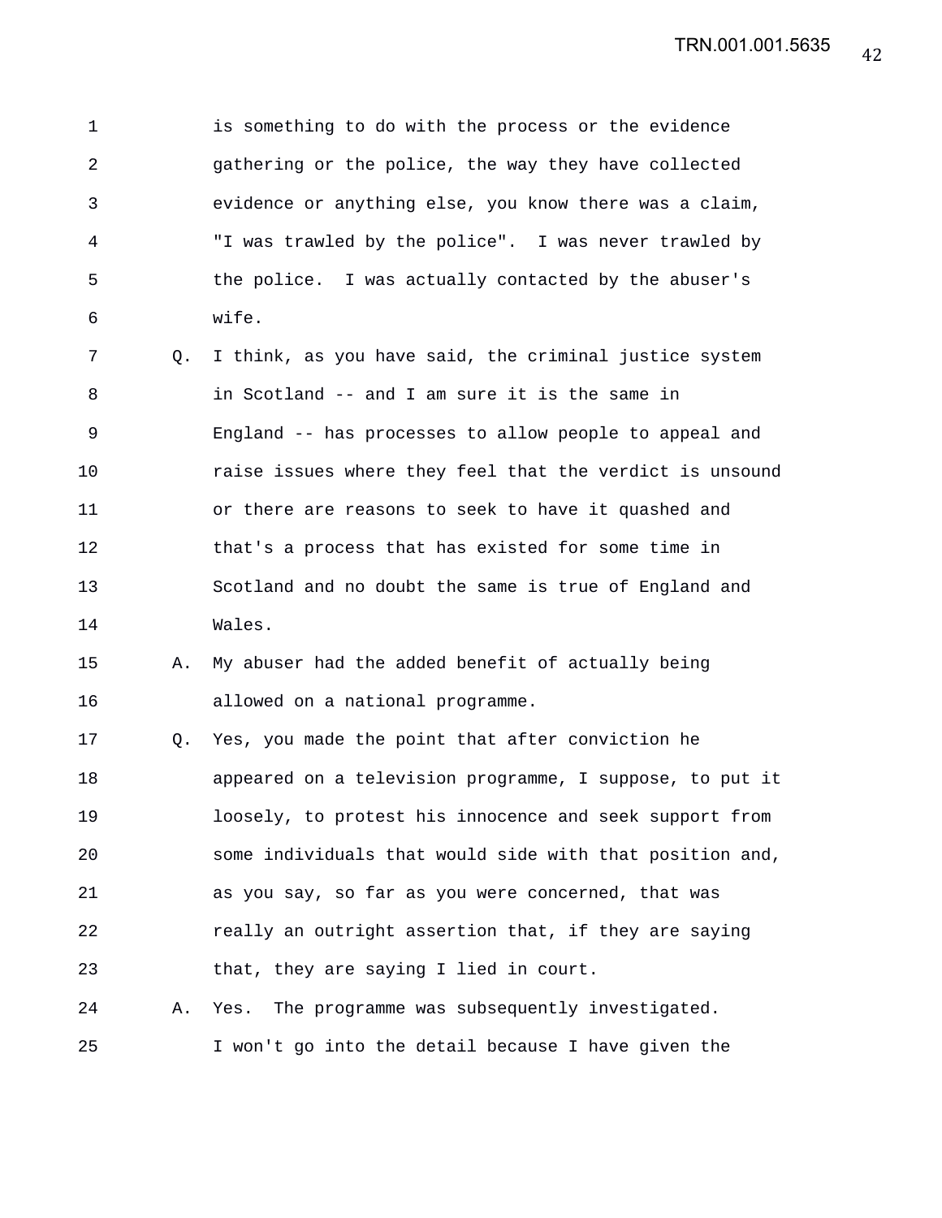is something to do with the process or the evidence gathering or the police, the way they have collected evidence or anything else, you know there was a claim, "I was trawled by the police". I was never trawled by the police. I was actually contacted by the abuser's wife.

Q. I think, as you have said, the criminal justice system in Scotland -- and I am sure it is the same in England -- has processes to allow people to appeal and raise issues where they feel that the verdict is unsound or there are reasons to seek to have it quashed and that's a process that has existed for some time in Scotland and no doubt the same is true of England and Wales.

A. My abuser had the added benefit of actually being allowed on a national programme.

Q. Yes, you made the point that after conviction he appeared on a television programme, I suppose, to put it loosely, to protest his innocence and seek support from some individuals that would side with that position and, as you say, so far as you were concerned, that was really an outright assertion that, if they are saying that, they are saying I lied in court.

A. Yes. The programme was subsequently investigated. I won't go into the detail because I have given the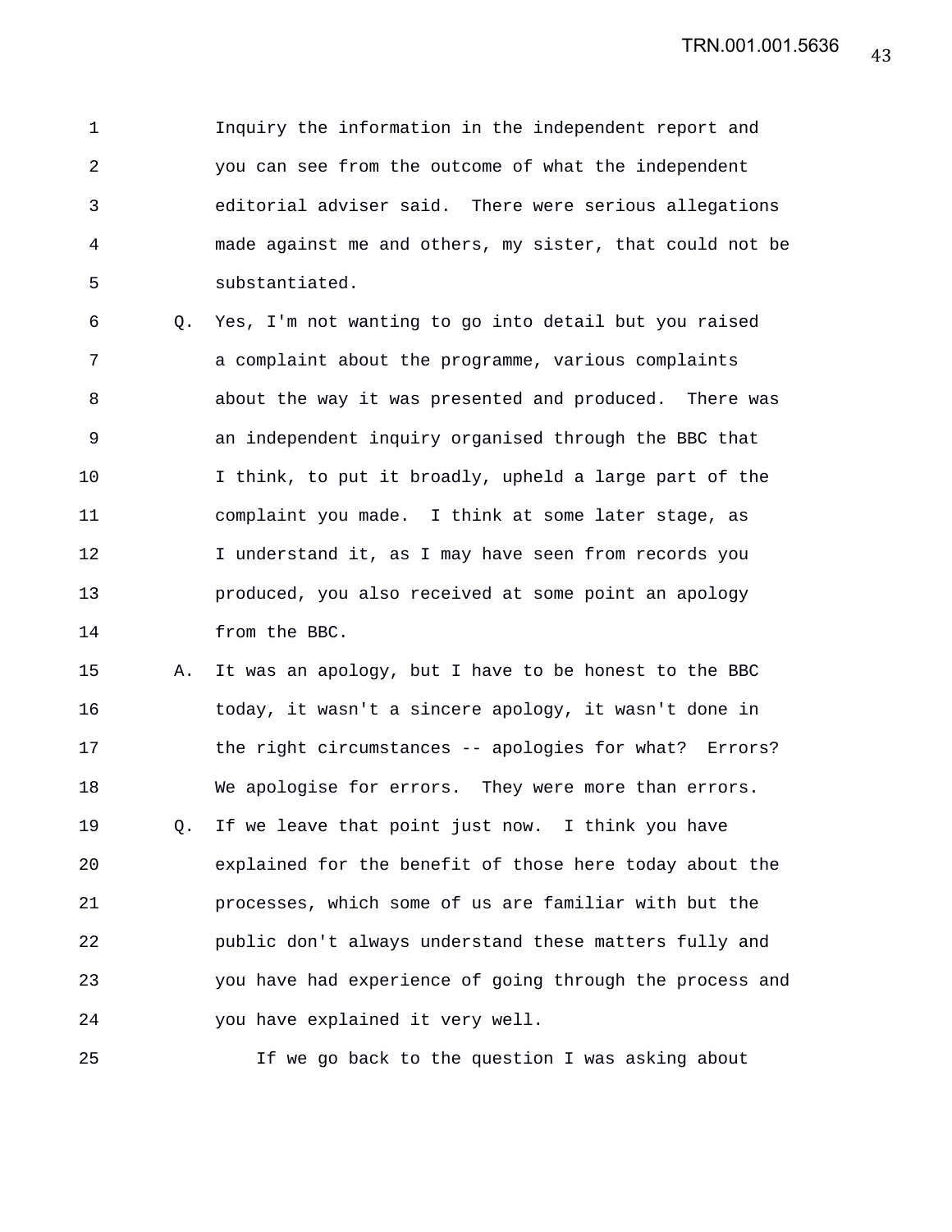Inquiry the information in the independent report and you can see from the outcome of what the independent editorial adviser said. There were serious allegations made against me and others, my sister, that could not be substantiated.

Q. Yes, I'm not wanting to go into detail but you raised a complaint about the programme, various complaints about the way it was presented and produced. There was an independent inquiry organised through the BBC that I think, to put it broadly, upheld a large part of the complaint you made. I think at some later stage, as I understand it, as I may have seen from records you produced, you also received at some point an apology from the BBC.

A. It was an apology, but I have to be honest to the BBC today, it wasn't a sincere apology, it wasn't done in the right circumstances -- apologies for what? Errors? We apologise for errors. They were more than errors.

Q. If we leave that point just now. I think you have explained for the benefit of those here today about the processes, which some of us are familiar with but the public don't always understand these matters fully and you have had experience of going through the process and you have explained it very well.

If we go back to the question I was asking about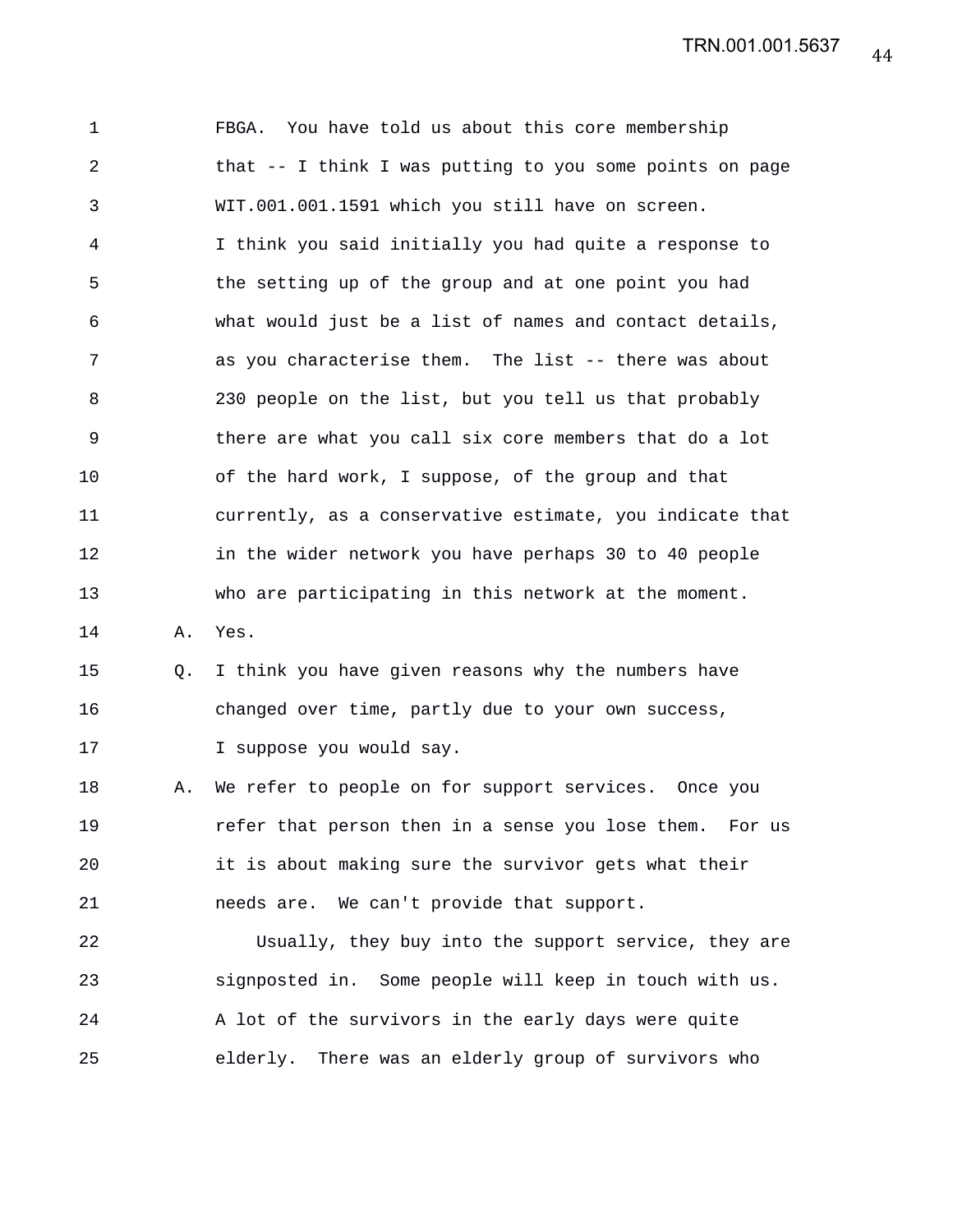FBGA. You have told us about this core membership that -- I think I was putting to you some points on page WIT.001.001.1591 which you still have on screen. I think you said initially you had quite a response to the setting up of the group and at one point you had what would just be a list of names and contact details, as you characterise them. The list -- there was about 230 people on the list, but you tell us that probably there are what you call six core members that do a lot of the hard work, I suppose, of the group and that currently, as a conservative estimate, you indicate that in the wider network you have perhaps 30 to 40 people who are participating in this network at the moment.

A. Yes.

Q. I think you have given reasons why the numbers have changed over time, partly due to your own success, I suppose you would say.

A. We refer to people on for support services. Once you refer that person then in a sense you lose them. For us it is about making sure the survivor gets what their needs are. We can't provide that support.

Usually, they buy into the support service, they are signposted in. Some people will keep in touch with us. A lot of the survivors in the early days were quite elderly. There was an elderly group of survivors who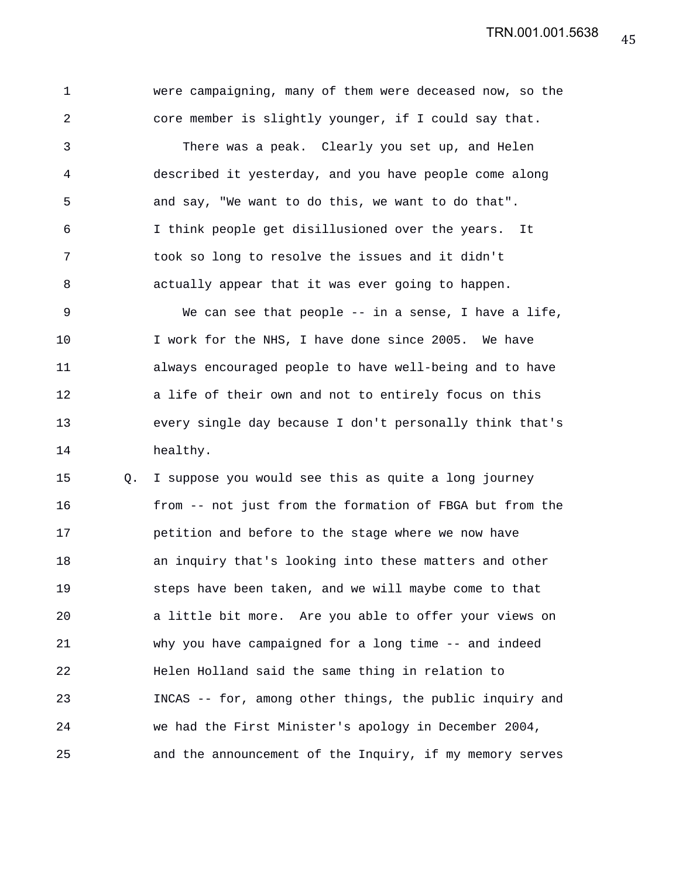were campaigning, many of them were deceased now, so the core member is slightly younger, if I could say that.

There was a peak. Clearly you set up, and Helen described it yesterday, and you have people come along and say, "We want to do this, we want to do that". I think people get disillusioned over the years. It took so long to resolve the issues and it didn't actually appear that it was ever going to happen.

We can see that people -- in a sense, I have a life, I work for the NHS, I have done since 2005. We have always encouraged people to have well-being and to have a life of their own and not to entirely focus on this every single day because I don't personally think that's healthy.

Q. I suppose you would see this as quite a long journey from -- not just from the formation of FBGA but from the petition and before to the stage where we now have an inquiry that's looking into these matters and other steps have been taken, and we will maybe come to that a little bit more. Are you able to offer your views on why you have campaigned for a long time -- and indeed Helen Holland said the same thing in relation to INCAS -- for, among other things, the public inquiry and we had the First Minister's apology in December 2004, and the announcement of the Inquiry, if my memory serves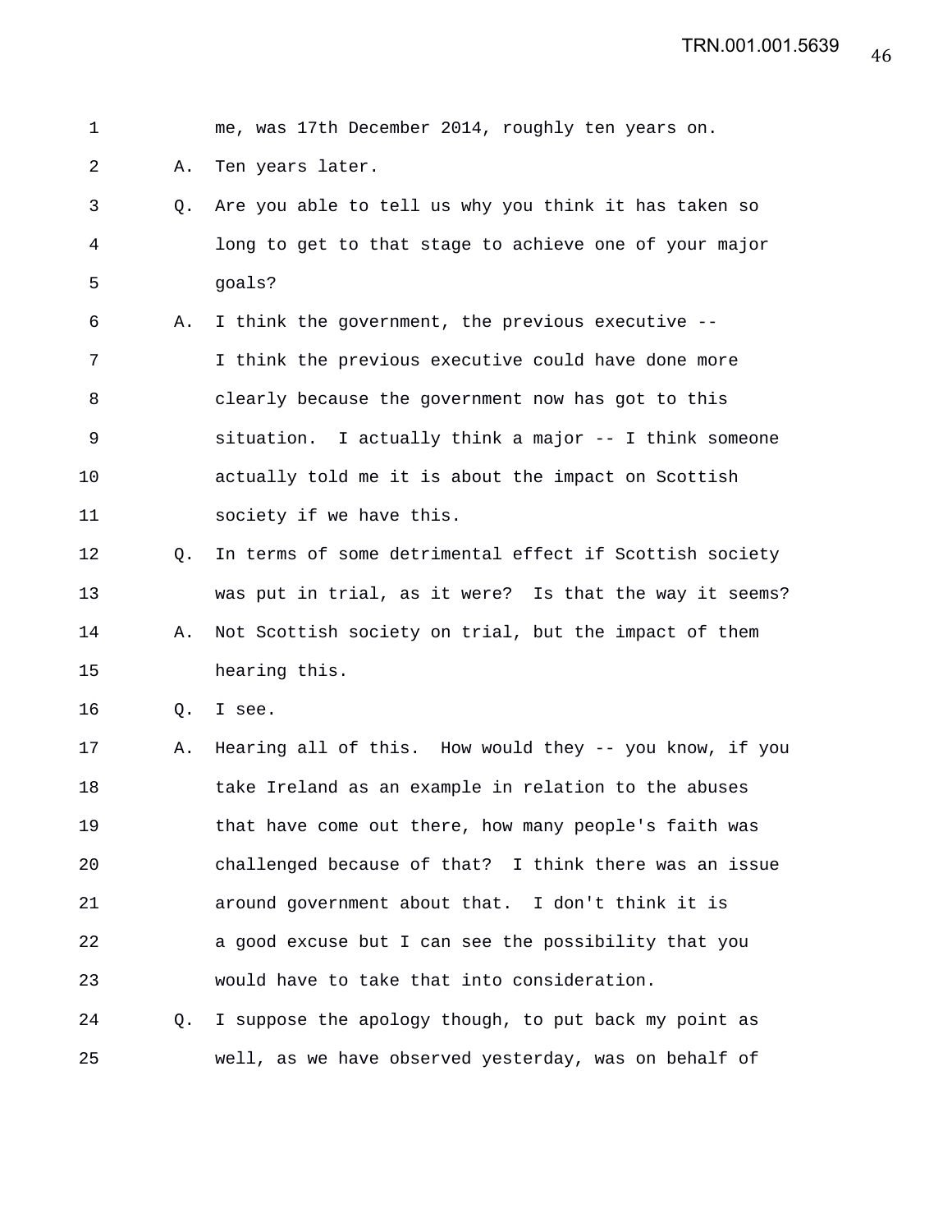1 me, was 17th December 2014, roughly ten years on.

2 A. Ten years later.

3 Q. Are you able to tell us why you think it has taken so

4 long to get to that stage to achieve one of your major

5 goals?

6 A. I think the government, the previous executive --

7 I think the previous executive could have done more

8 clearly because the government now has got to this

9 situation. I actually think a major -- I think someone

10 actually told me it is about the impact on Scottish

11 society if we have this.

12 Q. In terms of some detrimental effect if Scottish society

13 was put in trial, as it were? Is that the way it seems?

14 A. Not Scottish society on trial, but the impact of them

15 hearing this.

16 Q. I see.

17 A. Hearing all of this. How would they -- you know, if you

18 take Ireland as an example in relation to the abuses

19 that have come out there, how many people's faith was

20 challenged because of that? I think there was an issue

21 around government about that. I don't think it is

22 a good excuse but I can see the possibility that you

23 would have to take that into consideration.

24 Q. I suppose the apology though, to put back my point as

25 well, as we have observed yesterday, was on behalf of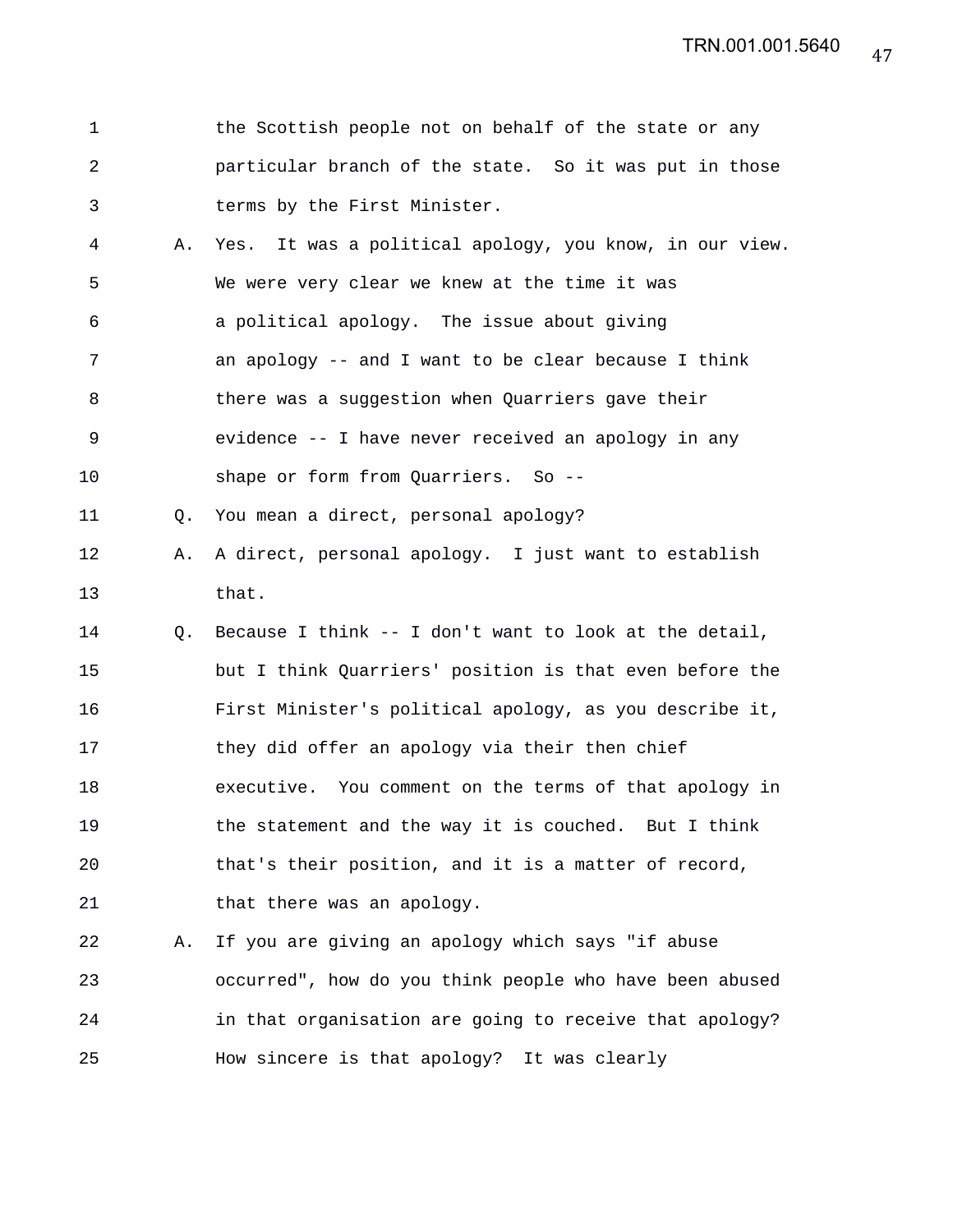1 the Scottish people not on behalf of the state or any
2 particular branch of the state. So it was put in those
3 terms by the First Minister.

4 A. Yes. It was a political apology, you know, in our view.
5 We were very clear we knew at the time it was
6 a political apology. The issue about giving
7 an apology -- and I want to be clear because I think
8 there was a suggestion when Quarriers gave their
9 evidence -- I have never received an apology in any
10 shape or form from Quarriers. So --

11 Q. You mean a direct, personal apology?

12 A. A direct, personal apology. I just want to establish
13 that.

14 Q. Because I think -- I don't want to look at the detail,
15 but I think Quarriers' position is that even before the
16 First Minister's political apology, as you describe it,
17 they did offer an apology via their then chief
18 executive. You comment on the terms of that apology in
19 the statement and the way it is couched. But I think
20 that's their position, and it is a matter of record,
21 that there was an apology.

22 A. If you are giving an apology which says "if abuse
23 occurred", how do you think people who have been abused
24 in that organisation are going to receive that apology?
25 How sincere is that apology? It was clearly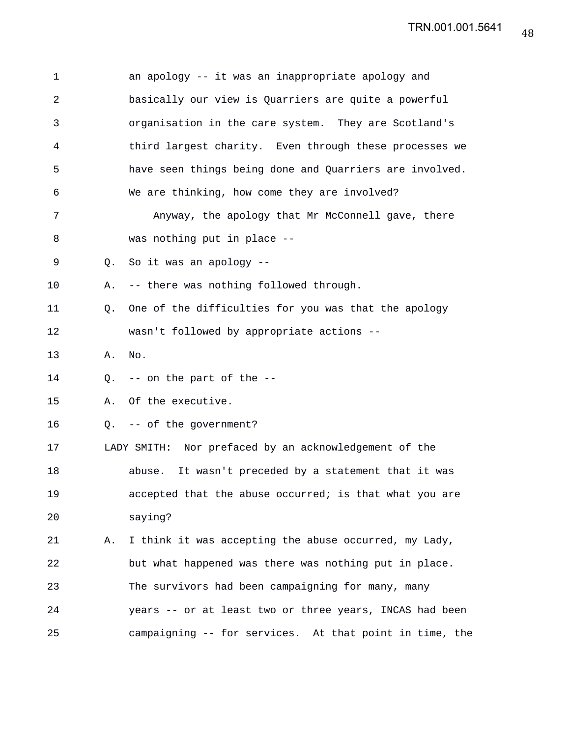an apology -- it was an inappropriate apology and basically our view is Quarriers are quite a powerful organisation in the care system. They are Scotland's third largest charity. Even through these processes we have seen things being done and Quarriers are involved. We are thinking, how come they are involved?

Anyway, the apology that Mr McConnell gave, there was nothing put in place --

Q. So it was an apology --

A. -- there was nothing followed through.

Q. One of the difficulties for you was that the apology wasn't followed by appropriate actions --

A. No.

Q. -- on the part of the --

A. Of the executive.

Q. -- of the government?

LADY SMITH: Nor prefaced by an acknowledgement of the abuse. It wasn't preceded by a statement that it was accepted that the abuse occurred; is that what you are saying?

A. I think it was accepting the abuse occurred, my Lady, but what happened was there was nothing put in place. The survivors had been campaigning for many, many years -- or at least two or three years, INCAS had been campaigning -- for services. At that point in time, the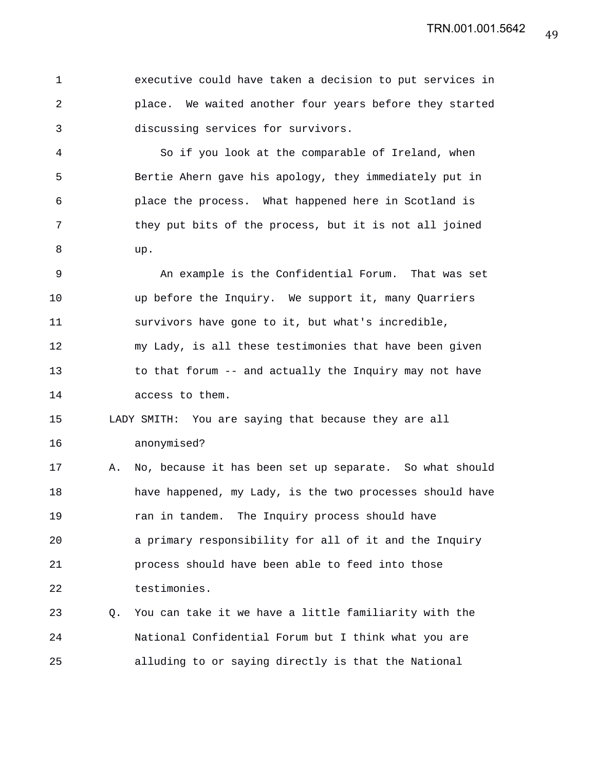executive could have taken a decision to put services in place. We waited another four years before they started discussing services for survivors.

So if you look at the comparable of Ireland, when Bertie Ahern gave his apology, they immediately put in place the process. What happened here in Scotland is they put bits of the process, but it is not all joined up.

An example is the Confidential Forum. That was set up before the Inquiry. We support it, many Quarriers survivors have gone to it, but what's incredible, my Lady, is all these testimonies that have been given to that forum -- and actually the Inquiry may not have access to them.

LADY SMITH: You are saying that because they are all anonymised?

A. No, because it has been set up separate. So what should have happened, my Lady, is the two processes should have ran in tandem. The Inquiry process should have a primary responsibility for all of it and the Inquiry process should have been able to feed into those testimonies.

Q. You can take it we have a little familiarity with the National Confidential Forum but I think what you are alluding to or saying directly is that the National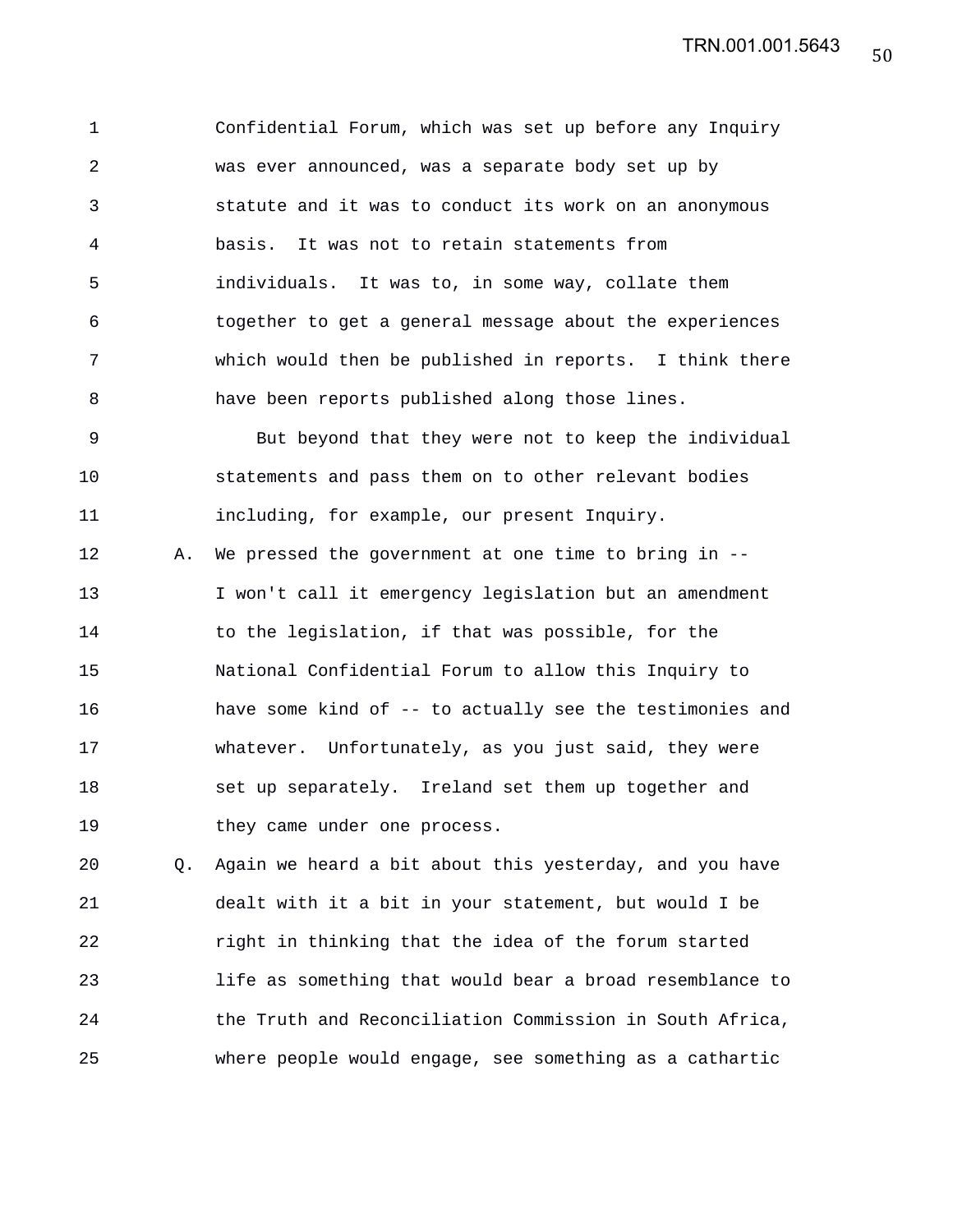Confidential Forum, which was set up before any Inquiry was ever announced, was a separate body set up by statute and it was to conduct its work on an anonymous basis. It was not to retain statements from individuals. It was to, in some way, collate them together to get a general message about the experiences which would then be published in reports. I think there have been reports published along those lines.

But beyond that they were not to keep the individual statements and pass them on to other relevant bodies including, for example, our present Inquiry.

A. We pressed the government at one time to bring in -- I won't call it emergency legislation but an amendment to the legislation, if that was possible, for the National Confidential Forum to allow this Inquiry to have some kind of -- to actually see the testimonies and whatever. Unfortunately, as you just said, they were set up separately. Ireland set them up together and they came under one process.

Q. Again we heard a bit about this yesterday, and you have dealt with it a bit in your statement, but would I be right in thinking that the idea of the forum started life as something that would bear a broad resemblance to the Truth and Reconciliation Commission in South Africa, where people would engage, see something as a cathartic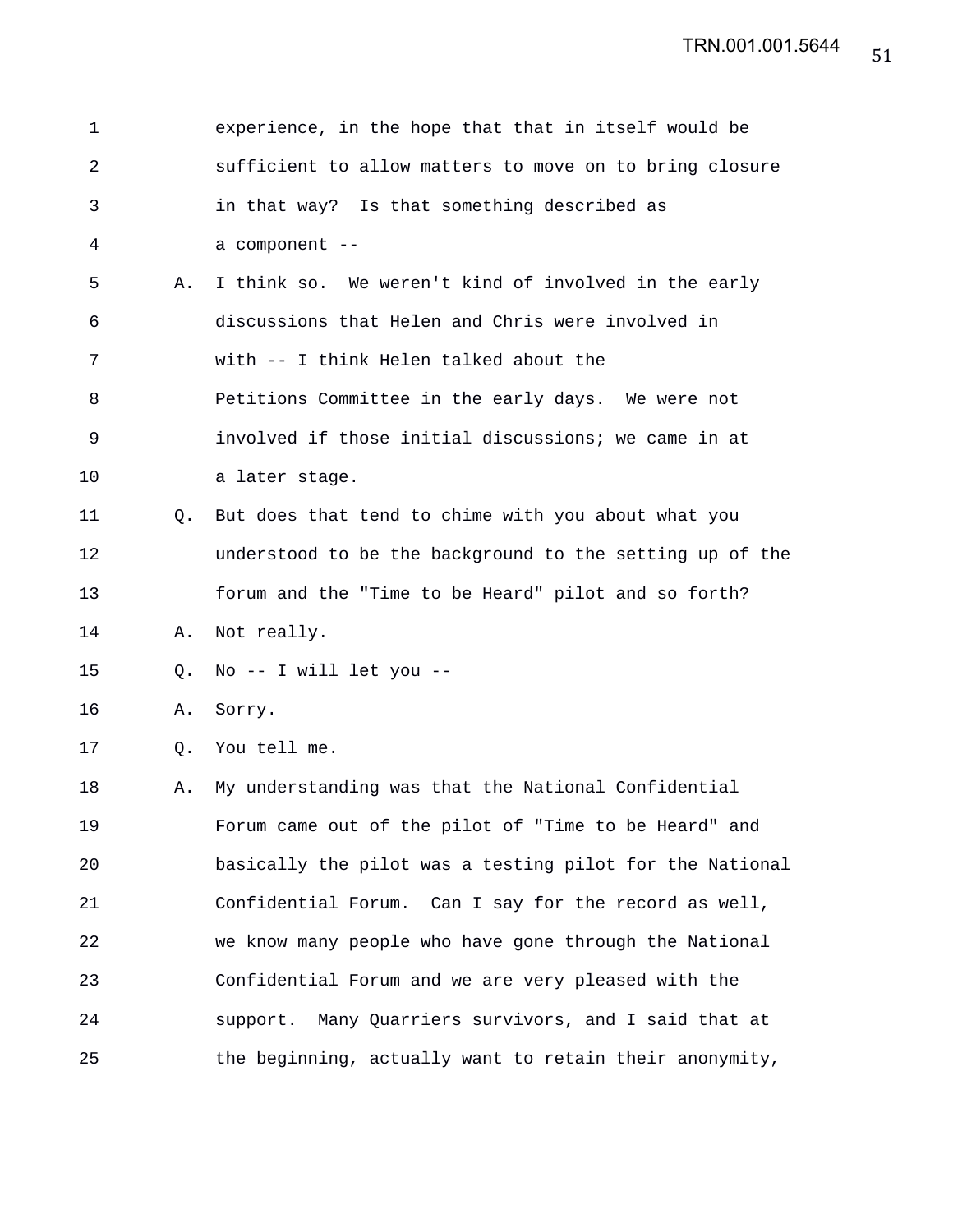experience, in the hope that that in itself would be sufficient to allow matters to move on to bring closure in that way? Is that something described as a component --

A. I think so. We weren't kind of involved in the early discussions that Helen and Chris were involved in with -- I think Helen talked about the Petitions Committee in the early days. We were not involved if those initial discussions; we came in at a later stage.

Q. But does that tend to chime with you about what you understood to be the background to the setting up of the forum and the "Time to be Heard" pilot and so forth?

A. Not really.

Q. No -- I will let you --

A. Sorry.

Q. You tell me.

A. My understanding was that the National Confidential Forum came out of the pilot of "Time to be Heard" and basically the pilot was a testing pilot for the National Confidential Forum. Can I say for the record as well, we know many people who have gone through the National Confidential Forum and we are very pleased with the support. Many Quarriers survivors, and I said that at the beginning, actually want to retain their anonymity,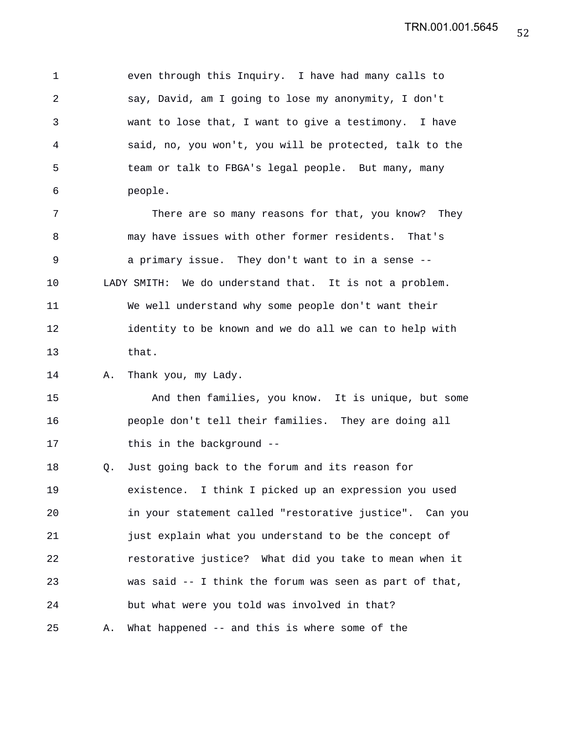even through this Inquiry. I have had many calls to say, David, am I going to lose my anonymity, I don't want to lose that, I want to give a testimony. I have said, no, you won't, you will be protected, talk to the team or talk to FBGA's legal people. But many, many people.

There are so many reasons for that, you know? They may have issues with other former residents. That's a primary issue. They don't want to in a sense --

LADY SMITH: We do understand that. It is not a problem. We well understand why some people don't want their identity to be known and we do all we can to help with that.

A. Thank you, my Lady.

And then families, you know. It is unique, but some people don't tell their families. They are doing all this in the background --

Q. Just going back to the forum and its reason for existence. I think I picked up an expression you used in your statement called "restorative justice". Can you just explain what you understand to be the concept of restorative justice? What did you take to mean when it was said -- I think the forum was seen as part of that, but what were you told was involved in that?

A. What happened -- and this is where some of the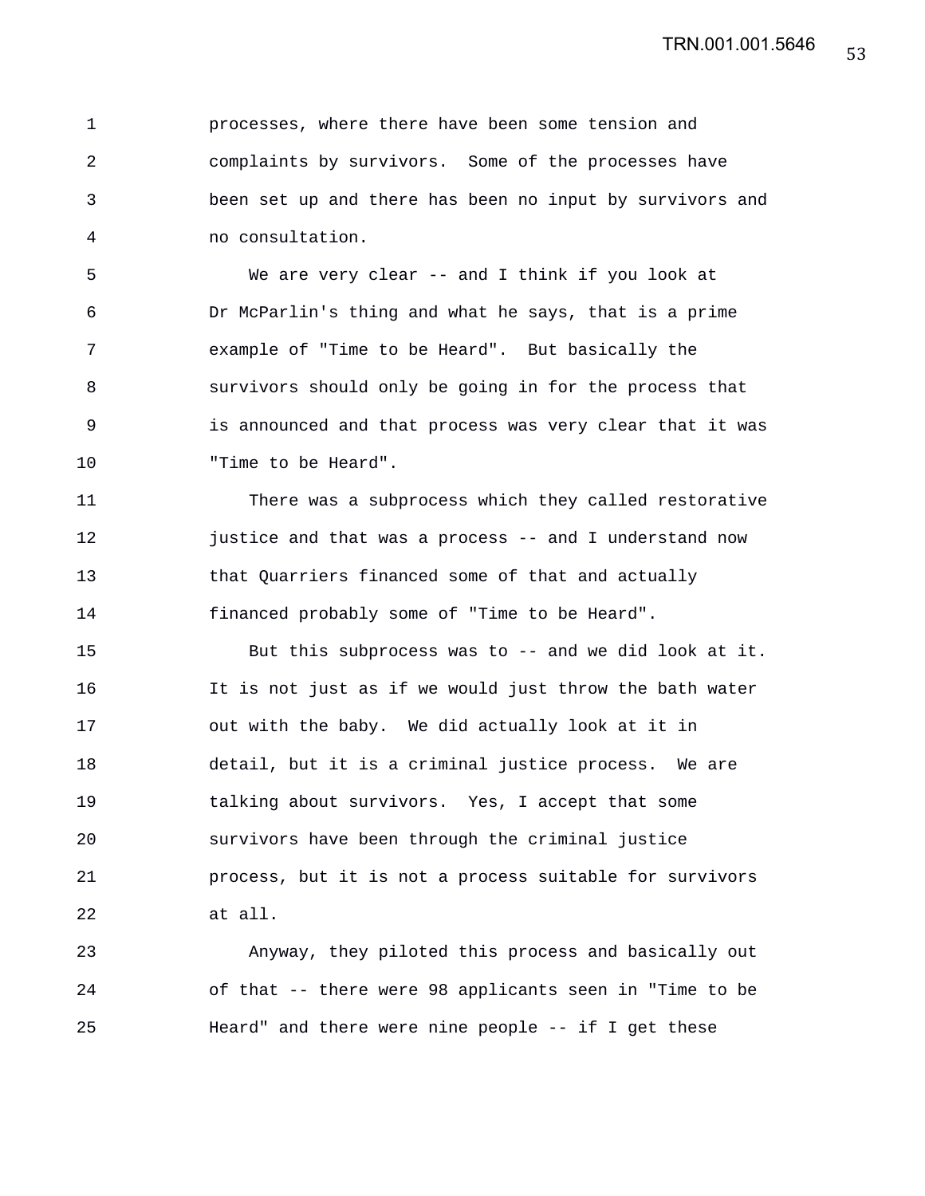processes, where there have been some tension and complaints by survivors. Some of the processes have been set up and there has been no input by survivors and no consultation.

We are very clear -- and I think if you look at Dr McParlin's thing and what he says, that is a prime example of "Time to be Heard". But basically the survivors should only be going in for the process that is announced and that process was very clear that it was "Time to be Heard".

There was a subprocess which they called restorative justice and that was a process -- and I understand now that Quarriers financed some of that and actually financed probably some of "Time to be Heard".

But this subprocess was to -- and we did look at it. It is not just as if we would just throw the bath water out with the baby. We did actually look at it in detail, but it is a criminal justice process. We are talking about survivors. Yes, I accept that some survivors have been through the criminal justice process, but it is not a process suitable for survivors at all.

Anyway, they piloted this process and basically out of that -- there were 98 applicants seen in "Time to be Heard" and there were nine people -- if I get these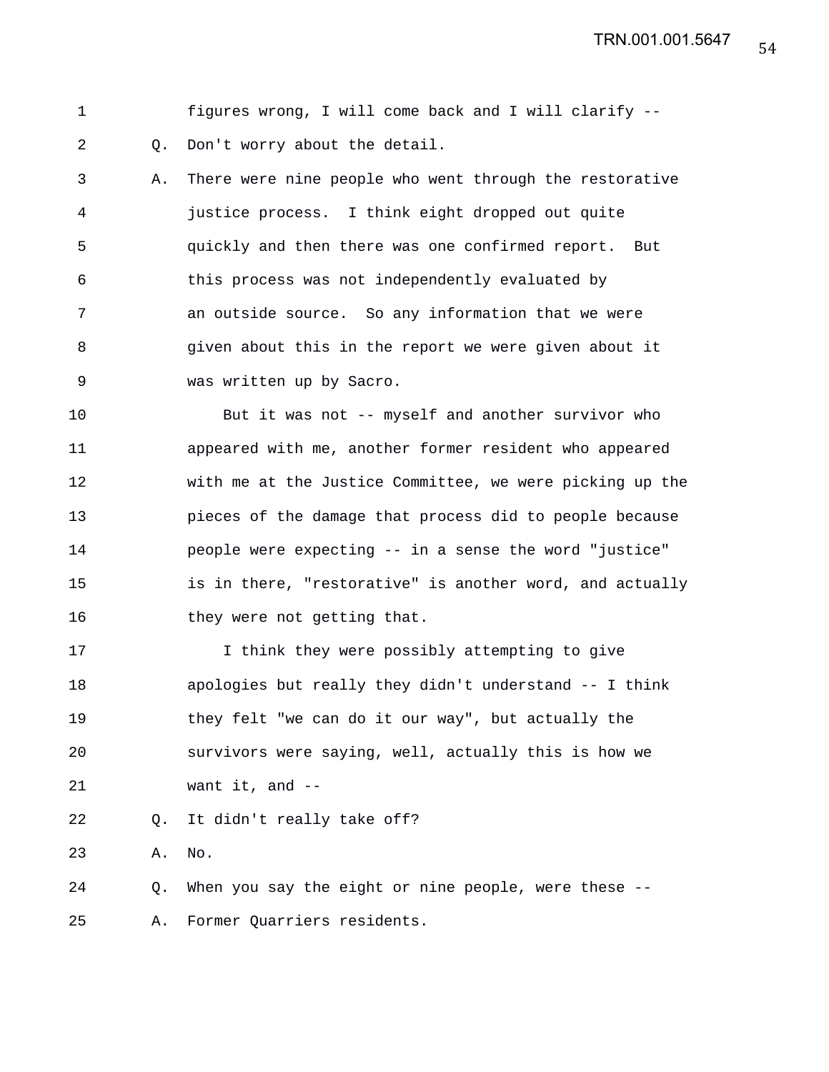1 figures wrong, I will come back and I will clarify --

2 Q. Don't worry about the detail.

3 A. There were nine people who went through the restorative

4 justice process. I think eight dropped out quite

5 quickly and then there was one confirmed report. But

6 this process was not independently evaluated by

7 an outside source. So any information that we were

8 given about this in the report we were given about it

9 was written up by Sacro.

10 But it was not -- myself and another survivor who

11 appeared with me, another former resident who appeared

12 with me at the Justice Committee, we were picking up the

13 pieces of the damage that process did to people because

14 people were expecting -- in a sense the word "justice"

15 is in there, "restorative" is another word, and actually

16 they were not getting that.

17 I think they were possibly attempting to give

18 apologies but really they didn't understand -- I think

19 they felt "we can do it our way", but actually the

20 survivors were saying, well, actually this is how we

21 want it, and --

22 Q. It didn't really take off?

23 A. No.

24 Q. When you say the eight or nine people, were these --

25 A. Former Quarriers residents.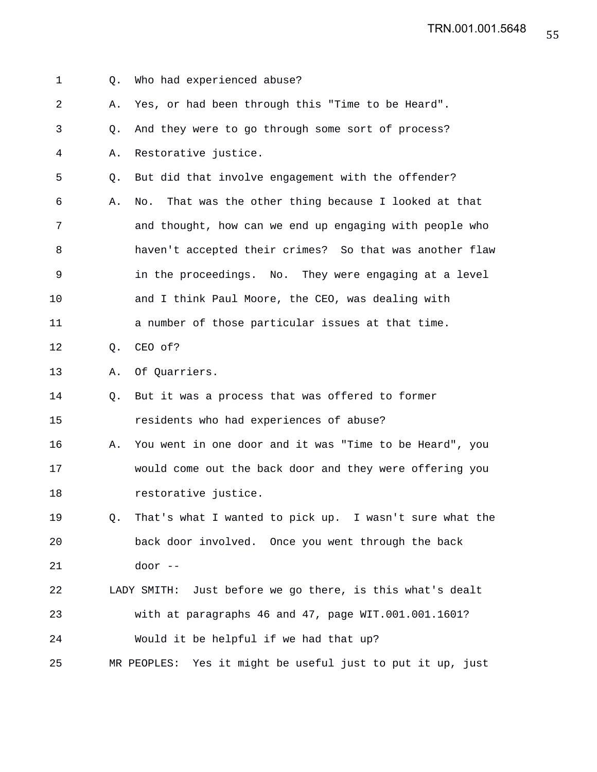Q. Who had experienced abuse?

A. Yes, or had been through this "Time to be Heard".

Q. And they were to go through some sort of process?

A. Restorative justice.

Q. But did that involve engagement with the offender?

A. No. That was the other thing because I looked at that and thought, how can we end up engaging with people who haven't accepted their crimes? So that was another flaw in the proceedings. No. They were engaging at a level and I think Paul Moore, the CEO, was dealing with a number of those particular issues at that time.

Q. CEO of?

A. Of Quarriers.

Q. But it was a process that was offered to former residents who had experiences of abuse?

A. You went in one door and it was "Time to be Heard", you would come out the back door and they were offering you restorative justice.

Q. That's what I wanted to pick up. I wasn't sure what the back door involved. Once you went through the back door --

LADY SMITH: Just before we go there, is this what's dealt with at paragraphs 46 and 47, page WIT.001.001.1601? Would it be helpful if we had that up?

MR PEOPLES: Yes it might be useful just to put it up, just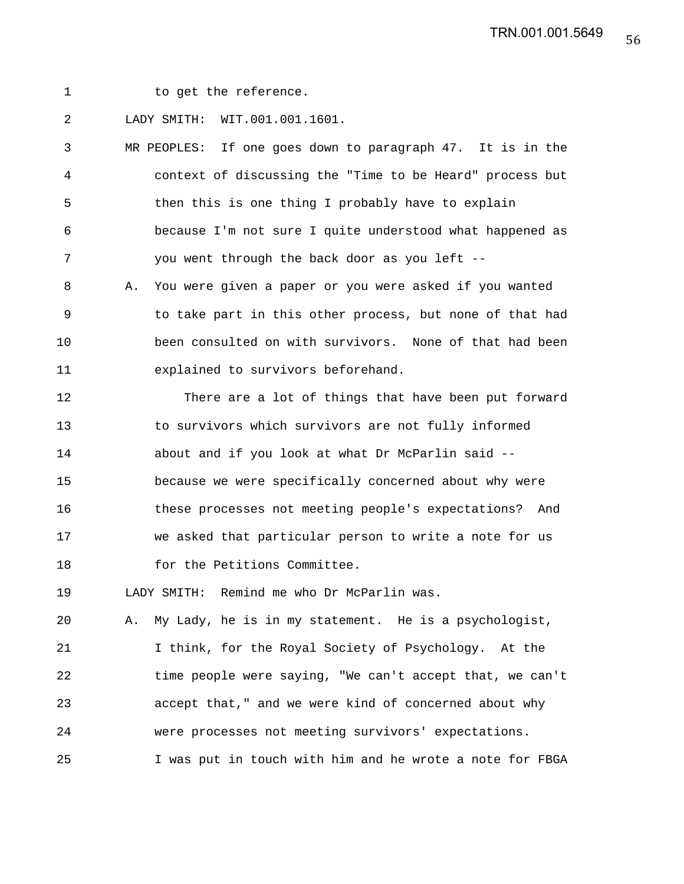to get the reference.

LADY SMITH: WIT.001.001.1601.

MR PEOPLES: If one goes down to paragraph 47. It is in the context of discussing the "Time to be Heard" process but then this is one thing I probably have to explain because I'm not sure I quite understood what happened as you went through the back door as you left --

A. You were given a paper or you were asked if you wanted to take part in this other process, but none of that had been consulted on with survivors. None of that had been explained to survivors beforehand.

There are a lot of things that have been put forward to survivors which survivors are not fully informed about and if you look at what Dr McParlin said -- because we were specifically concerned about why were these processes not meeting people's expectations? And we asked that particular person to write a note for us for the Petitions Committee.

LADY SMITH: Remind me who Dr McParlin was.

A. My Lady, he is in my statement. He is a psychologist, I think, for the Royal Society of Psychology. At the time people were saying, "We can't accept that, we can't accept that," and we were kind of concerned about why were processes not meeting survivors' expectations. I was put in touch with him and he wrote a note for FBGA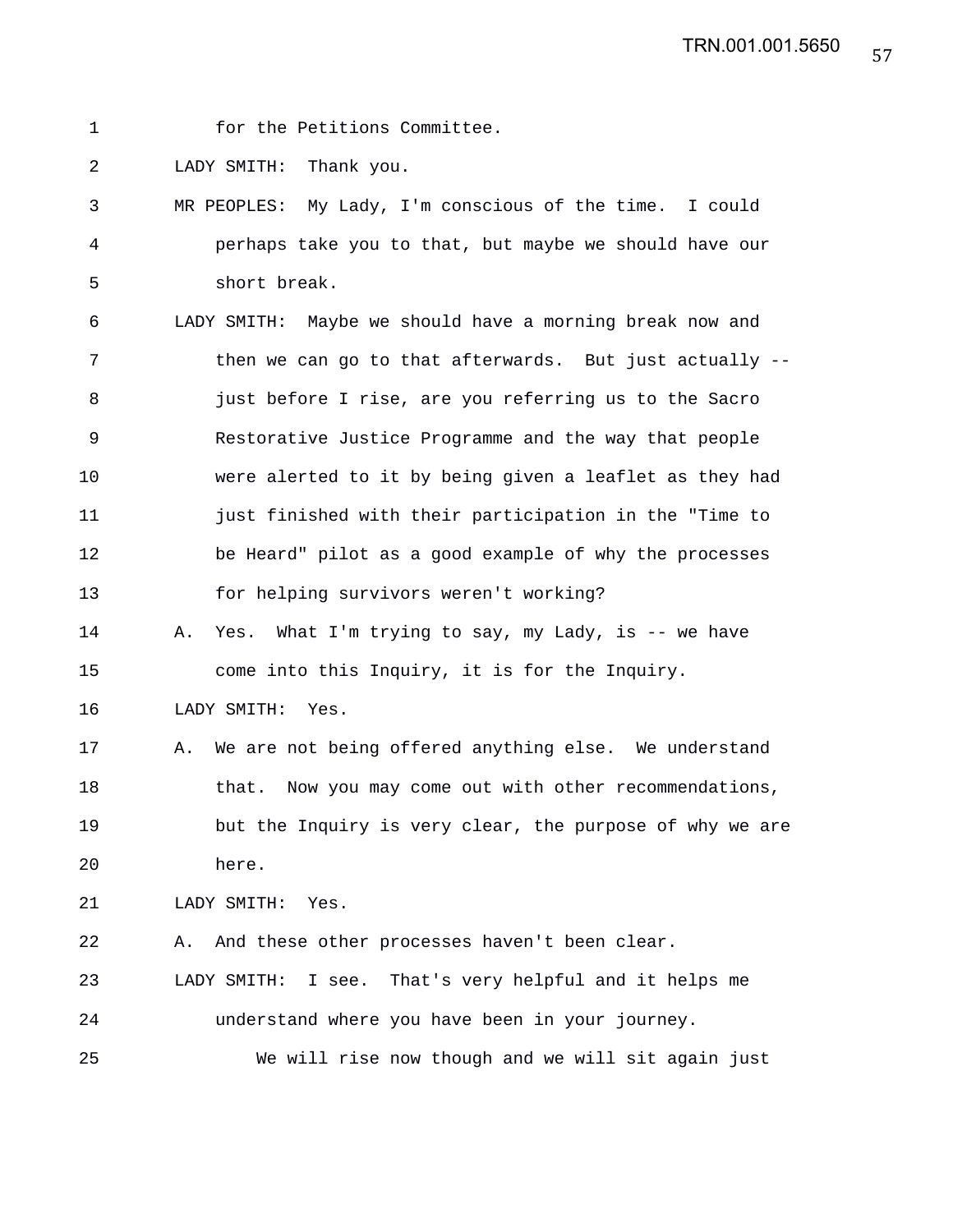for the Petitions Committee.

LADY SMITH: Thank you.

MR PEOPLES: My Lady, I'm conscious of the time. I could perhaps take you to that, but maybe we should have our short break.

LADY SMITH: Maybe we should have a morning break now and then we can go to that afterwards. But just actually -- just before I rise, are you referring us to the Sacro Restorative Justice Programme and the way that people were alerted to it by being given a leaflet as they had just finished with their participation in the "Time to be Heard" pilot as a good example of why the processes for helping survivors weren't working?

A. Yes. What I'm trying to say, my Lady, is -- we have come into this Inquiry, it is for the Inquiry.

LADY SMITH: Yes.

A. We are not being offered anything else. We understand that. Now you may come out with other recommendations, but the Inquiry is very clear, the purpose of why we are here.

LADY SMITH: Yes.

A. And these other processes haven't been clear.

LADY SMITH: I see. That's very helpful and it helps me understand where you have been in your journey.

We will rise now though and we will sit again just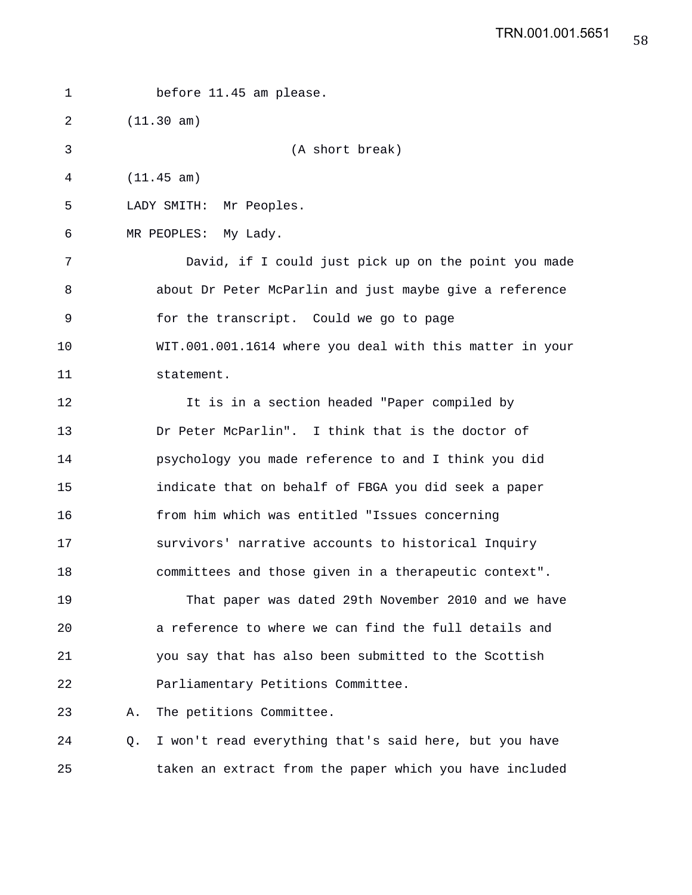before 11.45 am please.

(11.30 am)

(A short break)

(11.45 am)

LADY SMITH: Mr Peoples.

MR PEOPLES: My Lady.

David, if I could just pick up on the point you made about Dr Peter McParlin and just maybe give a reference for the transcript. Could we go to page WIT.001.001.1614 where you deal with this matter in your statement.

It is in a section headed "Paper compiled by Dr Peter McParlin". I think that is the doctor of psychology you made reference to and I think you did indicate that on behalf of FBGA you did seek a paper from him which was entitled "Issues concerning survivors' narrative accounts to historical Inquiry committees and those given in a therapeutic context".

That paper was dated 29th November 2010 and we have a reference to where we can find the full details and you say that has also been submitted to the Scottish Parliamentary Petitions Committee.

A. The petitions Committee.

Q. I won't read everything that's said here, but you have taken an extract from the paper which you have included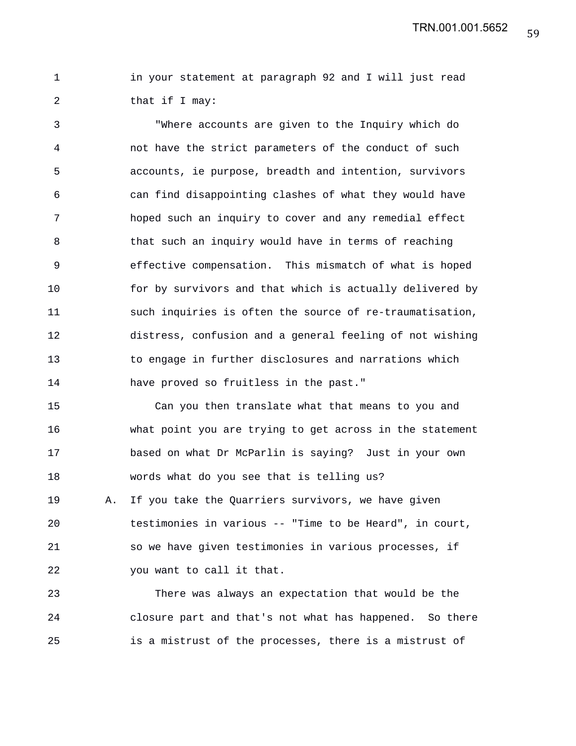in your statement at paragraph 92 and I will just read that if I may:

"Where accounts are given to the Inquiry which do not have the strict parameters of the conduct of such accounts, ie purpose, breadth and intention, survivors can find disappointing clashes of what they would have hoped such an inquiry to cover and any remedial effect that such an inquiry would have in terms of reaching effective compensation. This mismatch of what is hoped for by survivors and that which is actually delivered by such inquiries is often the source of re-traumatisation, distress, confusion and a general feeling of not wishing to engage in further disclosures and narrations which have proved so fruitless in the past."

Can you then translate what that means to you and what point you are trying to get across in the statement based on what Dr McParlin is saying? Just in your own words what do you see that is telling us?

A. If you take the Quarriers survivors, we have given testimonies in various -- "Time to be Heard", in court, so we have given testimonies in various processes, if you want to call it that.

There was always an expectation that would be the closure part and that's not what has happened. So there is a mistrust of the processes, there is a mistrust of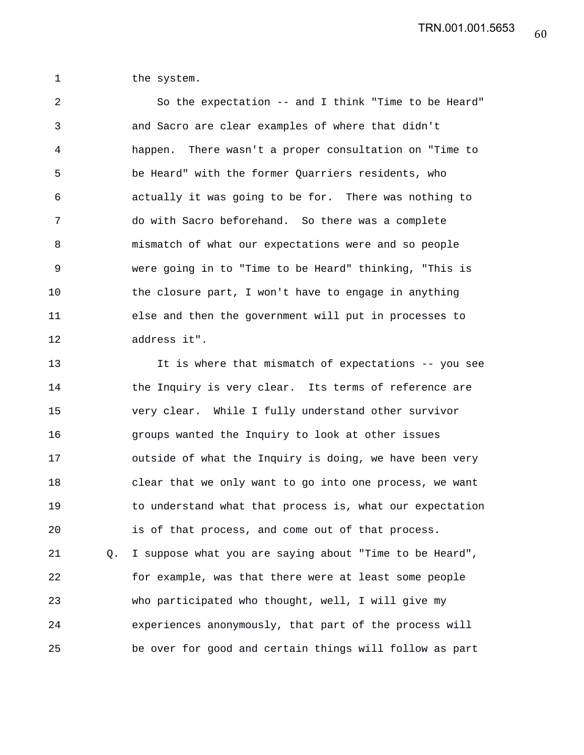the system.

So the expectation -- and I think "Time to be Heard" and Sacro are clear examples of where that didn't happen. There wasn't a proper consultation on "Time to be Heard" with the former Quarriers residents, who actually it was going to be for. There was nothing to do with Sacro beforehand. So there was a complete mismatch of what our expectations were and so people were going in to "Time to be Heard" thinking, "This is the closure part, I won't have to engage in anything else and then the government will put in processes to address it".

It is where that mismatch of expectations -- you see the Inquiry is very clear. Its terms of reference are very clear. While I fully understand other survivor groups wanted the Inquiry to look at other issues outside of what the Inquiry is doing, we have been very clear that we only want to go into one process, we want to understand what that process is, what our expectation is of that process, and come out of that process.

Q. I suppose what you are saying about "Time to be Heard", for example, was that there were at least some people who participated who thought, well, I will give my experiences anonymously, that part of the process will be over for good and certain things will follow as part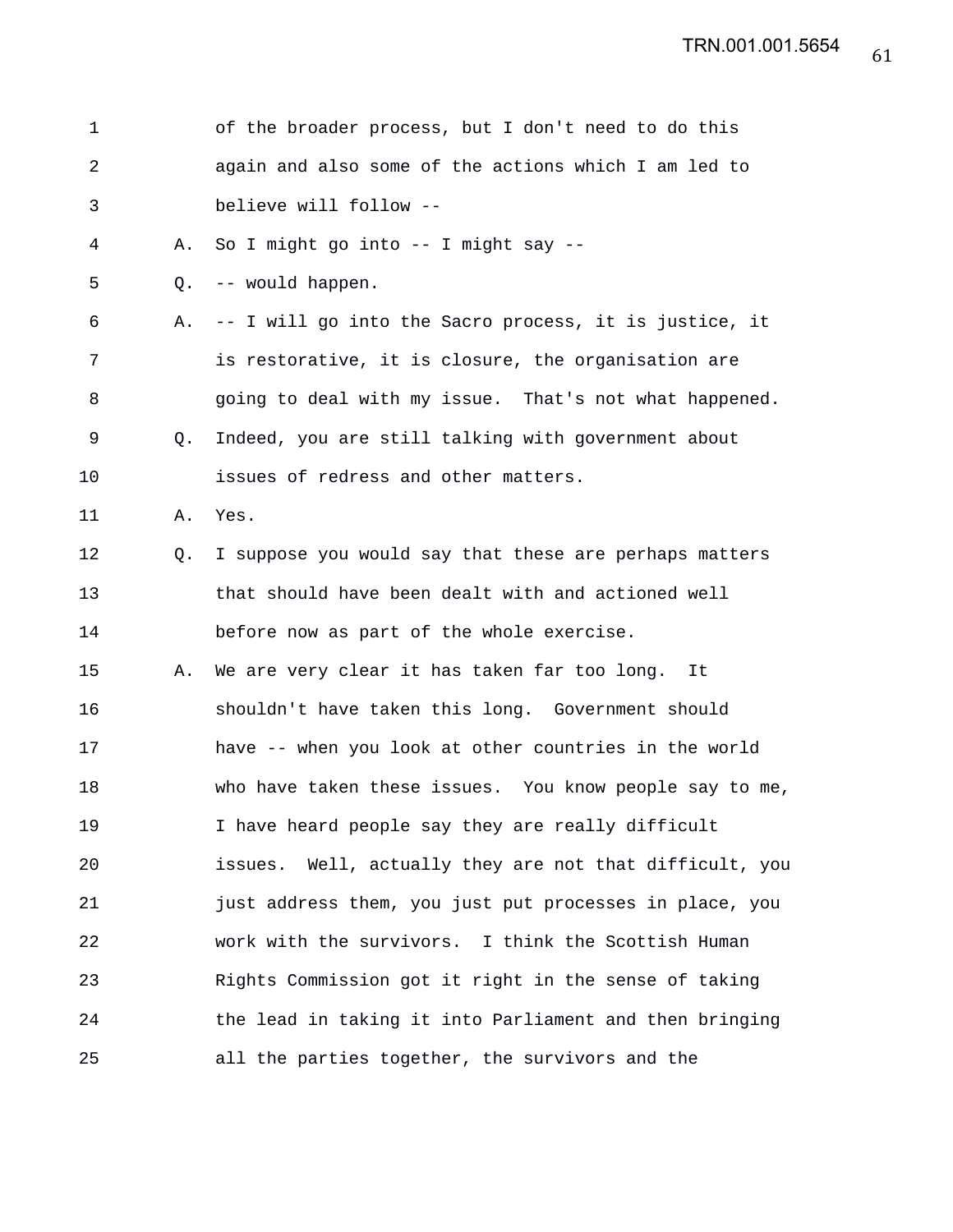1 of the broader process, but I don't need to do this
2 again and also some of the actions which I am led to
3 believe will follow --
4 A. So I might go into -- I might say --
5 Q. -- would happen.
6 A. -- I will go into the Sacro process, it is justice, it
7 is restorative, it is closure, the organisation are
8 going to deal with my issue. That's not what happened.
9 Q. Indeed, you are still talking with government about
10 issues of redress and other matters.
11 A. Yes.
12 Q. I suppose you would say that these are perhaps matters
13 that should have been dealt with and actioned well
14 before now as part of the whole exercise.
15 A. We are very clear it has taken far too long. It
16 shouldn't have taken this long. Government should
17 have -- when you look at other countries in the world
18 who have taken these issues. You know people say to me,
19 I have heard people say they are really difficult
20 issues. Well, actually they are not that difficult, you
21 just address them, you just put processes in place, you
22 work with the survivors. I think the Scottish Human
23 Rights Commission got it right in the sense of taking
24 the lead in taking it into Parliament and then bringing
25 all the parties together, the survivors and the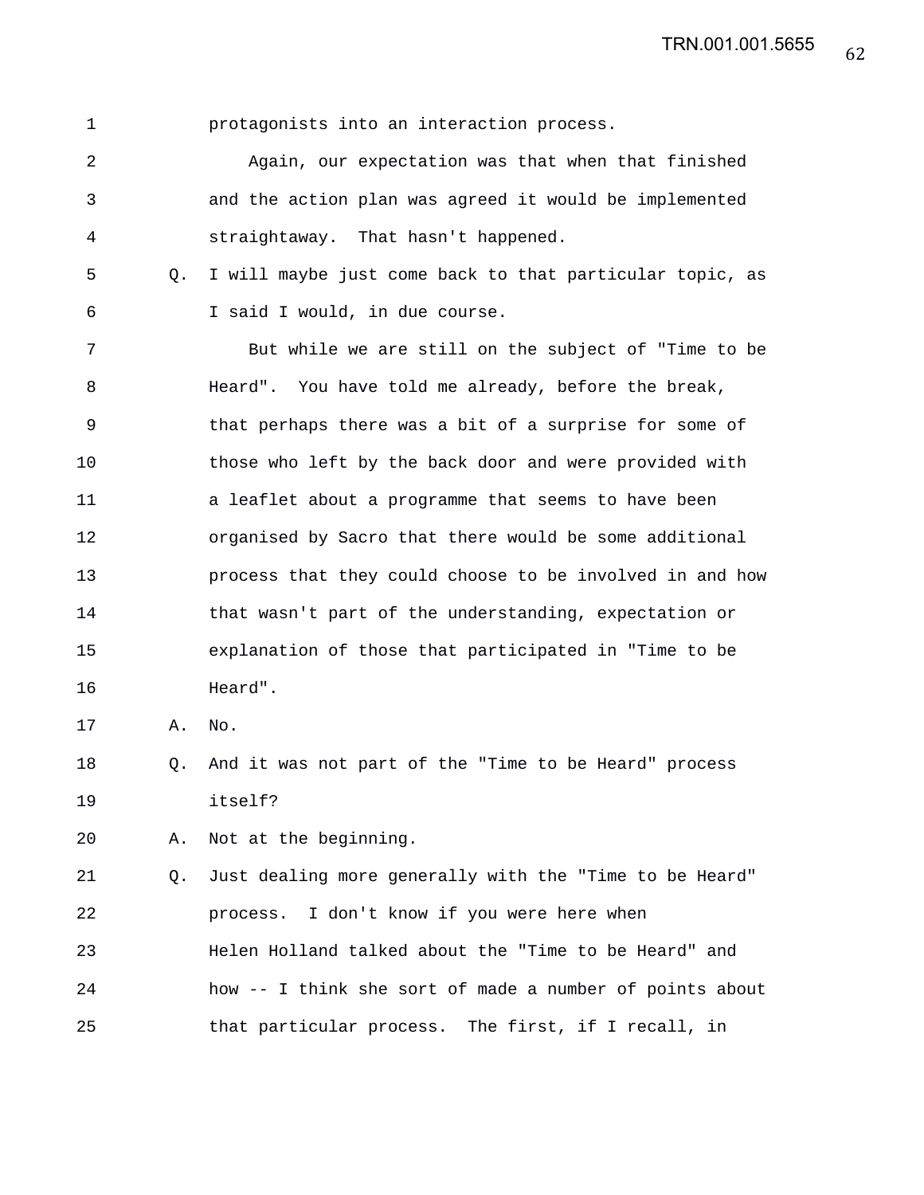protagonists into an interaction process.

Again, our expectation was that when that finished and the action plan was agreed it would be implemented straightaway. That hasn't happened.

Q. I will maybe just come back to that particular topic, as I said I would, in due course.

But while we are still on the subject of "Time to be Heard". You have told me already, before the break, that perhaps there was a bit of a surprise for some of those who left by the back door and were provided with a leaflet about a programme that seems to have been organised by Sacro that there would be some additional process that they could choose to be involved in and how that wasn't part of the understanding, expectation or explanation of those that participated in "Time to be Heard".

A. No.

Q. And it was not part of the "Time to be Heard" process itself?

A. Not at the beginning.

Q. Just dealing more generally with the "Time to be Heard" process. I don't know if you were here when Helen Holland talked about the "Time to be Heard" and how -- I think she sort of made a number of points about that particular process. The first, if I recall, in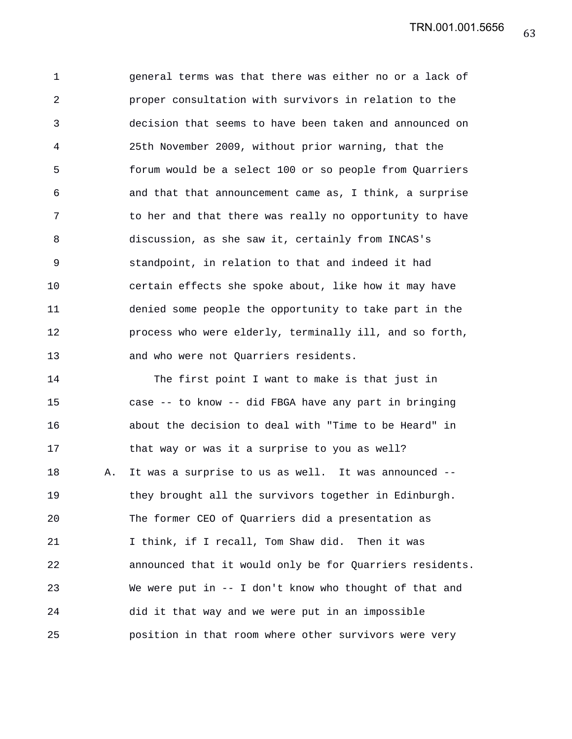general terms was that there was either no or a lack of proper consultation with survivors in relation to the decision that seems to have been taken and announced on 25th November 2009, without prior warning, that the forum would be a select 100 or so people from Quarriers and that that announcement came as, I think, a surprise to her and that there was really no opportunity to have discussion, as she saw it, certainly from INCAS's standpoint, in relation to that and indeed it had certain effects she spoke about, like how it may have denied some people the opportunity to take part in the process who were elderly, terminally ill, and so forth, and who were not Quarriers residents.

The first point I want to make is that just in case -- to know -- did FBGA have any part in bringing about the decision to deal with "Time to be Heard" in that way or was it a surprise to you as well?

A. It was a surprise to us as well. It was announced -- they brought all the survivors together in Edinburgh. The former CEO of Quarriers did a presentation as I think, if I recall, Tom Shaw did. Then it was announced that it would only be for Quarriers residents. We were put in -- I don't know who thought of that and did it that way and we were put in an impossible position in that room where other survivors were very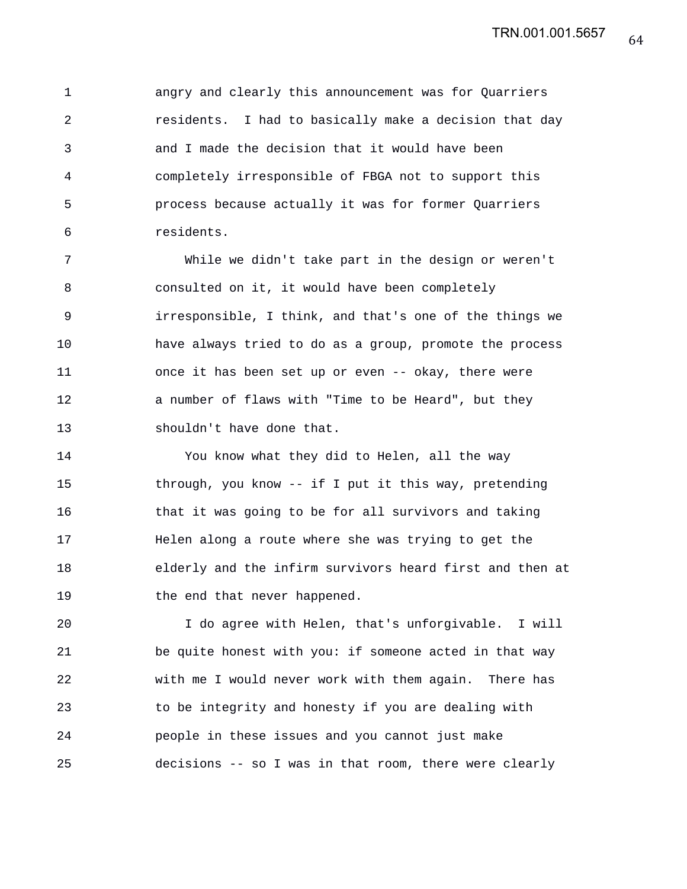angry and clearly this announcement was for Quarriers residents. I had to basically make a decision that day and I made the decision that it would have been completely irresponsible of FBGA not to support this process because actually it was for former Quarriers residents.

While we didn't take part in the design or weren't consulted on it, it would have been completely irresponsible, I think, and that's one of the things we have always tried to do as a group, promote the process once it has been set up or even -- okay, there were a number of flaws with "Time to be Heard", but they shouldn't have done that.

You know what they did to Helen, all the way through, you know -- if I put it this way, pretending that it was going to be for all survivors and taking Helen along a route where she was trying to get the elderly and the infirm survivors heard first and then at the end that never happened.

I do agree with Helen, that's unforgivable. I will be quite honest with you: if someone acted in that way with me I would never work with them again. There has to be integrity and honesty if you are dealing with people in these issues and you cannot just make decisions -- so I was in that room, there were clearly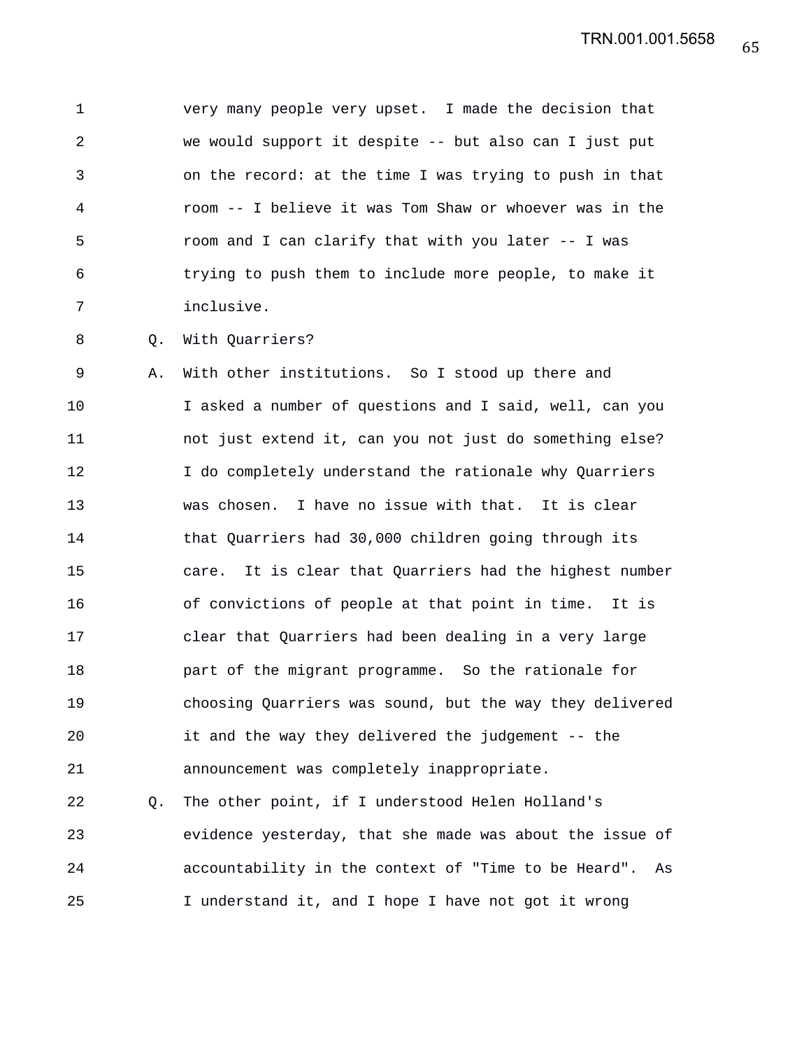very many people very upset. I made the decision that we would support it despite -- but also can I just put on the record: at the time I was trying to push in that room -- I believe it was Tom Shaw or whoever was in the room and I can clarify that with you later -- I was trying to push them to include more people, to make it inclusive.

Q. With Quarriers?

A. With other institutions. So I stood up there and I asked a number of questions and I said, well, can you not just extend it, can you not just do something else? I do completely understand the rationale why Quarriers was chosen. I have no issue with that. It is clear that Quarriers had 30,000 children going through its care. It is clear that Quarriers had the highest number of convictions of people at that point in time. It is clear that Quarriers had been dealing in a very large part of the migrant programme. So the rationale for choosing Quarriers was sound, but the way they delivered it and the way they delivered the judgement -- the announcement was completely inappropriate.

Q. The other point, if I understood Helen Holland's evidence yesterday, that she made was about the issue of accountability in the context of "Time to be Heard". As I understand it, and I hope I have not got it wrong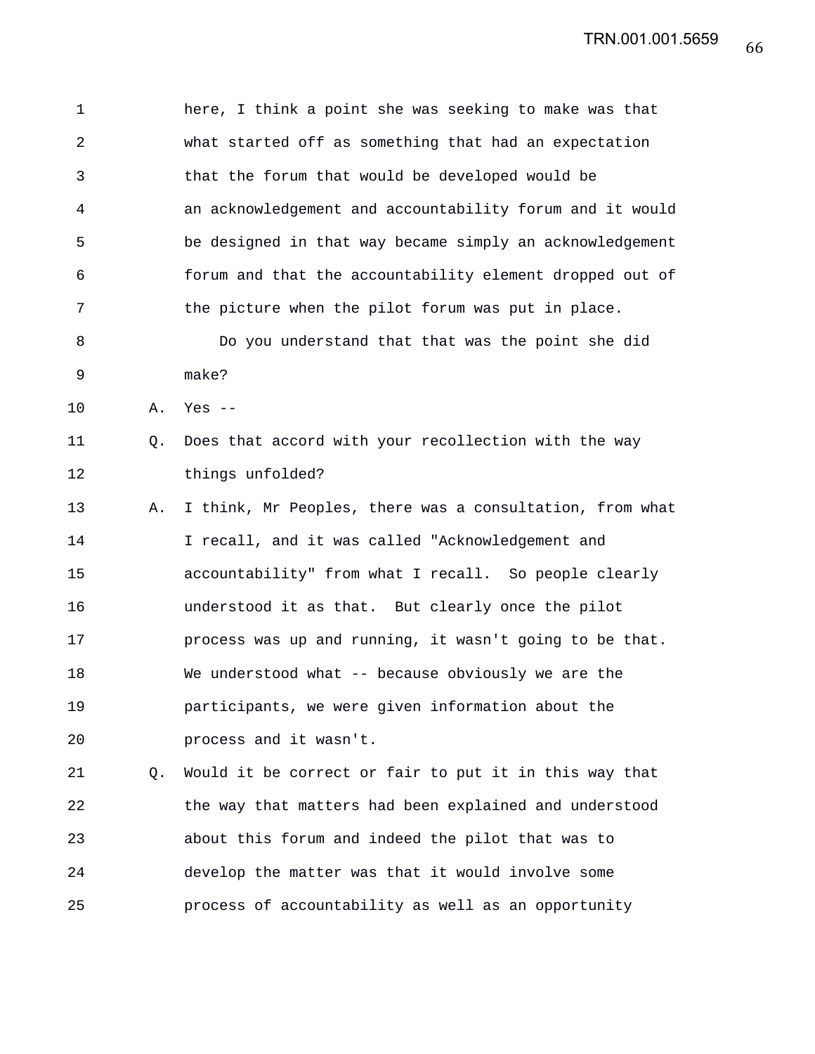1 here, I think a point she was seeking to make was that
2 what started off as something that had an expectation
3 that the forum that would be developed would be
4 an acknowledgement and accountability forum and it would
5 be designed in that way became simply an acknowledgement
6 forum and that the accountability element dropped out of
7 the picture when the pilot forum was put in place.
8 Do you understand that that was the point she did
9 make?
10 A. Yes --
11 Q. Does that accord with your recollection with the way
12 things unfolded?
13 A. I think, Mr Peoples, there was a consultation, from what
14 I recall, and it was called "Acknowledgement and
15 accountability" from what I recall. So people clearly
16 understood it as that. But clearly once the pilot
17 process was up and running, it wasn't going to be that.
18 We understood what -- because obviously we are the
19 participants, we were given information about the
20 process and it wasn't.
21 Q. Would it be correct or fair to put it in this way that
22 the way that matters had been explained and understood
23 about this forum and indeed the pilot that was to
24 develop the matter was that it would involve some
25 process of accountability as well as an opportunity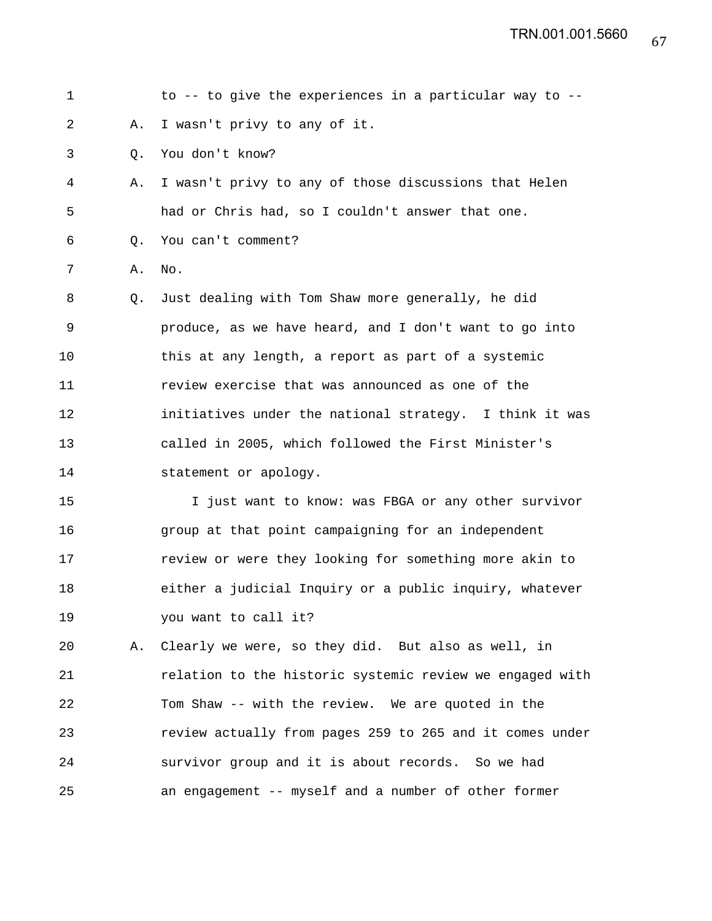to -- to give the experiences in a particular way to --

A. I wasn't privy to any of it.

Q. You don't know?

A. I wasn't privy to any of those discussions that Helen had or Chris had, so I couldn't answer that one.

Q. You can't comment?

A. No.

Q. Just dealing with Tom Shaw more generally, he did produce, as we have heard, and I don't want to go into this at any length, a report as part of a systemic review exercise that was announced as one of the initiatives under the national strategy. I think it was called in 2005, which followed the First Minister's statement or apology.

I just want to know: was FBGA or any other survivor group at that point campaigning for an independent review or were they looking for something more akin to either a judicial Inquiry or a public inquiry, whatever you want to call it?

A. Clearly we were, so they did. But also as well, in relation to the historic systemic review we engaged with Tom Shaw -- with the review. We are quoted in the review actually from pages 259 to 265 and it comes under survivor group and it is about records. So we had an engagement -- myself and a number of other former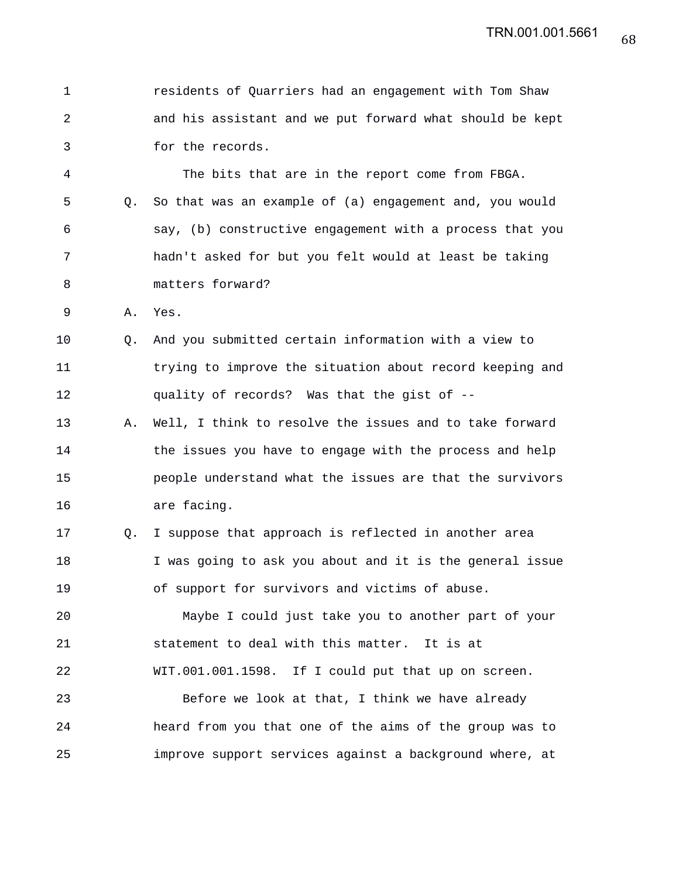residents of Quarriers had an engagement with Tom Shaw and his assistant and we put forward what should be kept for the records.

The bits that are in the report come from FBGA.

Q. So that was an example of (a) engagement and, you would say, (b) constructive engagement with a process that you hadn't asked for but you felt would at least be taking matters forward?

A. Yes.

Q. And you submitted certain information with a view to trying to improve the situation about record keeping and quality of records? Was that the gist of --

A. Well, I think to resolve the issues and to take forward the issues you have to engage with the process and help people understand what the issues are that the survivors are facing.

Q. I suppose that approach is reflected in another area I was going to ask you about and it is the general issue of support for survivors and victims of abuse.

Maybe I could just take you to another part of your statement to deal with this matter. It is at WIT.001.001.1598. If I could put that up on screen.

Before we look at that, I think we have already heard from you that one of the aims of the group was to improve support services against a background where, at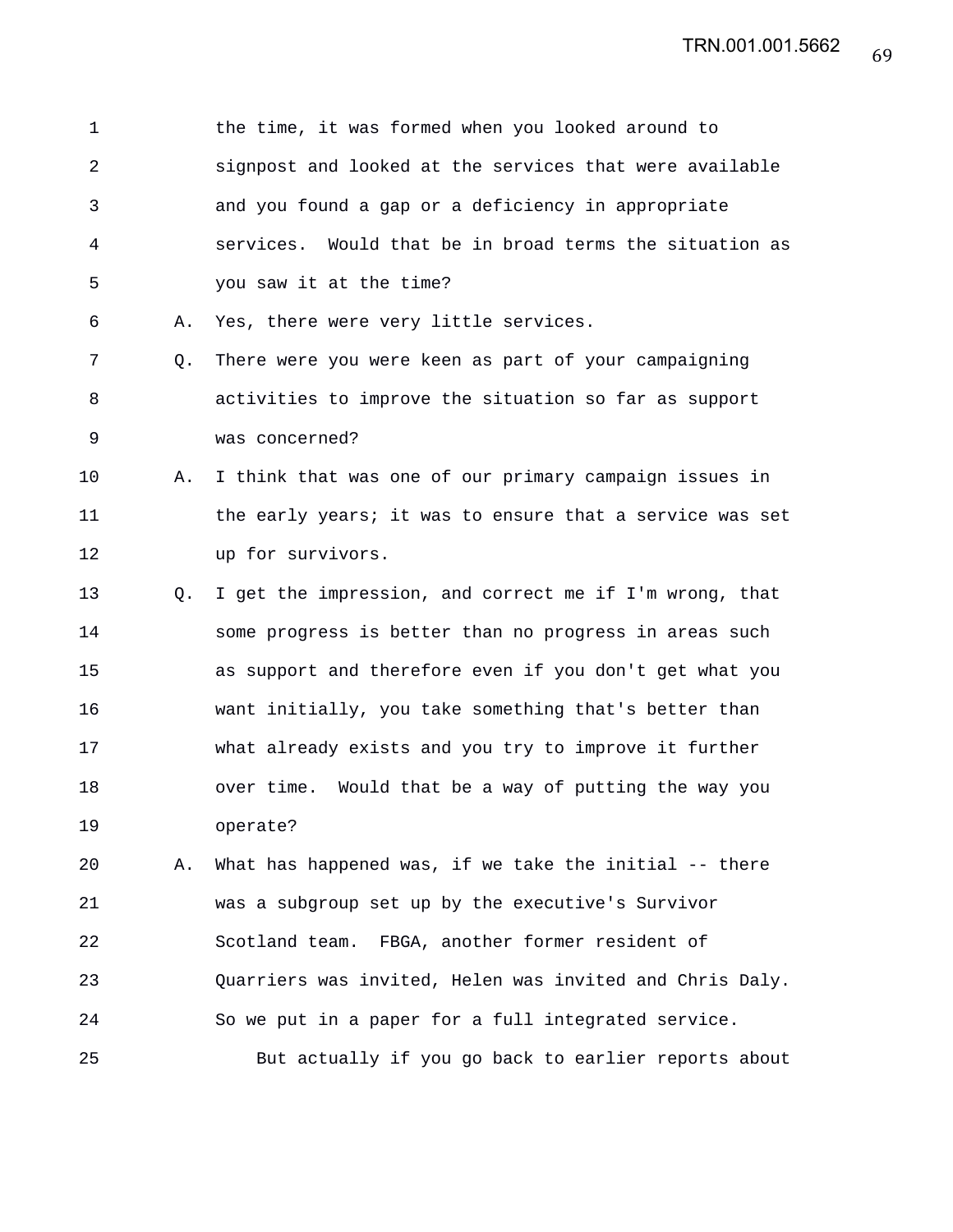1 the time, it was formed when you looked around to
2 signpost and looked at the services that were available
3 and you found a gap or a deficiency in appropriate
4 services. Would that be in broad terms the situation as
5 you saw it at the time?

6 A. Yes, there were very little services.

7 Q. There were you were keen as part of your campaigning
8 activities to improve the situation so far as support
9 was concerned?

10 A. I think that was one of our primary campaign issues in
11 the early years; it was to ensure that a service was set
12 up for survivors.

13 Q. I get the impression, and correct me if I'm wrong, that
14 some progress is better than no progress in areas such
15 as support and therefore even if you don't get what you
16 want initially, you take something that's better than
17 what already exists and you try to improve it further
18 over time. Would that be a way of putting the way you
19 operate?

20 A. What has happened was, if we take the initial -- there
21 was a subgroup set up by the executive's Survivor
22 Scotland team. FBGA, another former resident of
23 Quarriers was invited, Helen was invited and Chris Daly.
24 So we put in a paper for a full integrated service.
25 But actually if you go back to earlier reports about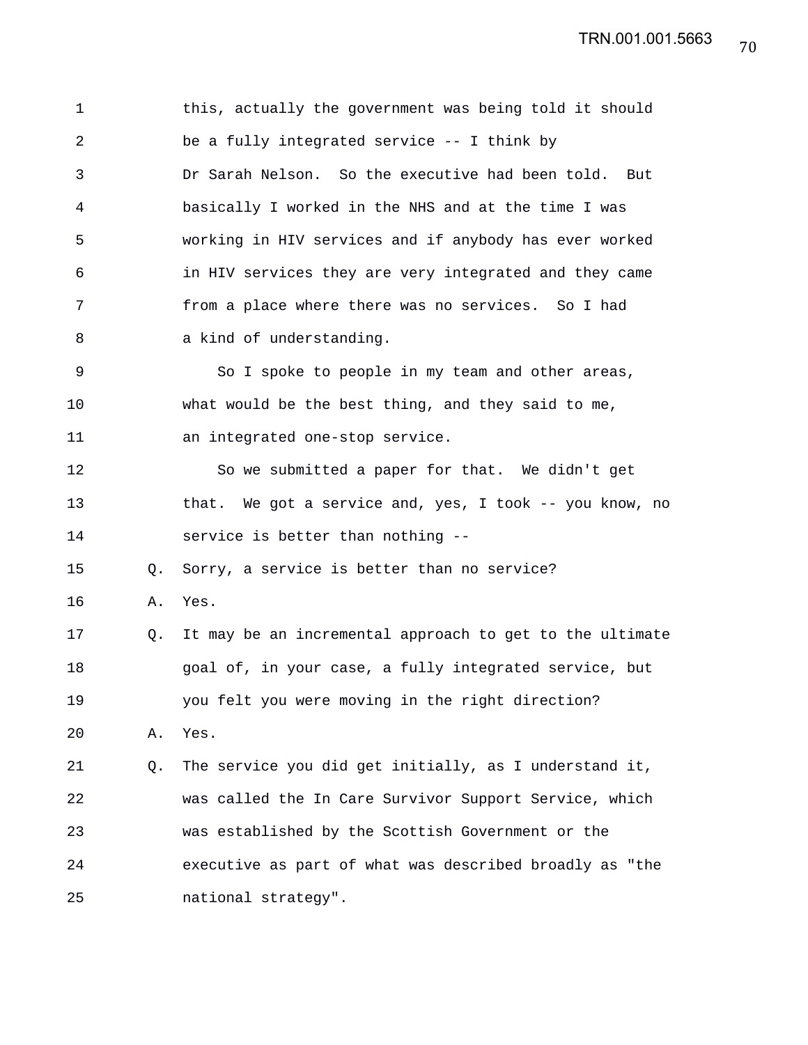this, actually the government was being told it should be a fully integrated service -- I think by Dr Sarah Nelson. So the executive had been told. But basically I worked in the NHS and at the time I was working in HIV services and if anybody has ever worked in HIV services they are very integrated and they came from a place where there was no services. So I had a kind of understanding.

So I spoke to people in my team and other areas, what would be the best thing, and they said to me, an integrated one-stop service.

So we submitted a paper for that. We didn't get that. We got a service and, yes, I took -- you know, no service is better than nothing --

Q. Sorry, a service is better than no service?

A. Yes.

Q. It may be an incremental approach to get to the ultimate goal of, in your case, a fully integrated service, but you felt you were moving in the right direction?

A. Yes.

Q. The service you did get initially, as I understand it, was called the In Care Survivor Support Service, which was established by the Scottish Government or the executive as part of what was described broadly as "the national strategy".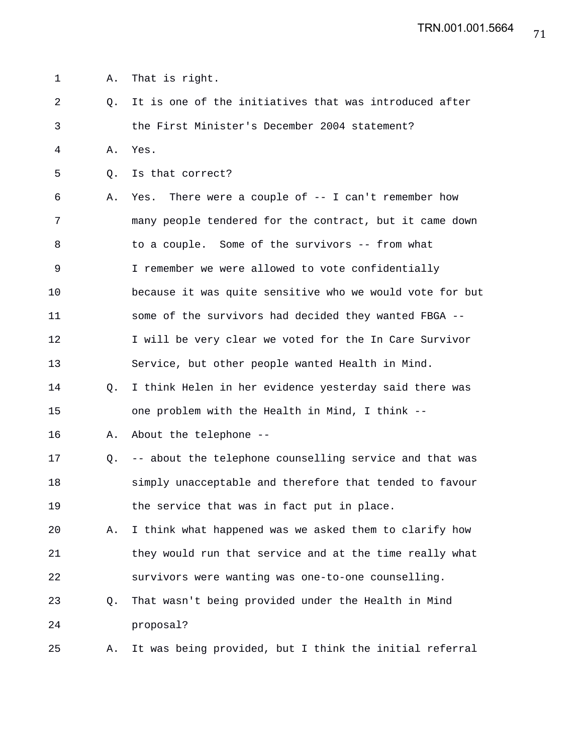1 A. That is right.

2 Q. It is one of the initiatives that was introduced after

3 the First Minister's December 2004 statement?

4 A. Yes.

5 Q. Is that correct?

6 A. Yes. There were a couple of -- I can't remember how

7 many people tendered for the contract, but it came down

8 to a couple. Some of the survivors -- from what

9 I remember we were allowed to vote confidentially

10 because it was quite sensitive who we would vote for but

11 some of the survivors had decided they wanted FBGA --

12 I will be very clear we voted for the In Care Survivor

13 Service, but other people wanted Health in Mind.

14 Q. I think Helen in her evidence yesterday said there was

15 one problem with the Health in Mind, I think --

16 A. About the telephone --

17 Q. -- about the telephone counselling service and that was

18 simply unacceptable and therefore that tended to favour

19 the service that was in fact put in place.

20 A. I think what happened was we asked them to clarify how

21 they would run that service and at the time really what

22 survivors were wanting was one-to-one counselling.

23 Q. That wasn't being provided under the Health in Mind

24 proposal?

25 A. It was being provided, but I think the initial referral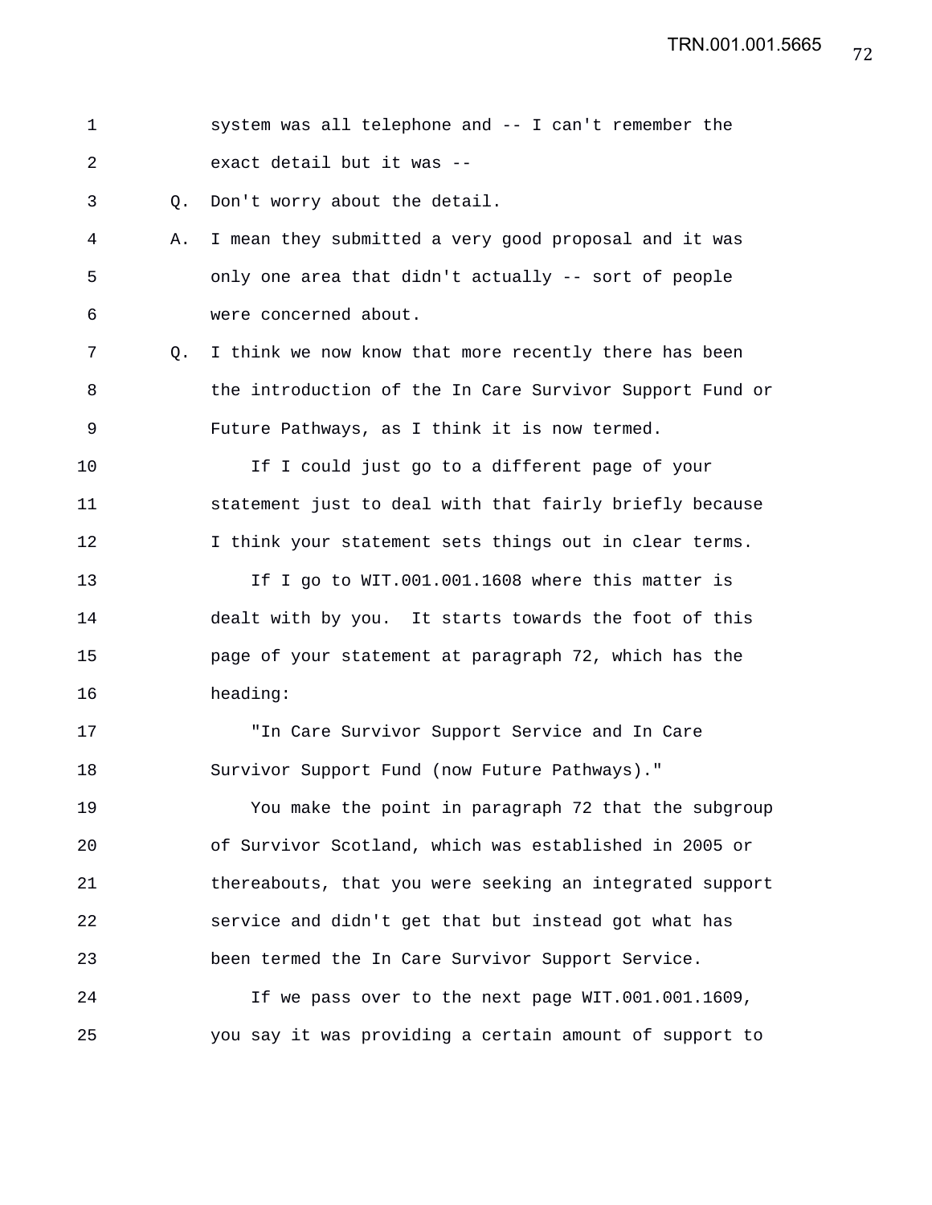1 system was all telephone and -- I can't remember the
2 exact detail but it was --
3 Q. Don't worry about the detail.
4 A. I mean they submitted a very good proposal and it was
5 only one area that didn't actually -- sort of people
6 were concerned about.
7 Q. I think we now know that more recently there has been
8 the introduction of the In Care Survivor Support Fund or
9 Future Pathways, as I think it is now termed.
10 If I could just go to a different page of your
11 statement just to deal with that fairly briefly because
12 I think your statement sets things out in clear terms.
13 If I go to WIT.001.001.1608 where this matter is
14 dealt with by you. It starts towards the foot of this
15 page of your statement at paragraph 72, which has the
16 heading:
17 "In Care Survivor Support Service and In Care
18 Survivor Support Fund (now Future Pathways)."
19 You make the point in paragraph 72 that the subgroup
20 of Survivor Scotland, which was established in 2005 or
21 thereabouts, that you were seeking an integrated support
22 service and didn't get that but instead got what has
23 been termed the In Care Survivor Support Service.
24 If we pass over to the next page WIT.001.001.1609,
25 you say it was providing a certain amount of support to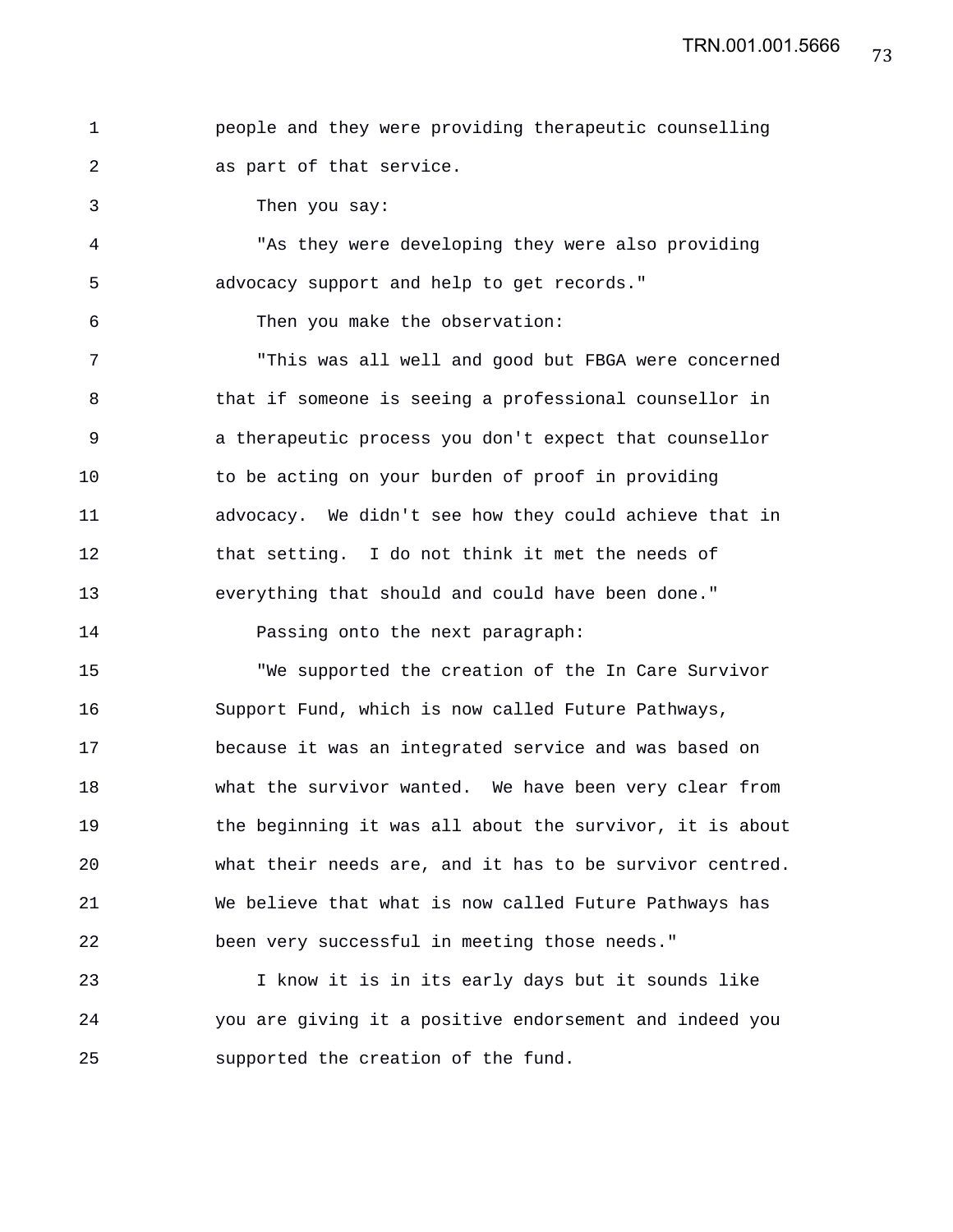people and they were providing therapeutic counselling as part of that service.

Then you say:

"As they were developing they were also providing advocacy support and help to get records."

Then you make the observation:

"This was all well and good but FBGA were concerned that if someone is seeing a professional counsellor in a therapeutic process you don't expect that counsellor to be acting on your burden of proof in providing advocacy. We didn't see how they could achieve that in that setting. I do not think it met the needs of everything that should and could have been done."

Passing onto the next paragraph:

"We supported the creation of the In Care Survivor Support Fund, which is now called Future Pathways, because it was an integrated service and was based on what the survivor wanted. We have been very clear from the beginning it was all about the survivor, it is about what their needs are, and it has to be survivor centred. We believe that what is now called Future Pathways has been very successful in meeting those needs."

I know it is in its early days but it sounds like you are giving it a positive endorsement and indeed you supported the creation of the fund.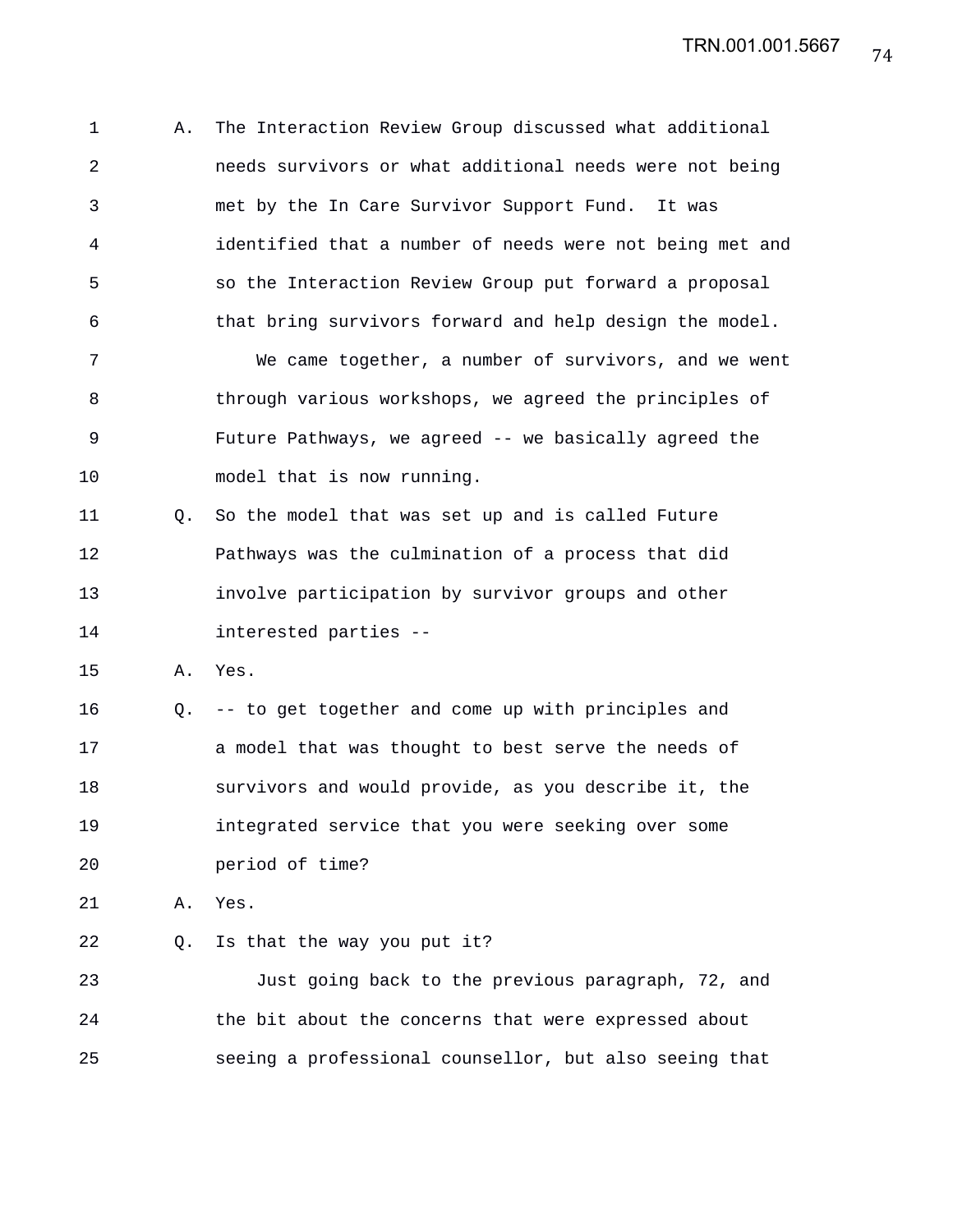A. The Interaction Review Group discussed what additional needs survivors or what additional needs were not being met by the In Care Survivor Support Fund. It was identified that a number of needs were not being met and so the Interaction Review Group put forward a proposal that bring survivors forward and help design the model.

We came together, a number of survivors, and we went through various workshops, we agreed the principles of Future Pathways, we agreed -- we basically agreed the model that is now running.

Q. So the model that was set up and is called Future Pathways was the culmination of a process that did involve participation by survivor groups and other interested parties --

A. Yes.

Q. -- to get together and come up with principles and a model that was thought to best serve the needs of survivors and would provide, as you describe it, the integrated service that you were seeking over some period of time?

A. Yes.

Q. Is that the way you put it?

Just going back to the previous paragraph, 72, and the bit about the concerns that were expressed about seeing a professional counsellor, but also seeing that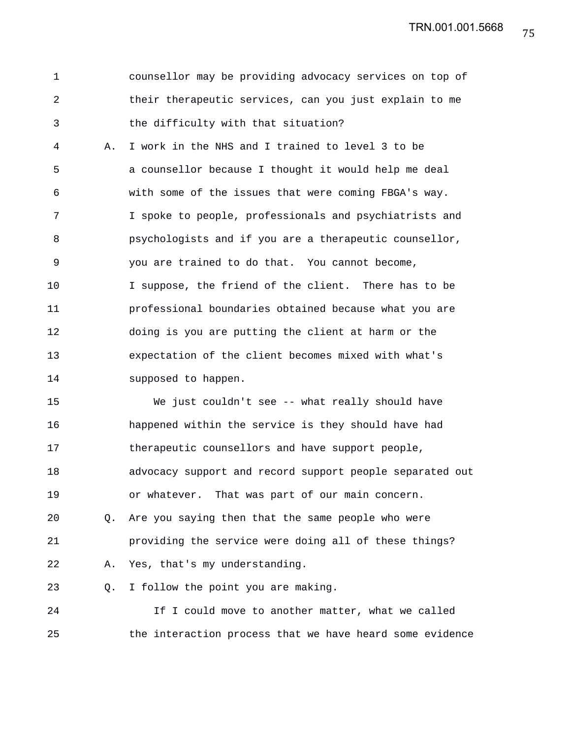counsellor may be providing advocacy services on top of their therapeutic services, can you just explain to me the difficulty with that situation?

A. I work in the NHS and I trained to level 3 to be a counsellor because I thought it would help me deal with some of the issues that were coming FBGA's way. I spoke to people, professionals and psychiatrists and psychologists and if you are a therapeutic counsellor, you are trained to do that. You cannot become, I suppose, the friend of the client. There has to be professional boundaries obtained because what you are doing is you are putting the client at harm or the expectation of the client becomes mixed with what's supposed to happen.

We just couldn't see -- what really should have happened within the service is they should have had therapeutic counsellors and have support people, advocacy support and record support people separated out or whatever. That was part of our main concern.

Q. Are you saying then that the same people who were providing the service were doing all of these things?

A. Yes, that's my understanding.

Q. I follow the point you are making.

If I could move to another matter, what we called the interaction process that we have heard some evidence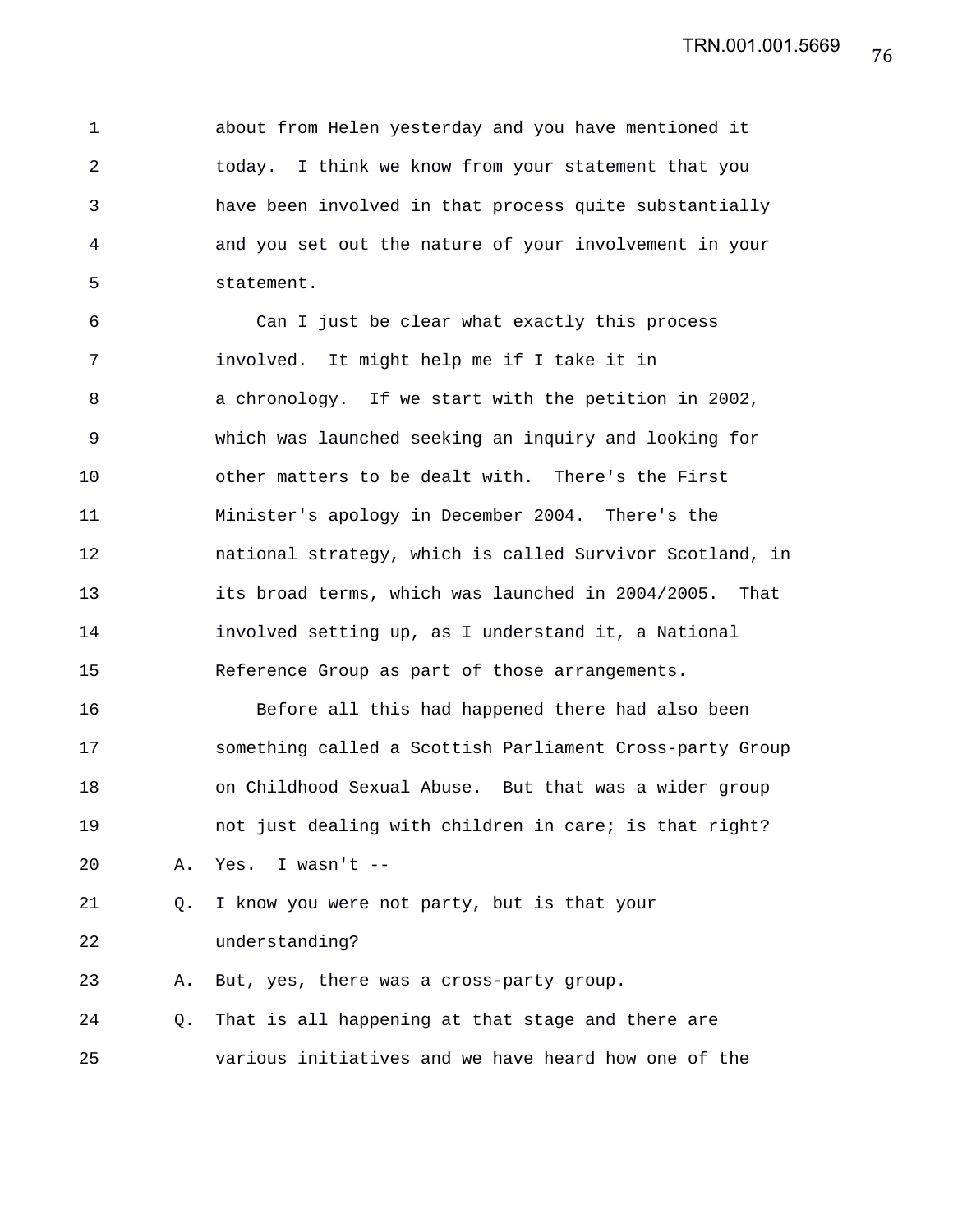about from Helen yesterday and you have mentioned it today. I think we know from your statement that you have been involved in that process quite substantially and you set out the nature of your involvement in your statement.

Can I just be clear what exactly this process involved. It might help me if I take it in a chronology. If we start with the petition in 2002, which was launched seeking an inquiry and looking for other matters to be dealt with. There's the First Minister's apology in December 2004. There's the national strategy, which is called Survivor Scotland, in its broad terms, which was launched in 2004/2005. That involved setting up, as I understand it, a National Reference Group as part of those arrangements.

Before all this had happened there had also been something called a Scottish Parliament Cross-party Group on Childhood Sexual Abuse. But that was a wider group not just dealing with children in care; is that right?

A. Yes. I wasn't --

Q. I know you were not party, but is that your understanding?

A. But, yes, there was a cross-party group.

Q. That is all happening at that stage and there are various initiatives and we have heard how one of the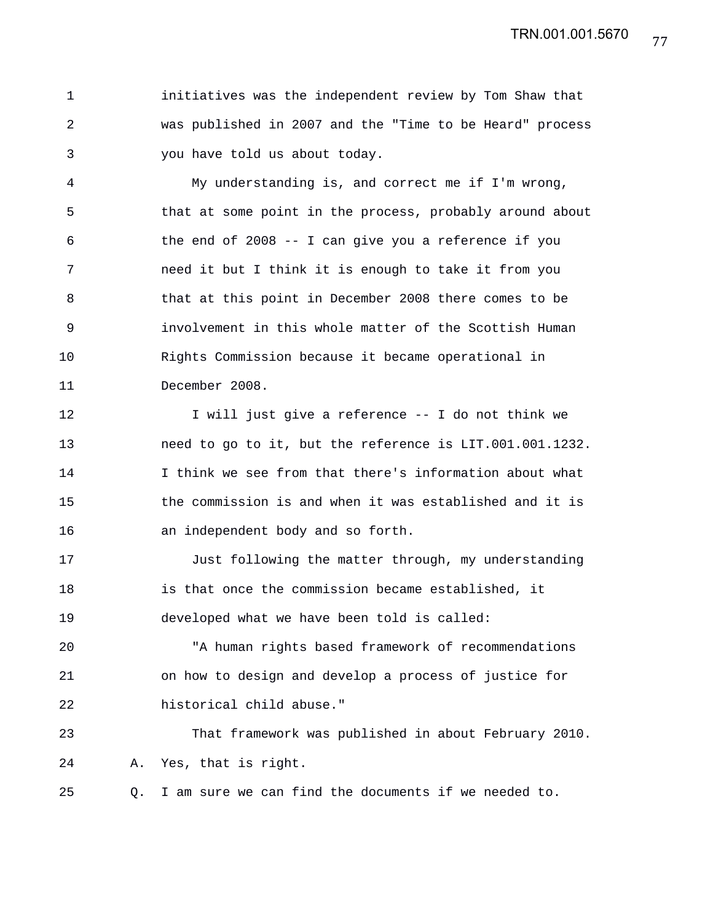initiatives was the independent review by Tom Shaw that was published in 2007 and the "Time to be Heard" process you have told us about today.

My understanding is, and correct me if I'm wrong, that at some point in the process, probably around about the end of 2008 -- I can give you a reference if you need it but I think it is enough to take it from you that at this point in December 2008 there comes to be involvement in this whole matter of the Scottish Human Rights Commission because it became operational in December 2008.

I will just give a reference -- I do not think we need to go to it, but the reference is LIT.001.001.1232. I think we see from that there's information about what the commission is and when it was established and it is an independent body and so forth.

Just following the matter through, my understanding is that once the commission became established, it developed what we have been told is called:

"A human rights based framework of recommendations on how to design and develop a process of justice for historical child abuse."

That framework was published in about February 2010.

A. Yes, that is right.

Q. I am sure we can find the documents if we needed to.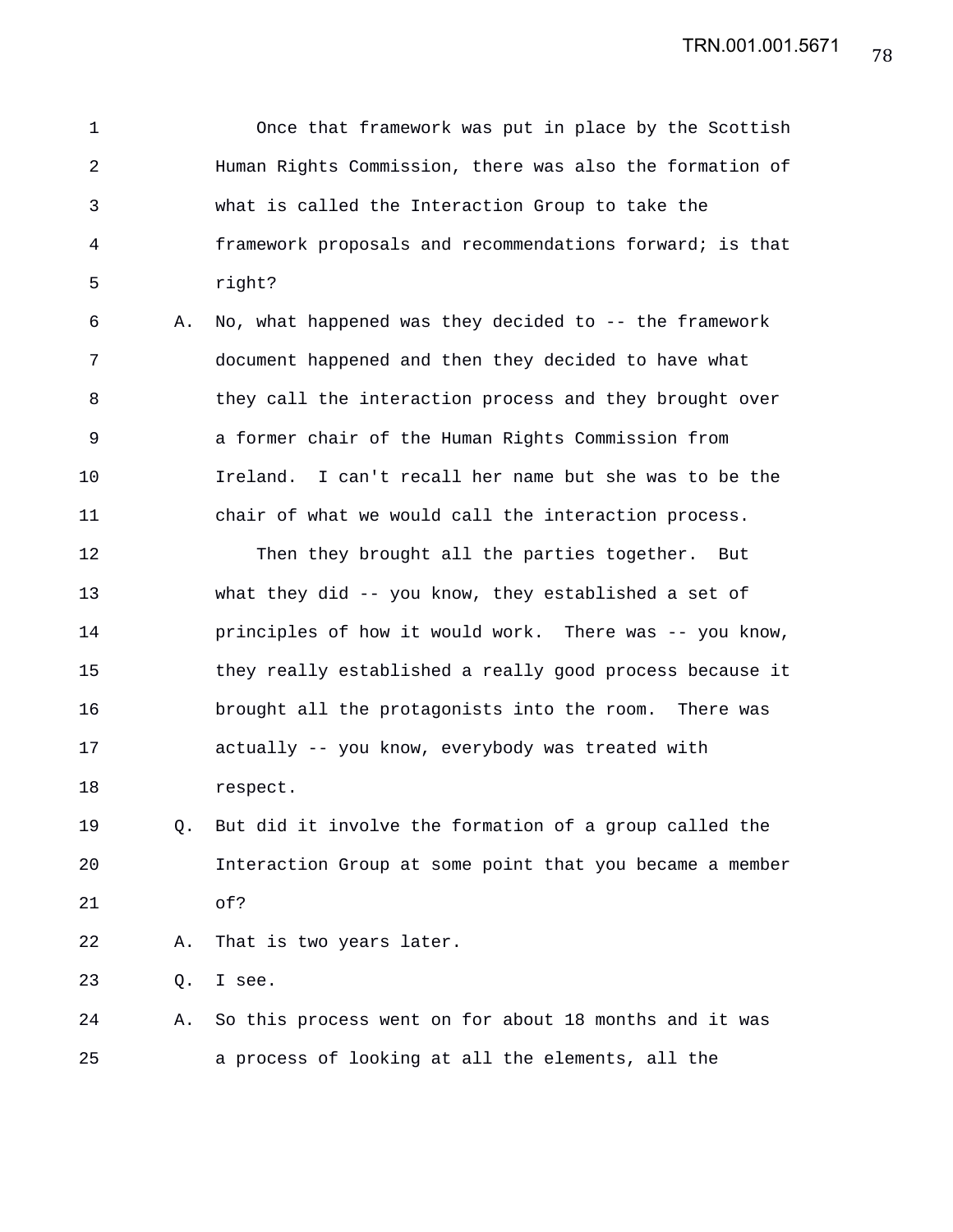Once that framework was put in place by the Scottish Human Rights Commission, there was also the formation of what is called the Interaction Group to take the framework proposals and recommendations forward; is that right?

A. No, what happened was they decided to -- the framework document happened and then they decided to have what they call the interaction process and they brought over a former chair of the Human Rights Commission from Ireland. I can't recall her name but she was to be the chair of what we would call the interaction process.

Then they brought all the parties together. But what they did -- you know, they established a set of principles of how it would work. There was -- you know, they really established a really good process because it brought all the protagonists into the room. There was actually -- you know, everybody was treated with respect.

Q. But did it involve the formation of a group called the Interaction Group at some point that you became a member of?

A. That is two years later.

Q. I see.

A. So this process went on for about 18 months and it was a process of looking at all the elements, all the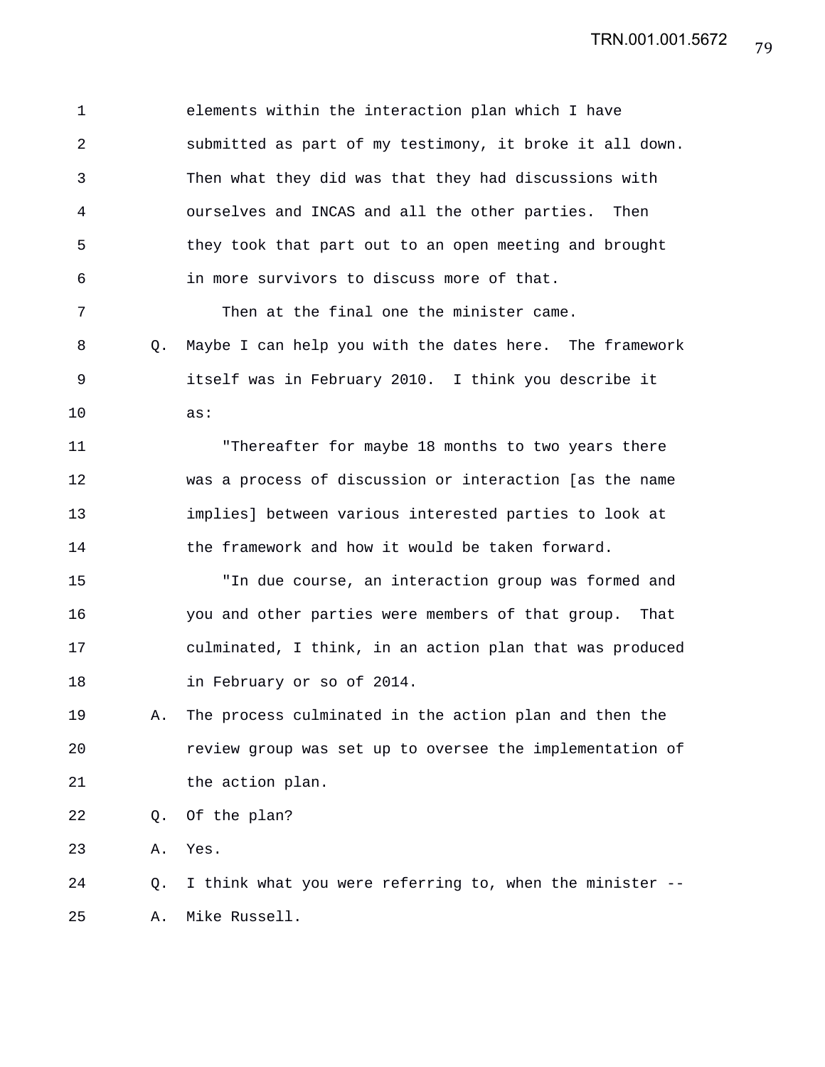1 elements within the interaction plan which I have
2 submitted as part of my testimony, it broke it all down.
3 Then what they did was that they had discussions with
4 ourselves and INCAS and all the other parties. Then
5 they took that part out to an open meeting and brought
6 in more survivors to discuss more of that.
7 Then at the final one the minister came.
8 Q. Maybe I can help you with the dates here. The framework
9 itself was in February 2010. I think you describe it
10 as:
11 "Thereafter for maybe 18 months to two years there
12 was a process of discussion or interaction [as the name
13 implies] between various interested parties to look at
14 the framework and how it would be taken forward.
15 "In due course, an interaction group was formed and
16 you and other parties were members of that group. That
17 culminated, I think, in an action plan that was produced
18 in February or so of 2014.
19 A. The process culminated in the action plan and then the
20 review group was set up to oversee the implementation of
21 the action plan.
22 Q. Of the plan?
23 A. Yes.
24 Q. I think what you were referring to, when the minister --
25 A. Mike Russell.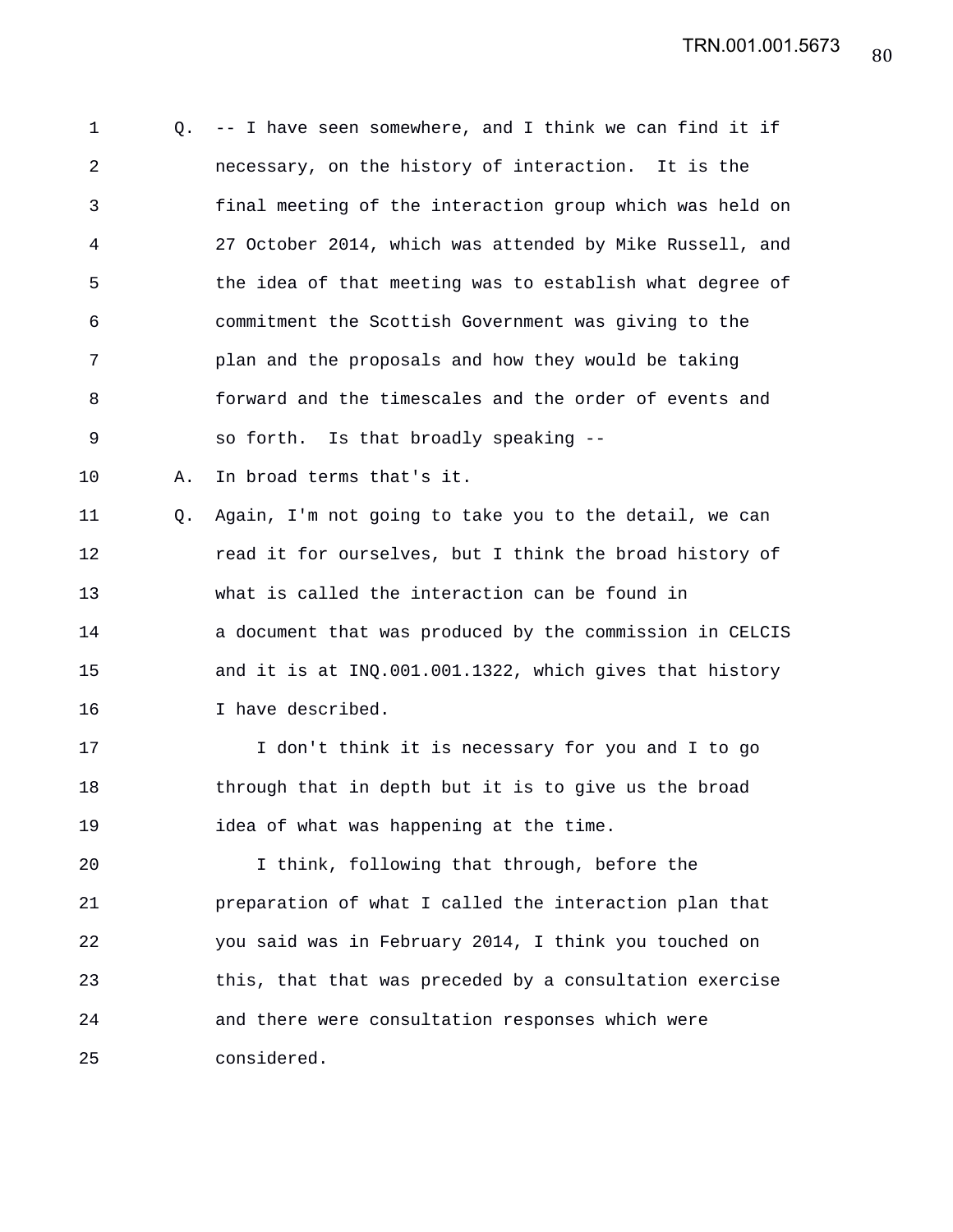1 Q. -- I have seen somewhere, and I think we can find it if
2 necessary, on the history of interaction. It is the
3 final meeting of the interaction group which was held on
4 27 October 2014, which was attended by Mike Russell, and
5 the idea of that meeting was to establish what degree of
6 commitment the Scottish Government was giving to the
7 plan and the proposals and how they would be taking
8 forward and the timescales and the order of events and
9 so forth. Is that broadly speaking --
10 A. In broad terms that's it.
11 Q. Again, I'm not going to take you to the detail, we can
12 read it for ourselves, but I think the broad history of
13 what is called the interaction can be found in
14 a document that was produced by the commission in CELCIS
15 and it is at INQ.001.001.1322, which gives that history
16 I have described.
17 I don't think it is necessary for you and I to go
18 through that in depth but it is to give us the broad
19 idea of what was happening at the time.
20 I think, following that through, before the
21 preparation of what I called the interaction plan that
22 you said was in February 2014, I think you touched on
23 this, that that was preceded by a consultation exercise
24 and there were consultation responses which were
25 considered.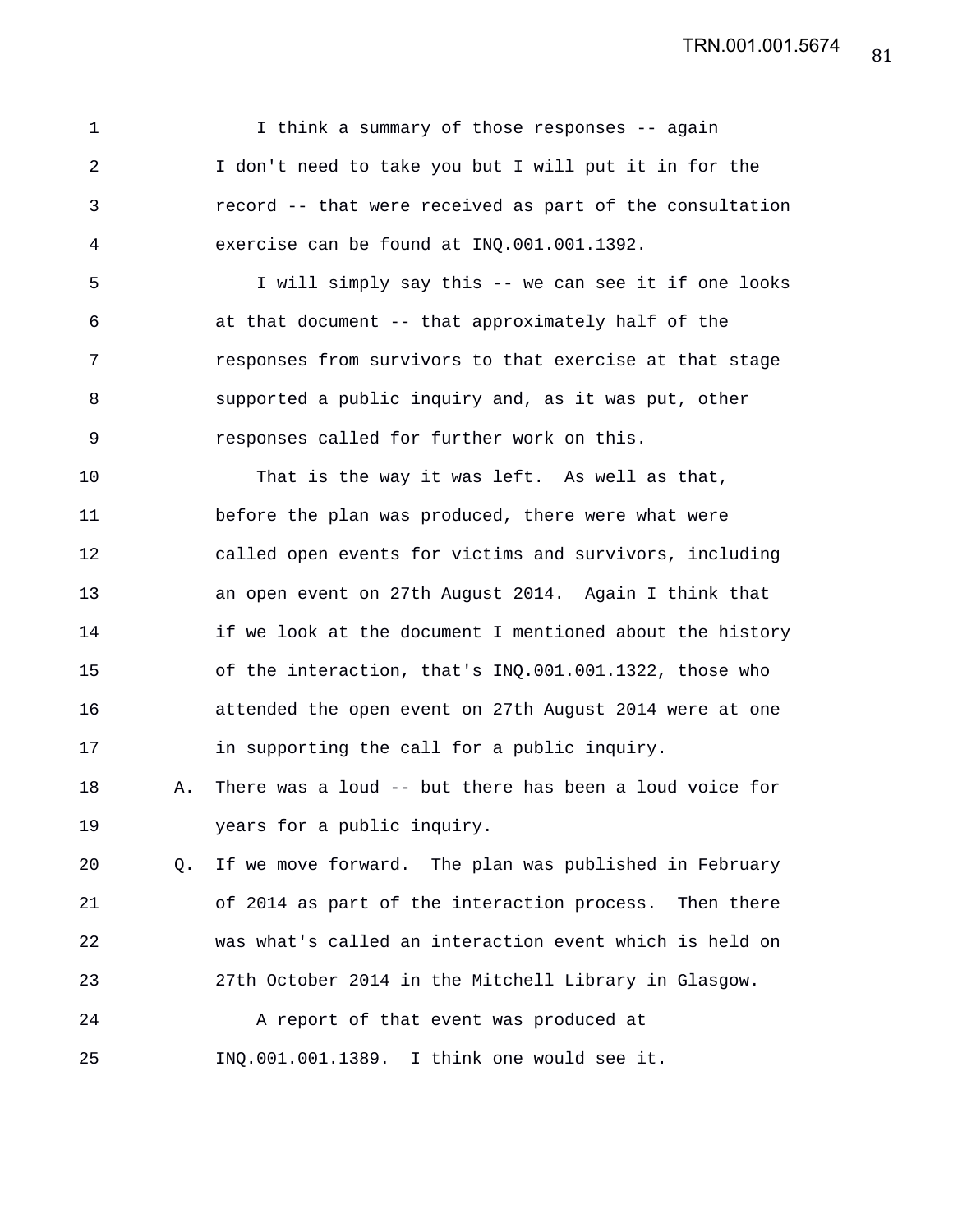I think a summary of those responses -- again I don't need to take you but I will put it in for the record -- that were received as part of the consultation exercise can be found at INQ.001.001.1392.

I will simply say this -- we can see it if one looks at that document -- that approximately half of the responses from survivors to that exercise at that stage supported a public inquiry and, as it was put, other responses called for further work on this.

That is the way it was left. As well as that, before the plan was produced, there were what were called open events for victims and survivors, including an open event on 27th August 2014. Again I think that if we look at the document I mentioned about the history of the interaction, that's INQ.001.001.1322, those who attended the open event on 27th August 2014 were at one in supporting the call for a public inquiry.

A. There was a loud -- but there has been a loud voice for years for a public inquiry.

Q. If we move forward. The plan was published in February of 2014 as part of the interaction process. Then there was what's called an interaction event which is held on 27th October 2014 in the Mitchell Library in Glasgow.

A report of that event was produced at INQ.001.001.1389. I think one would see it.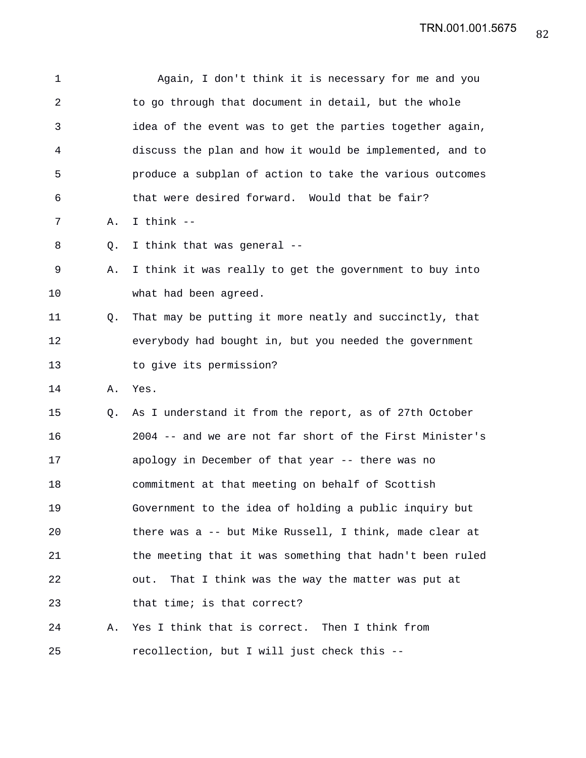1 Again, I don't think it is necessary for me and you
2 to go through that document in detail, but the whole
3 idea of the event was to get the parties together again,
4 discuss the plan and how it would be implemented, and to
5 produce a subplan of action to take the various outcomes
6 that were desired forward. Would that be fair?

7 A. I think --

8 Q. I think that was general --

9 A. I think it was really to get the government to buy into
10 what had been agreed.

11 Q. That may be putting it more neatly and succinctly, that
12 everybody had bought in, but you needed the government
13 to give its permission?

14 A. Yes.

15 Q. As I understand it from the report, as of 27th October
16 2004 -- and we are not far short of the First Minister's
17 apology in December of that year -- there was no
18 commitment at that meeting on behalf of Scottish
19 Government to the idea of holding a public inquiry but
20 there was a -- but Mike Russell, I think, made clear at
21 the meeting that it was something that hadn't been ruled
22 out. That I think was the way the matter was put at
23 that time; is that correct?

24 A. Yes I think that is correct. Then I think from
25 recollection, but I will just check this --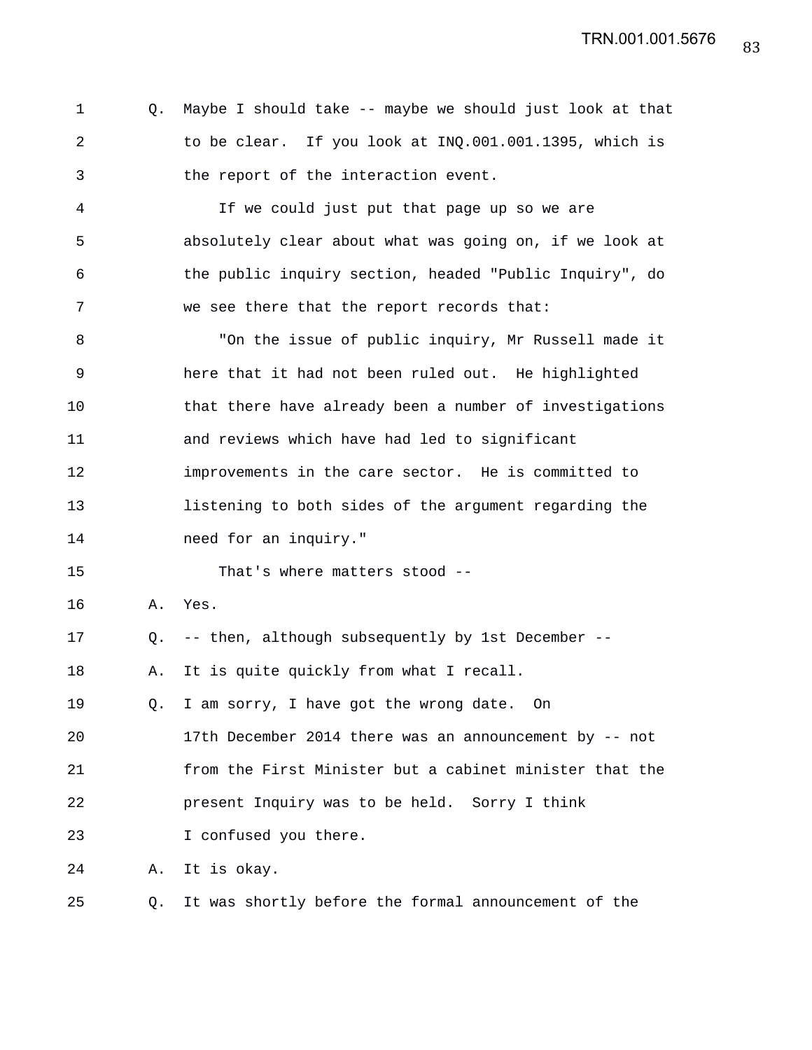1 Q. Maybe I should take -- maybe we should just look at that
2 to be clear. If you look at INQ.001.001.1395, which is
3 the report of the interaction event.
4 If we could just put that page up so we are
5 absolutely clear about what was going on, if we look at
6 the public inquiry section, headed "Public Inquiry", do
7 we see there that the report records that:
8 "On the issue of public inquiry, Mr Russell made it
9 here that it had not been ruled out. He highlighted
10 that there have already been a number of investigations
11 and reviews which have had led to significant
12 improvements in the care sector. He is committed to
13 listening to both sides of the argument regarding the
14 need for an inquiry."
15 That's where matters stood --
16 A. Yes.
17 Q. -- then, although subsequently by 1st December --
18 A. It is quite quickly from what I recall.
19 Q. I am sorry, I have got the wrong date. On
20 17th December 2014 there was an announcement by -- not
21 from the First Minister but a cabinet minister that the
22 present Inquiry was to be held. Sorry I think
23 I confused you there.
24 A. It is okay.
25 Q. It was shortly before the formal announcement of the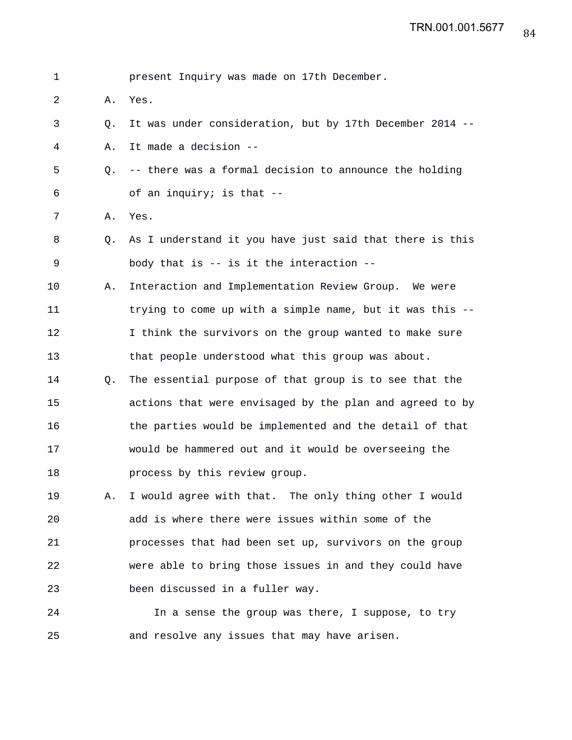1 present Inquiry was made on 17th December.

2 A. Yes.

3 Q. It was under consideration, but by 17th December 2014 --

4 A. It made a decision --

5 Q. -- there was a formal decision to announce the holding

6 of an inquiry; is that --

7 A. Yes.

8 Q. As I understand it you have just said that there is this

9 body that is -- is it the interaction --

10 A. Interaction and Implementation Review Group. We were

11 trying to come up with a simple name, but it was this --

12 I think the survivors on the group wanted to make sure

13 that people understood what this group was about.

14 Q. The essential purpose of that group is to see that the

15 actions that were envisaged by the plan and agreed to by

16 the parties would be implemented and the detail of that

17 would be hammered out and it would be overseeing the

18 process by this review group.

19 A. I would agree with that. The only thing other I would

20 add is where there were issues within some of the

21 processes that had been set up, survivors on the group

22 were able to bring those issues in and they could have

23 been discussed in a fuller way.

24 In a sense the group was there, I suppose, to try

25 and resolve any issues that may have arisen.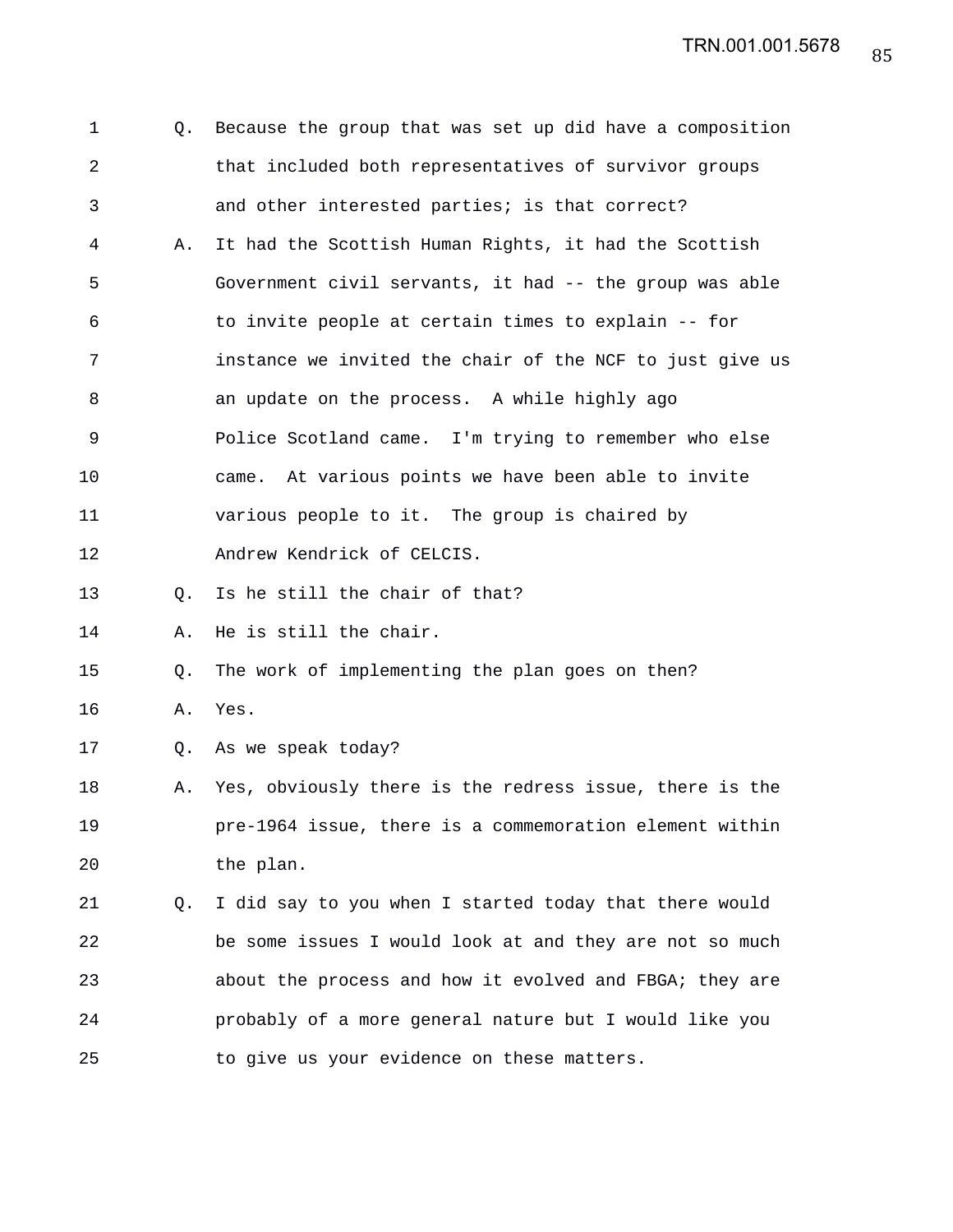Q. Because the group that was set up did have a composition that included both representatives of survivor groups and other interested parties; is that correct?

A. It had the Scottish Human Rights, it had the Scottish Government civil servants, it had -- the group was able to invite people at certain times to explain -- for instance we invited the chair of the NCF to just give us an update on the process. A while highly ago Police Scotland came. I'm trying to remember who else came. At various points we have been able to invite various people to it. The group is chaired by Andrew Kendrick of CELCIS.

Q. Is he still the chair of that?

A. He is still the chair.

Q. The work of implementing the plan goes on then?

A. Yes.

Q. As we speak today?

A. Yes, obviously there is the redress issue, there is the pre-1964 issue, there is a commemoration element within the plan.

Q. I did say to you when I started today that there would be some issues I would look at and they are not so much about the process and how it evolved and FBGA; they are probably of a more general nature but I would like you to give us your evidence on these matters.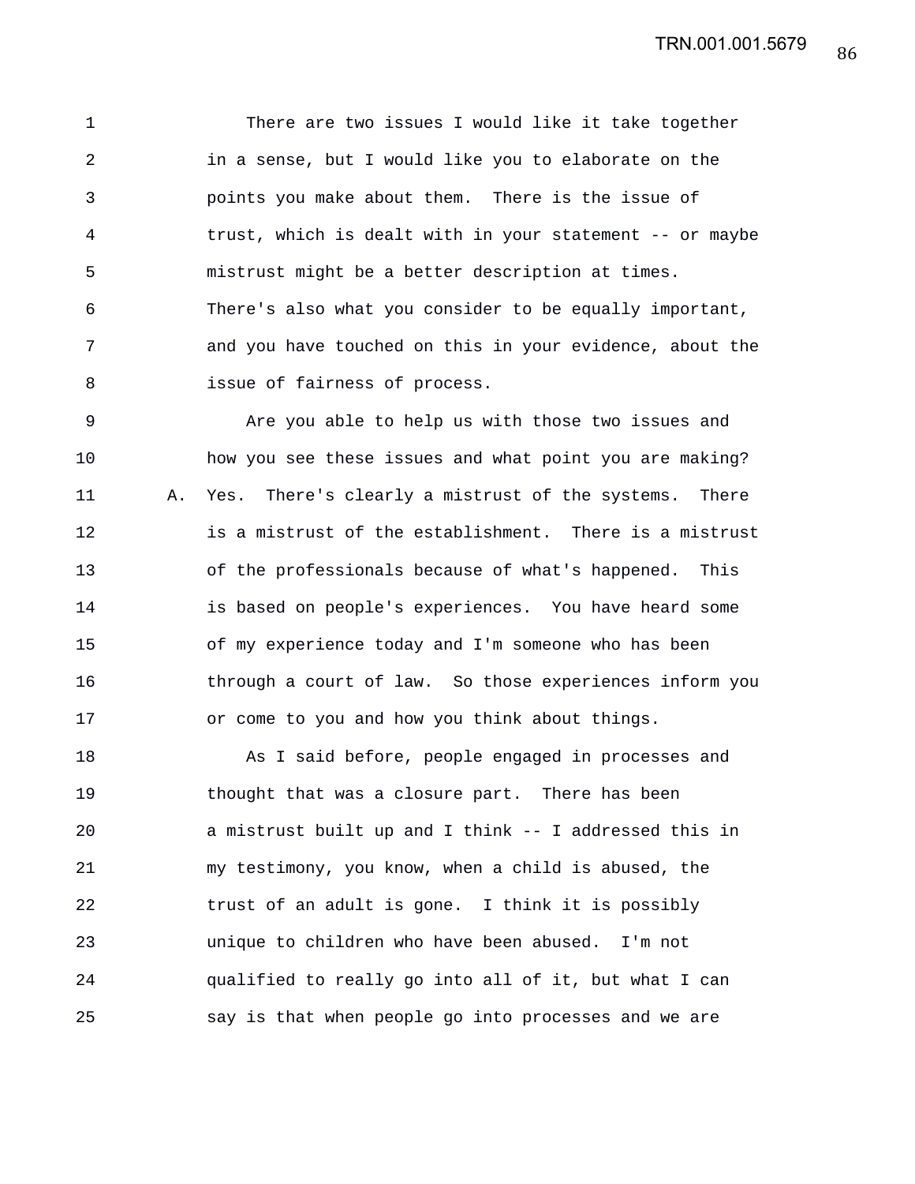There are two issues I would like it take together in a sense, but I would like you to elaborate on the points you make about them. There is the issue of trust, which is dealt with in your statement -- or maybe mistrust might be a better description at times. There's also what you consider to be equally important, and you have touched on this in your evidence, about the issue of fairness of process.

Are you able to help us with those two issues and how you see these issues and what point you are making?

A. Yes. There's clearly a mistrust of the systems. There is a mistrust of the establishment. There is a mistrust of the professionals because of what's happened. This is based on people's experiences. You have heard some of my experience today and I'm someone who has been through a court of law. So those experiences inform you or come to you and how you think about things.

As I said before, people engaged in processes and thought that was a closure part. There has been a mistrust built up and I think -- I addressed this in my testimony, you know, when a child is abused, the trust of an adult is gone. I think it is possibly unique to children who have been abused. I'm not qualified to really go into all of it, but what I can say is that when people go into processes and we are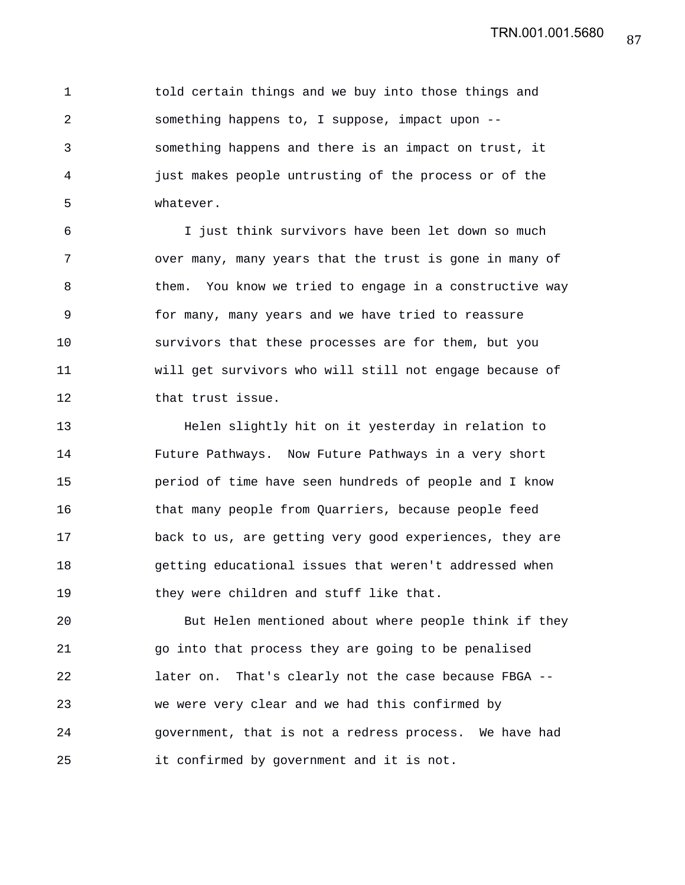told certain things and we buy into those things and something happens to, I suppose, impact upon -- something happens and there is an impact on trust, it just makes people untrusting of the process or of the whatever.

I just think survivors have been let down so much over many, many years that the trust is gone in many of them. You know we tried to engage in a constructive way for many, many years and we have tried to reassure survivors that these processes are for them, but you will get survivors who will still not engage because of that trust issue.

Helen slightly hit on it yesterday in relation to Future Pathways. Now Future Pathways in a very short period of time have seen hundreds of people and I know that many people from Quarriers, because people feed back to us, are getting very good experiences, they are getting educational issues that weren't addressed when they were children and stuff like that.

But Helen mentioned about where people think if they go into that process they are going to be penalised later on. That's clearly not the case because FBGA -- we were very clear and we had this confirmed by government, that is not a redress process. We have had it confirmed by government and it is not.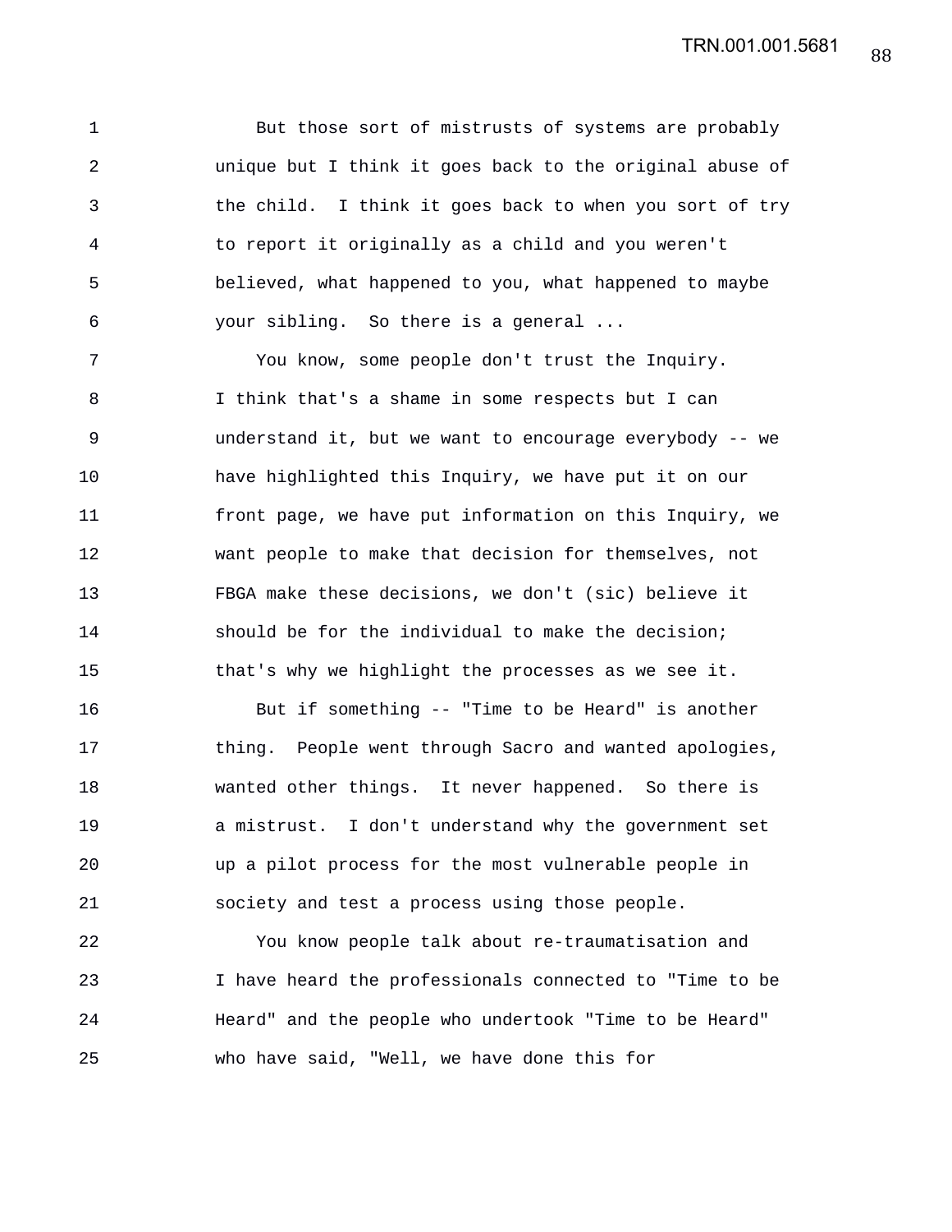But those sort of mistrusts of systems are probably unique but I think it goes back to the original abuse of the child. I think it goes back to when you sort of try to report it originally as a child and you weren't believed, what happened to you, what happened to maybe your sibling. So there is a general ...

You know, some people don't trust the Inquiry. I think that's a shame in some respects but I can understand it, but we want to encourage everybody -- we have highlighted this Inquiry, we have put it on our front page, we have put information on this Inquiry, we want people to make that decision for themselves, not FBGA make these decisions, we don't (sic) believe it should be for the individual to make the decision; that's why we highlight the processes as we see it.

But if something -- "Time to be Heard" is another thing. People went through Sacro and wanted apologies, wanted other things. It never happened. So there is a mistrust. I don't understand why the government set up a pilot process for the most vulnerable people in society and test a process using those people.

You know people talk about re-traumatisation and I have heard the professionals connected to "Time to be Heard" and the people who undertook "Time to be Heard" who have said, "Well, we have done this for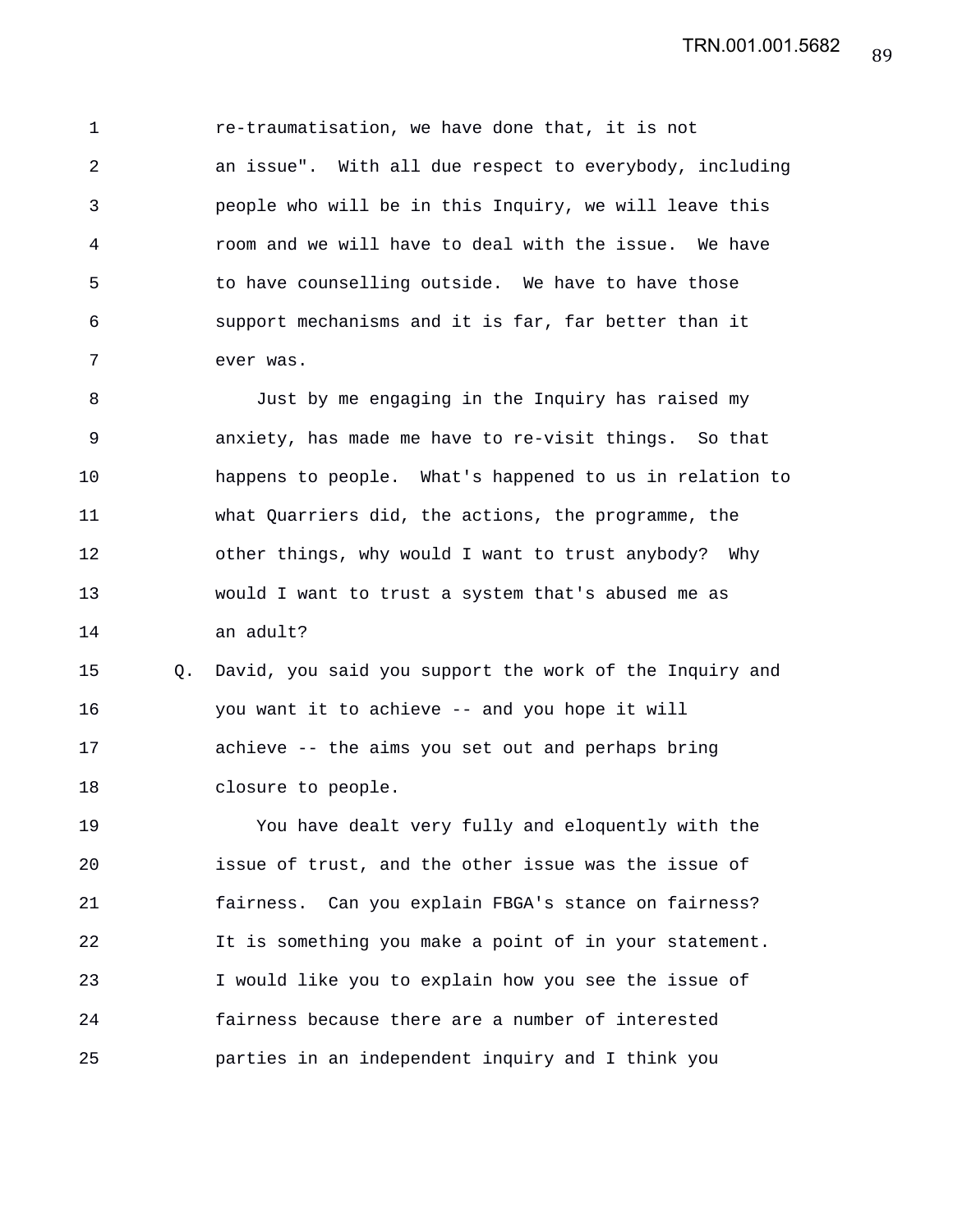re-traumatisation, we have done that, it is not an issue". With all due respect to everybody, including people who will be in this Inquiry, we will leave this room and we will have to deal with the issue. We have to have counselling outside. We have to have those support mechanisms and it is far, far better than it ever was.

Just by me engaging in the Inquiry has raised my anxiety, has made me have to re-visit things. So that happens to people. What's happened to us in relation to what Quarriers did, the actions, the programme, the other things, why would I want to trust anybody? Why would I want to trust a system that's abused me as an adult?

Q. David, you said you support the work of the Inquiry and you want it to achieve -- and you hope it will achieve -- the aims you set out and perhaps bring closure to people.

You have dealt very fully and eloquently with the issue of trust, and the other issue was the issue of fairness. Can you explain FBGA's stance on fairness? It is something you make a point of in your statement. I would like you to explain how you see the issue of fairness because there are a number of interested parties in an independent inquiry and I think you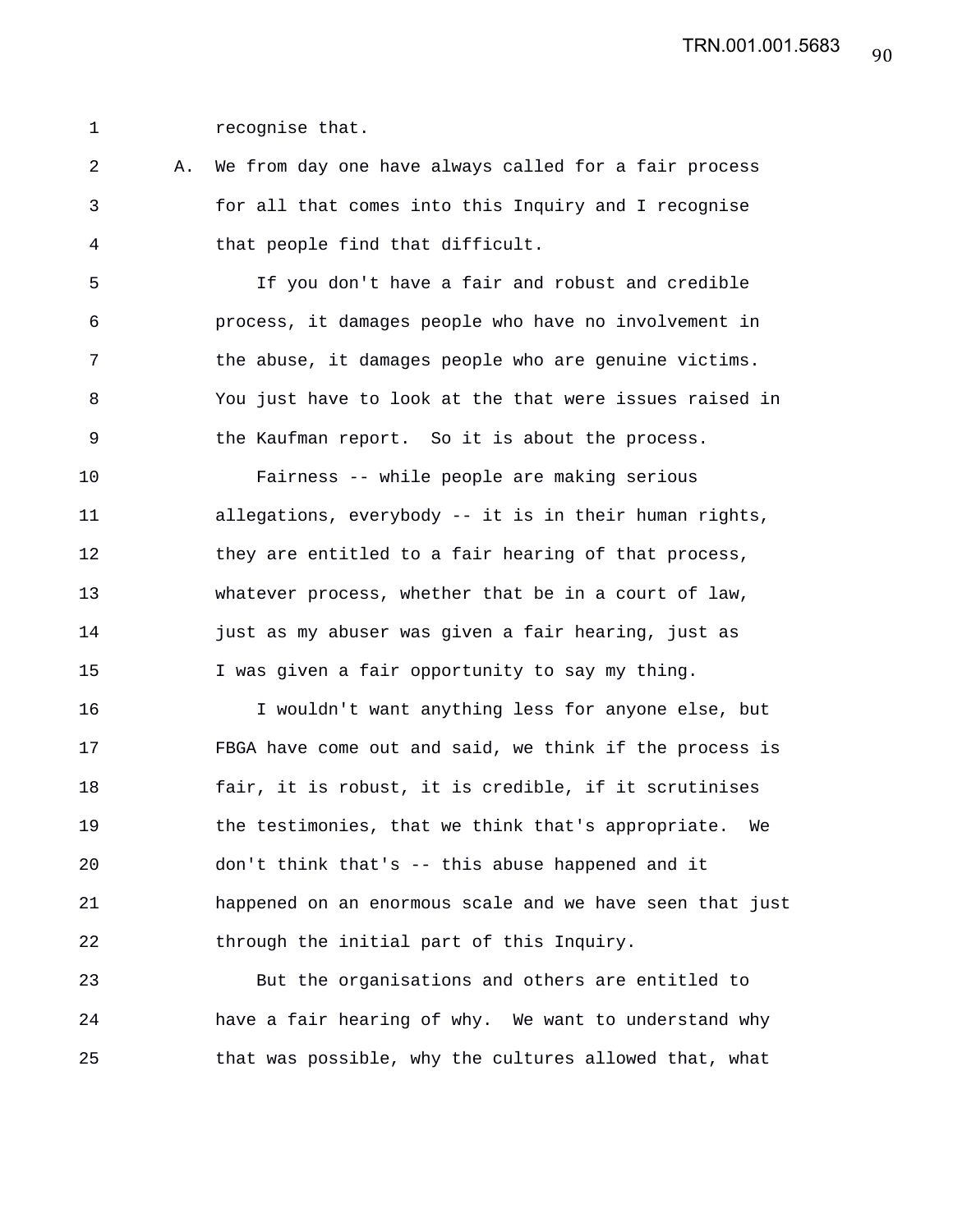recognise that.

A. We from day one have always called for a fair process for all that comes into this Inquiry and I recognise that people find that difficult.

If you don't have a fair and robust and credible process, it damages people who have no involvement in the abuse, it damages people who are genuine victims. You just have to look at the that were issues raised in the Kaufman report. So it is about the process.

Fairness -- while people are making serious allegations, everybody -- it is in their human rights, they are entitled to a fair hearing of that process, whatever process, whether that be in a court of law, just as my abuser was given a fair hearing, just as I was given a fair opportunity to say my thing.

I wouldn't want anything less for anyone else, but FBGA have come out and said, we think if the process is fair, it is robust, it is credible, if it scrutinises the testimonies, that we think that's appropriate. We don't think that's -- this abuse happened and it happened on an enormous scale and we have seen that just through the initial part of this Inquiry.

But the organisations and others are entitled to have a fair hearing of why. We want to understand why that was possible, why the cultures allowed that, what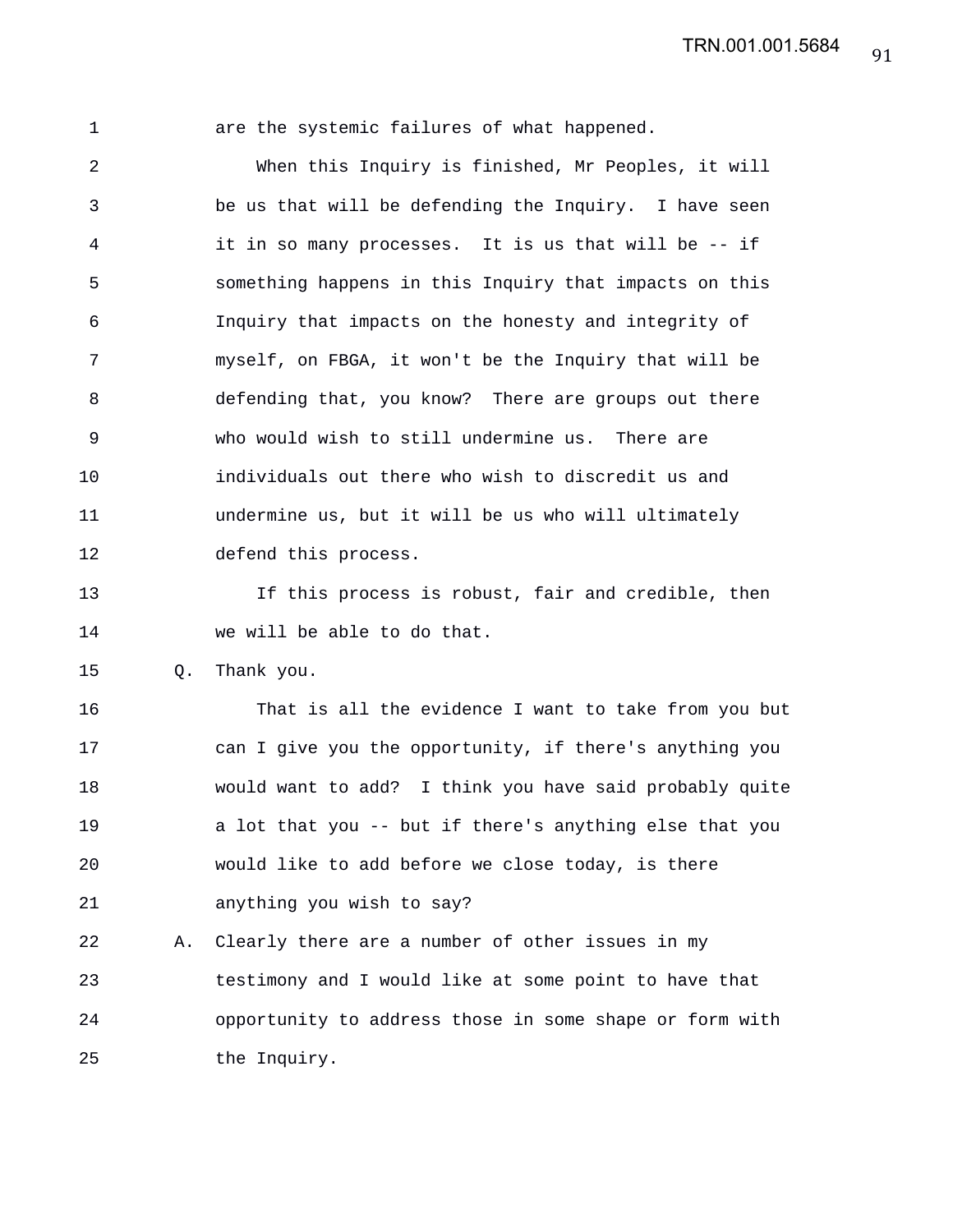are the systemic failures of what happened.

When this Inquiry is finished, Mr Peoples, it will be us that will be defending the Inquiry. I have seen it in so many processes. It is us that will be -- if something happens in this Inquiry that impacts on this Inquiry that impacts on the honesty and integrity of myself, on FBGA, it won't be the Inquiry that will be defending that, you know? There are groups out there who would wish to still undermine us. There are individuals out there who wish to discredit us and undermine us, but it will be us who will ultimately defend this process.

If this process is robust, fair and credible, then we will be able to do that.

Q. Thank you.

That is all the evidence I want to take from you but can I give you the opportunity, if there's anything you would want to add? I think you have said probably quite a lot that you -- but if there's anything else that you would like to add before we close today, is there anything you wish to say?

A. Clearly there are a number of other issues in my testimony and I would like at some point to have that opportunity to address those in some shape or form with the Inquiry.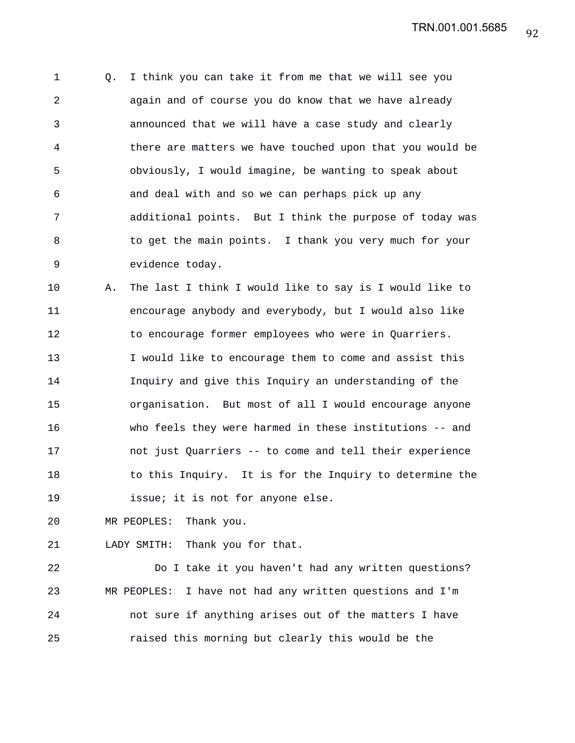1 Q. I think you can take it from me that we will see you
2 again and of course you do know that we have already
3 announced that we will have a case study and clearly
4 there are matters we have touched upon that you would be
5 obviously, I would imagine, be wanting to speak about
6 and deal with and so we can perhaps pick up any
7 additional points. But I think the purpose of today was
8 to get the main points. I thank you very much for your
9 evidence today.

10 A. The last I think I would like to say is I would like to
11 encourage anybody and everybody, but I would also like
12 to encourage former employees who were in Quarriers.
13 I would like to encourage them to come and assist this
14 Inquiry and give this Inquiry an understanding of the
15 organisation. But most of all I would encourage anyone
16 who feels they were harmed in these institutions -- and
17 not just Quarriers -- to come and tell their experience
18 to this Inquiry. It is for the Inquiry to determine the
19 issue; it is not for anyone else.

20 MR PEOPLES: Thank you.

21 LADY SMITH: Thank you for that.

22 Do I take it you haven't had any written questions?

23 MR PEOPLES: I have not had any written questions and I'm
24 not sure if anything arises out of the matters I have
25 raised this morning but clearly this would be the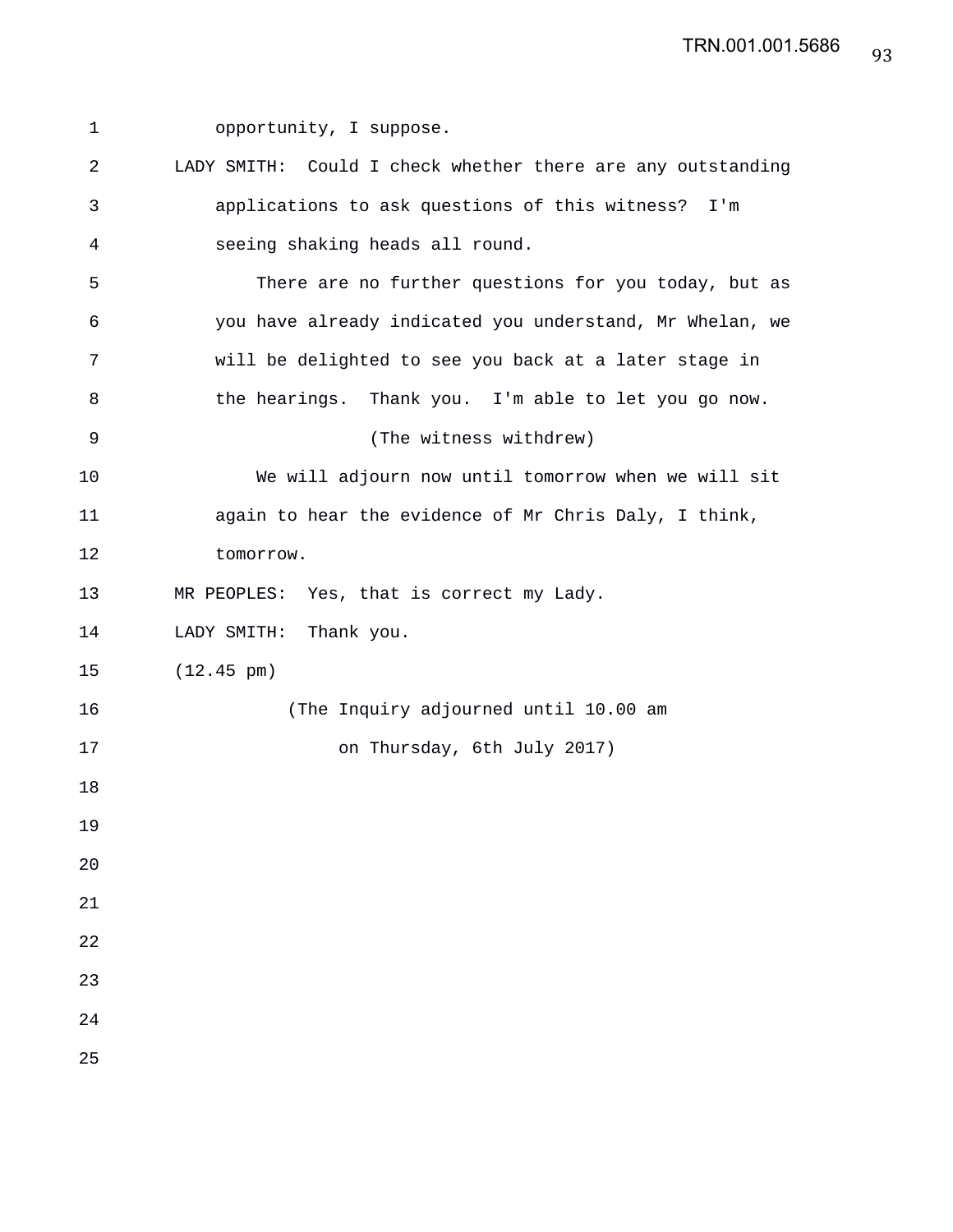opportunity, I suppose.

LADY SMITH: Could I check whether there are any outstanding applications to ask questions of this witness? I'm seeing shaking heads all round.

There are no further questions for you today, but as you have already indicated you understand, Mr Whelan, we will be delighted to see you back at a later stage in the hearings. Thank you. I'm able to let you go now.

(The witness withdrew)

We will adjourn now until tomorrow when we will sit again to hear the evidence of Mr Chris Daly, I think, tomorrow.

MR PEOPLES: Yes, that is correct my Lady.

LADY SMITH: Thank you.

(12.45 pm)

(The Inquiry adjourned until 10.00 am on Thursday, 6th July 2017)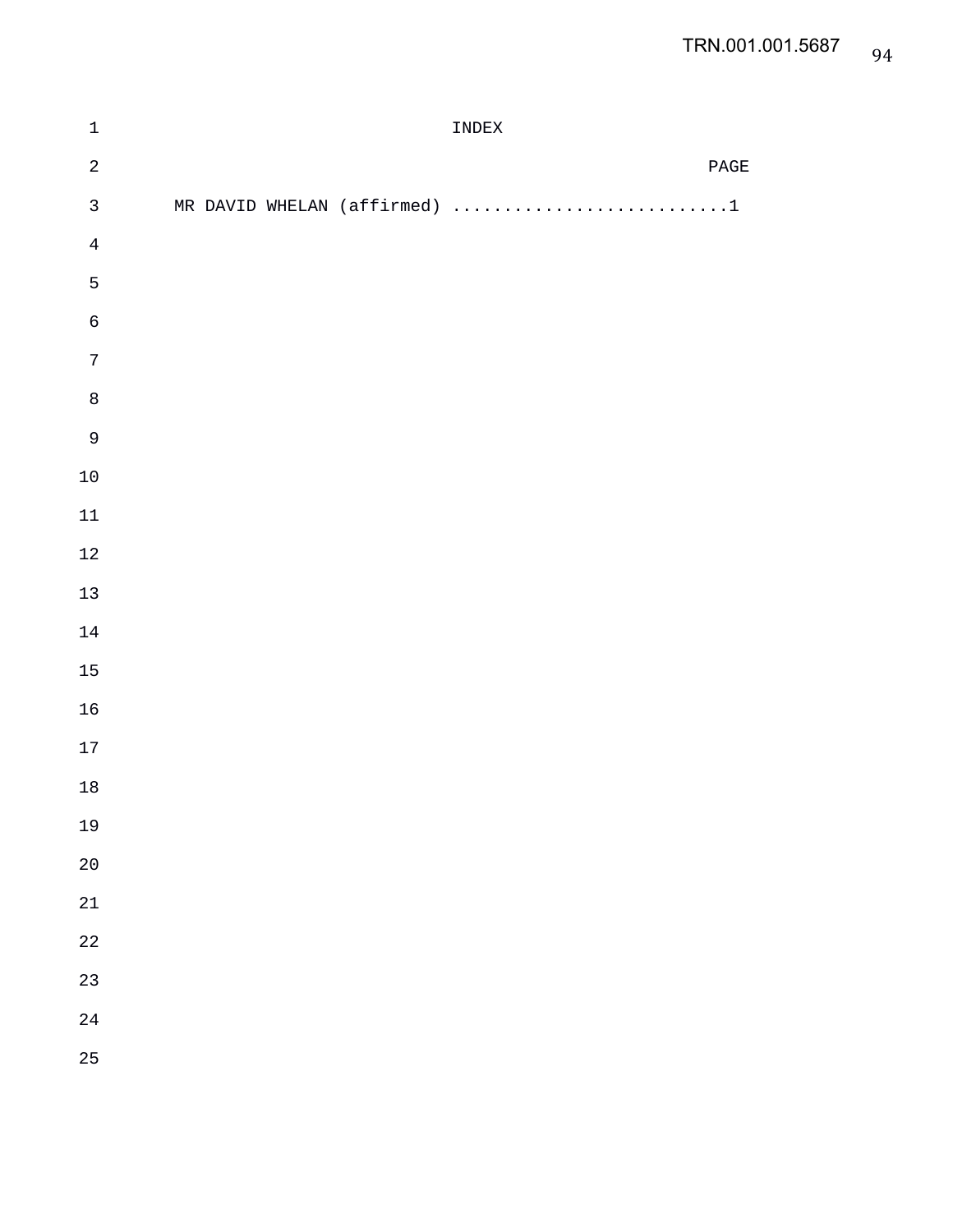# INDEX

| | PAGE |
|---|---|
| MR DAVID WHELAN (affirmed) ............................ | 1 |